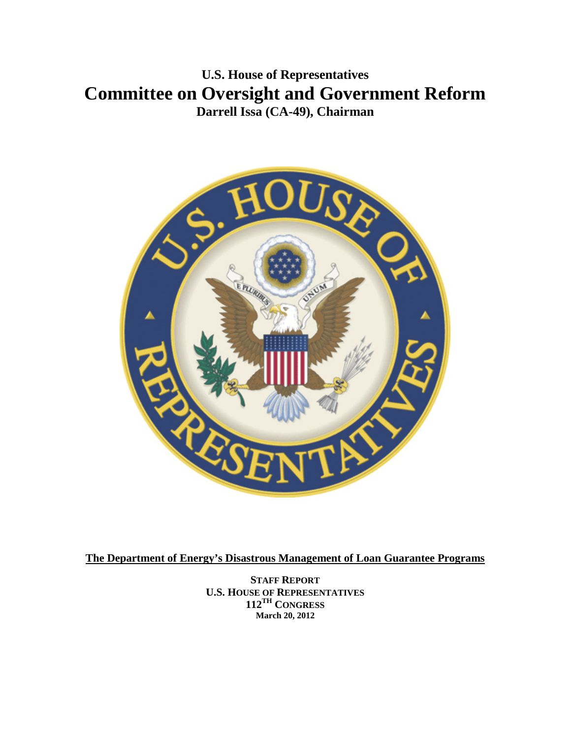**U.S. House of Representatives**

# Committee on Oversight and Government Reform

**Darrell Issa (CA-49), Chairman**

**The Department of Energy's Disastrous Management of Loan Guarantee Programs**

**STAFF REPORT**
**U.S. HOUSE OF REPRESENTATIVES**
**112TH CONGRESS**
**March 20, 2012**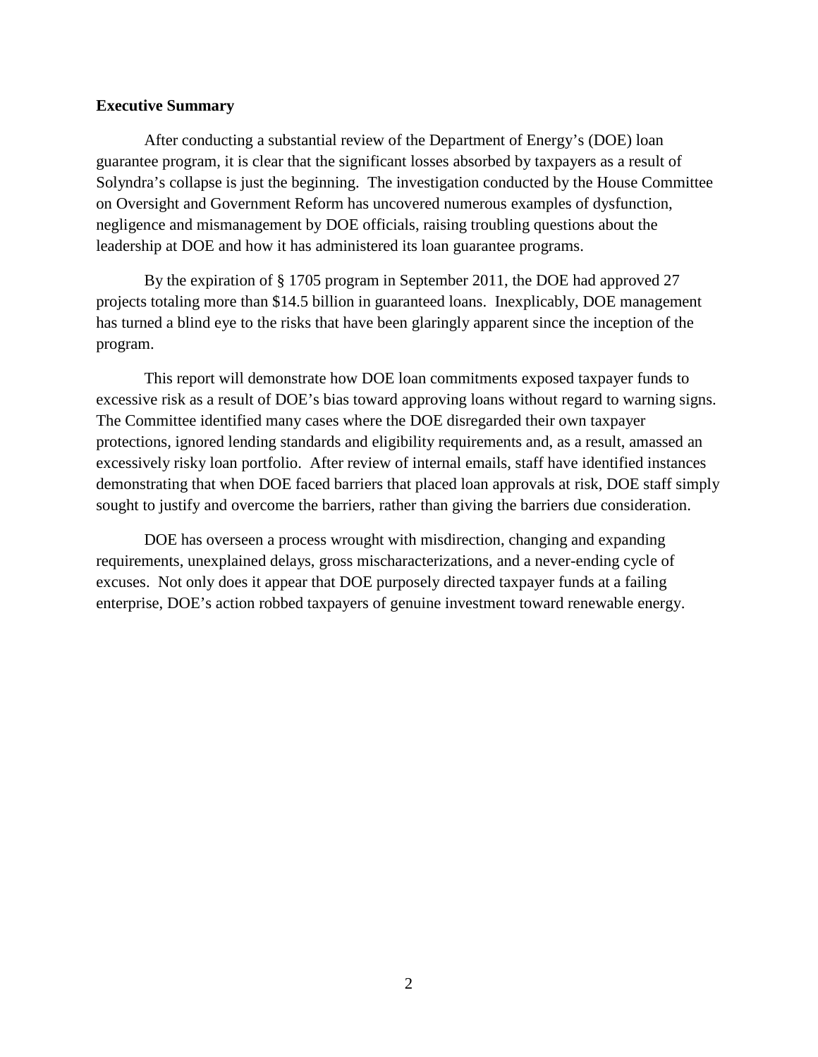**Executive Summary**

After conducting a substantial review of the Department of Energy's (DOE) loan guarantee program, it is clear that the significant losses absorbed by taxpayers as a result of Solyndra's collapse is just the beginning. The investigation conducted by the House Committee on Oversight and Government Reform has uncovered numerous examples of dysfunction, negligence and mismanagement by DOE officials, raising troubling questions about the leadership at DOE and how it has administered its loan guarantee programs.

By the expiration of § 1705 program in September 2011, the DOE had approved 27 projects totaling more than $14.5 billion in guaranteed loans. Inexplicably, DOE management has turned a blind eye to the risks that have been glaringly apparent since the inception of the program.

This report will demonstrate how DOE loan commitments exposed taxpayer funds to excessive risk as a result of DOE's bias toward approving loans without regard to warning signs. The Committee identified many cases where the DOE disregarded their own taxpayer protections, ignored lending standards and eligibility requirements and, as a result, amassed an excessively risky loan portfolio. After review of internal emails, staff have identified instances demonstrating that when DOE faced barriers that placed loan approvals at risk, DOE staff simply sought to justify and overcome the barriers, rather than giving the barriers due consideration.

DOE has overseen a process wrought with misdirection, changing and expanding requirements, unexplained delays, gross mischaracterizations, and a never-ending cycle of excuses. Not only does it appear that DOE purposely directed taxpayer funds at a failing enterprise, DOE's action robbed taxpayers of genuine investment toward renewable energy.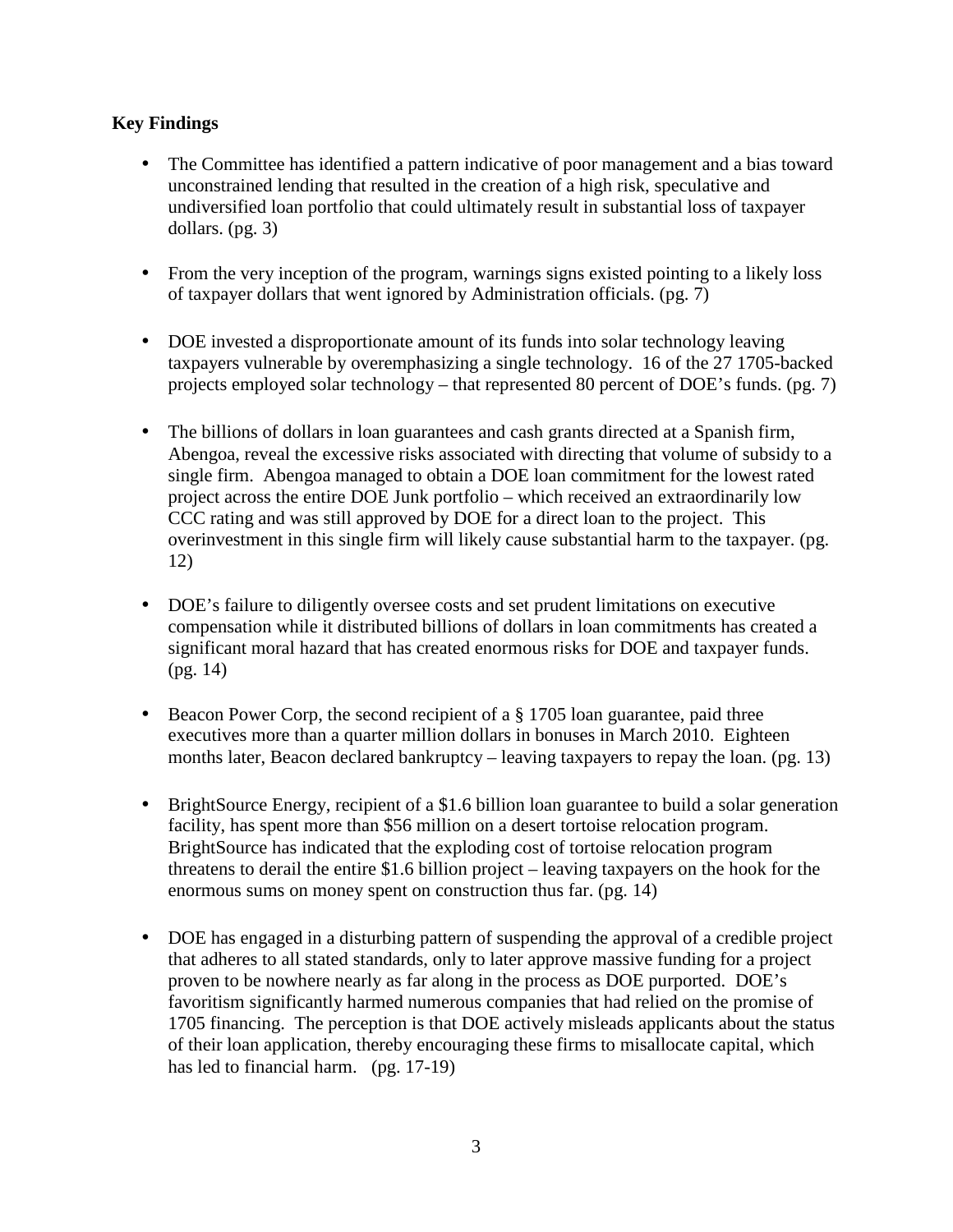**Key Findings**

- The Committee has identified a pattern indicative of poor management and a bias toward unconstrained lending that resulted in the creation of a high risk, speculative and undiversified loan portfolio that could ultimately result in substantial loss of taxpayer dollars. (pg. 3)

- From the very inception of the program, warnings signs existed pointing to a likely loss of taxpayer dollars that went ignored by Administration officials. (pg. 7)

- DOE invested a disproportionate amount of its funds into solar technology leaving taxpayers vulnerable by overemphasizing a single technology. 16 of the 27 1705-backed projects employed solar technology – that represented 80 percent of DOE's funds. (pg. 7)

- The billions of dollars in loan guarantees and cash grants directed at a Spanish firm, Abengoa, reveal the excessive risks associated with directing that volume of subsidy to a single firm. Abengoa managed to obtain a DOE loan commitment for the lowest rated project across the entire DOE Junk portfolio – which received an extraordinarily low CCC rating and was still approved by DOE for a direct loan to the project. This overinvestment in this single firm will likely cause substantial harm to the taxpayer. (pg. 12)

- DOE's failure to diligently oversee costs and set prudent limitations on executive compensation while it distributed billions of dollars in loan commitments has created a significant moral hazard that has created enormous risks for DOE and taxpayer funds. (pg. 14)

- Beacon Power Corp, the second recipient of a § 1705 loan guarantee, paid three executives more than a quarter million dollars in bonuses in March 2010. Eighteen months later, Beacon declared bankruptcy – leaving taxpayers to repay the loan. (pg. 13)

- BrightSource Energy, recipient of a $1.6 billion loan guarantee to build a solar generation facility, has spent more than $56 million on a desert tortoise relocation program. BrightSource has indicated that the exploding cost of tortoise relocation program threatens to derail the entire $1.6 billion project – leaving taxpayers on the hook for the enormous sums on money spent on construction thus far. (pg. 14)

- DOE has engaged in a disturbing pattern of suspending the approval of a credible project that adheres to all stated standards, only to later approve massive funding for a project proven to be nowhere nearly as far along in the process as DOE purported. DOE's favoritism significantly harmed numerous companies that had relied on the promise of 1705 financing. The perception is that DOE actively misleads applicants about the status of their loan application, thereby encouraging these firms to misallocate capital, which has led to financial harm. (pg. 17-19)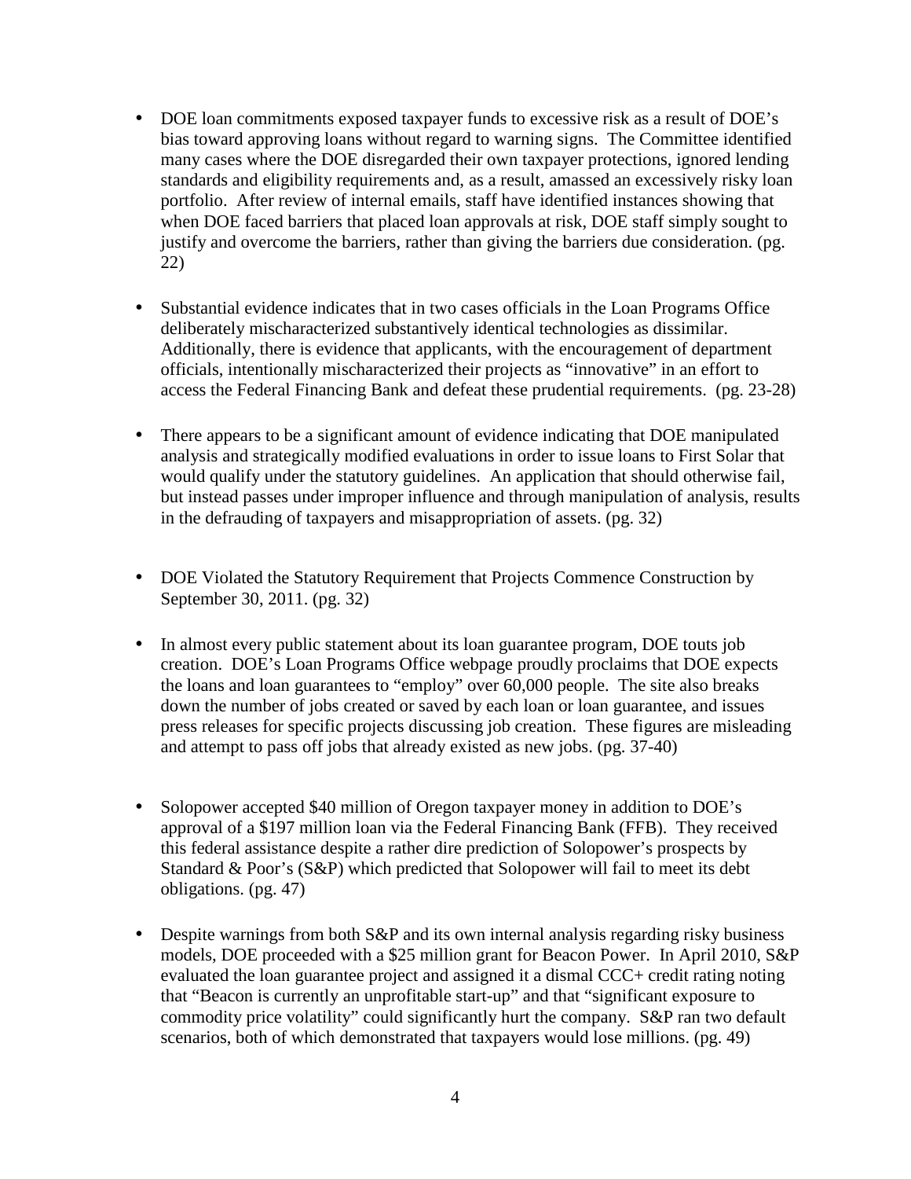- DOE loan commitments exposed taxpayer funds to excessive risk as a result of DOE's bias toward approving loans without regard to warning signs. The Committee identified many cases where the DOE disregarded their own taxpayer protections, ignored lending standards and eligibility requirements and, as a result, amassed an excessively risky loan portfolio. After review of internal emails, staff have identified instances showing that when DOE faced barriers that placed loan approvals at risk, DOE staff simply sought to justify and overcome the barriers, rather than giving the barriers due consideration. (pg. 22)

- Substantial evidence indicates that in two cases officials in the Loan Programs Office deliberately mischaracterized substantively identical technologies as dissimilar. Additionally, there is evidence that applicants, with the encouragement of department officials, intentionally mischaracterized their projects as "innovative" in an effort to access the Federal Financing Bank and defeat these prudential requirements. (pg. 23-28)

- There appears to be a significant amount of evidence indicating that DOE manipulated analysis and strategically modified evaluations in order to issue loans to First Solar that would qualify under the statutory guidelines. An application that should otherwise fail, but instead passes under improper influence and through manipulation of analysis, results in the defrauding of taxpayers and misappropriation of assets. (pg. 32)

- DOE Violated the Statutory Requirement that Projects Commence Construction by September 30, 2011. (pg. 32)

- In almost every public statement about its loan guarantee program, DOE touts job creation. DOE's Loan Programs Office webpage proudly proclaims that DOE expects the loans and loan guarantees to "employ" over 60,000 people. The site also breaks down the number of jobs created or saved by each loan or loan guarantee, and issues press releases for specific projects discussing job creation. These figures are misleading and attempt to pass off jobs that already existed as new jobs. (pg. 37-40)

- Solopower accepted $40 million of Oregon taxpayer money in addition to DOE's approval of a $197 million loan via the Federal Financing Bank (FFB). They received this federal assistance despite a rather dire prediction of Solopower's prospects by Standard & Poor's (S&P) which predicted that Solopower will fail to meet its debt obligations. (pg. 47)

- Despite warnings from both S&P and its own internal analysis regarding risky business models, DOE proceeded with a $25 million grant for Beacon Power. In April 2010, S&P evaluated the loan guarantee project and assigned it a dismal CCC+ credit rating noting that "Beacon is currently an unprofitable start-up" and that "significant exposure to commodity price volatility" could significantly hurt the company. S&P ran two default scenarios, both of which demonstrated that taxpayers would lose millions. (pg. 49)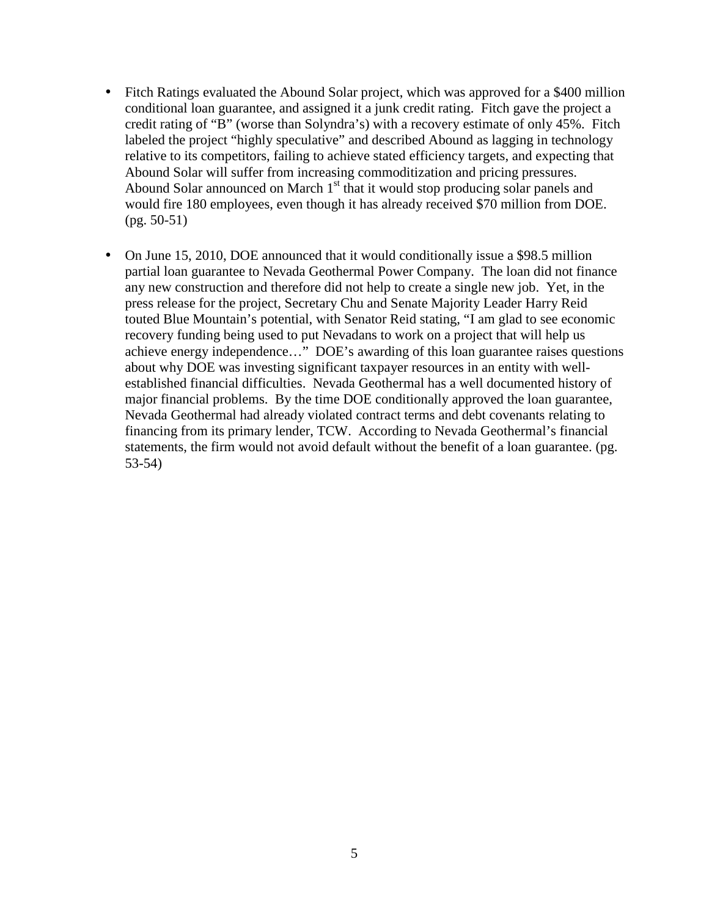- Fitch Ratings evaluated the Abound Solar project, which was approved for a $400 million conditional loan guarantee, and assigned it a junk credit rating. Fitch gave the project a credit rating of "B" (worse than Solyndra's) with a recovery estimate of only 45%. Fitch labeled the project "highly speculative" and described Abound as lagging in technology relative to its competitors, failing to achieve stated efficiency targets, and expecting that Abound Solar will suffer from increasing commoditization and pricing pressures. Abound Solar announced on March 1st that it would stop producing solar panels and would fire 180 employees, even though it has already received $70 million from DOE. (pg. 50-51)

- On June 15, 2010, DOE announced that it would conditionally issue a $98.5 million partial loan guarantee to Nevada Geothermal Power Company. The loan did not finance any new construction and therefore did not help to create a single new job. Yet, in the press release for the project, Secretary Chu and Senate Majority Leader Harry Reid touted Blue Mountain's potential, with Senator Reid stating, "I am glad to see economic recovery funding being used to put Nevadans to work on a project that will help us achieve energy independence…" DOE's awarding of this loan guarantee raises questions about why DOE was investing significant taxpayer resources in an entity with well-established financial difficulties. Nevada Geothermal has a well documented history of major financial problems. By the time DOE conditionally approved the loan guarantee, Nevada Geothermal had already violated contract terms and debt covenants relating to financing from its primary lender, TCW. According to Nevada Geothermal's financial statements, the firm would not avoid default without the benefit of a loan guarantee. (pg. 53-54)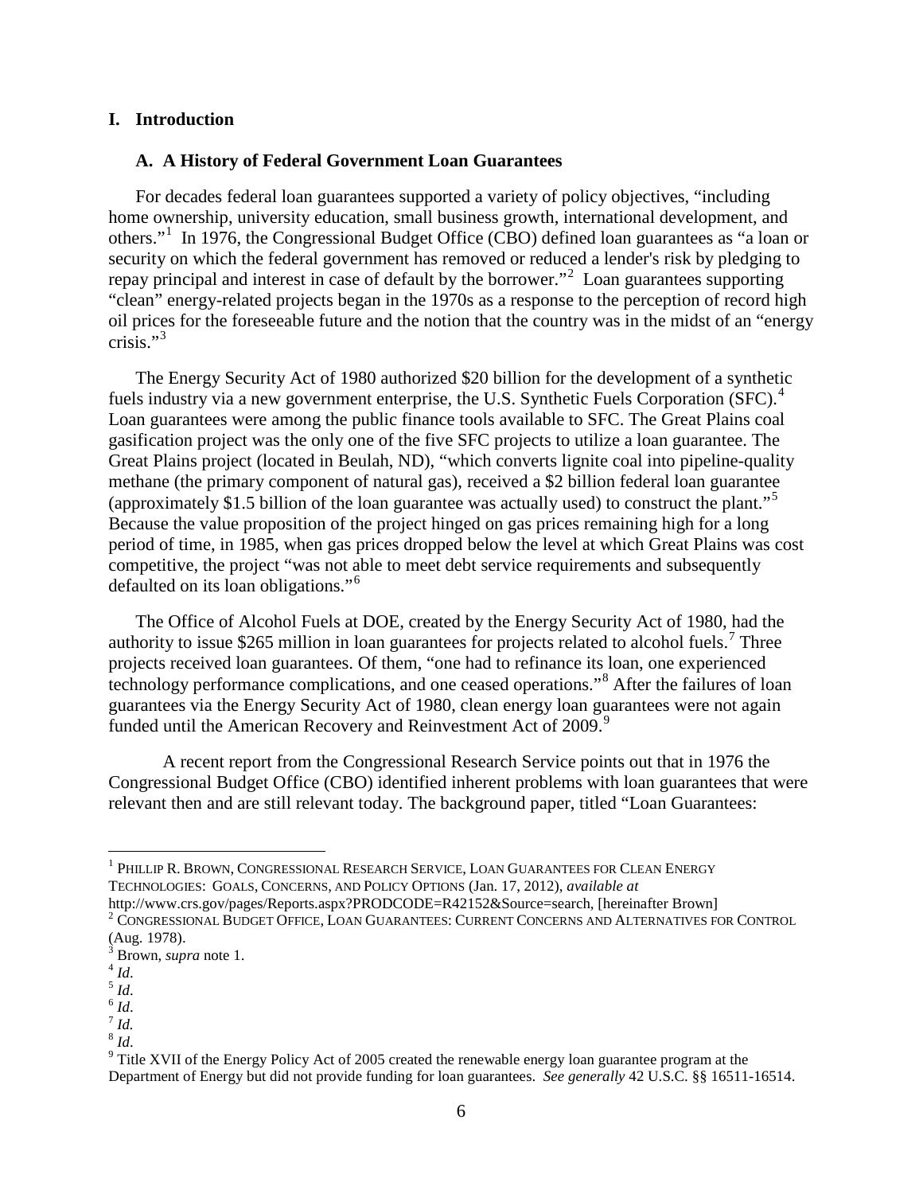## I. Introduction

### A. A History of Federal Government Loan Guarantees

For decades federal loan guarantees supported a variety of policy objectives, "including home ownership, university education, small business growth, international development, and others."[1] In 1976, the Congressional Budget Office (CBO) defined loan guarantees as "a loan or security on which the federal government has removed or reduced a lender's risk by pledging to repay principal and interest in case of default by the borrower."[2] Loan guarantees supporting "clean" energy-related projects began in the 1970s as a response to the perception of record high oil prices for the foreseeable future and the notion that the country was in the midst of an "energy crisis."[3]

The Energy Security Act of 1980 authorized $20 billion for the development of a synthetic fuels industry via a new government enterprise, the U.S. Synthetic Fuels Corporation (SFC).[4] Loan guarantees were among the public finance tools available to SFC. The Great Plains coal gasification project was the only one of the five SFC projects to utilize a loan guarantee. The Great Plains project (located in Beulah, ND), "which converts lignite coal into pipeline-quality methane (the primary component of natural gas), received a $2 billion federal loan guarantee (approximately $1.5 billion of the loan guarantee was actually used) to construct the plant."[5] Because the value proposition of the project hinged on gas prices remaining high for a long period of time, in 1985, when gas prices dropped below the level at which Great Plains was cost competitive, the project "was not able to meet debt service requirements and subsequently defaulted on its loan obligations."[6]

The Office of Alcohol Fuels at DOE, created by the Energy Security Act of 1980, had the authority to issue $265 million in loan guarantees for projects related to alcohol fuels.[7] Three projects received loan guarantees. Of them, "one had to refinance its loan, one experienced technology performance complications, and one ceased operations."[8] After the failures of loan guarantees via the Energy Security Act of 1980, clean energy loan guarantees were not again funded until the American Recovery and Reinvestment Act of 2009.[9]

A recent report from the Congressional Research Service points out that in 1976 the Congressional Budget Office (CBO) identified inherent problems with loan guarantees that were relevant then and are still relevant today. The background paper, titled "Loan Guarantees:

---

[1] PHILLIP R. BROWN, CONGRESSIONAL RESEARCH SERVICE, LOAN GUARANTEES FOR CLEAN ENERGY TECHNOLOGIES: GOALS, CONCERNS, AND POLICY OPTIONS (Jan. 17, 2012), *available at* http://www.crs.gov/pages/Reports.aspx?PRODCODE=R42152&Source=search, [hereinafter Brown]

[2] CONGRESSIONAL BUDGET OFFICE, LOAN GUARANTEES: CURRENT CONCERNS AND ALTERNATIVES FOR CONTROL (Aug. 1978).

[3] Brown, *supra* note 1.

[4] *Id*.

[5] *Id*.

[6] *Id*.

[7] *Id.*

[8] *Id*.

[9] Title XVII of the Energy Policy Act of 2005 created the renewable energy loan guarantee program at the Department of Energy but did not provide funding for loan guarantees. *See generally* 42 U.S.C. §§ 16511-16514.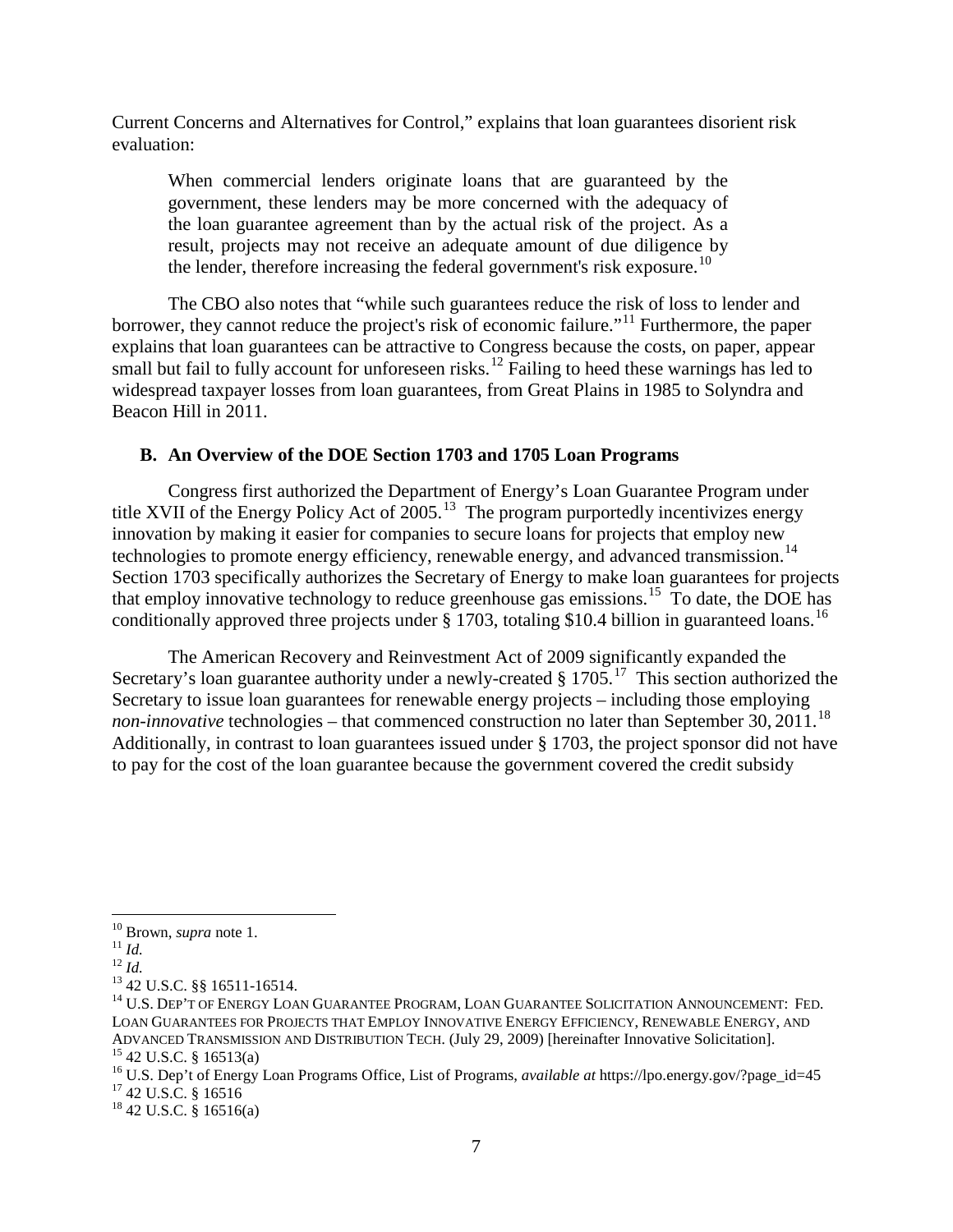Current Concerns and Alternatives for Control," explains that loan guarantees disorient risk evaluation:

> When commercial lenders originate loans that are guaranteed by the government, these lenders may be more concerned with the adequacy of the loan guarantee agreement than by the actual risk of the project. As a result, projects may not receive an adequate amount of due diligence by the lender, therefore increasing the federal government's risk exposure.[10]

The CBO also notes that "while such guarantees reduce the risk of loss to lender and borrower, they cannot reduce the project's risk of economic failure."[11] Furthermore, the paper explains that loan guarantees can be attractive to Congress because the costs, on paper, appear small but fail to fully account for unforeseen risks.[12] Failing to heed these warnings has led to widespread taxpayer losses from loan guarantees, from Great Plains in 1985 to Solyndra and Beacon Hill in 2011.

### B. An Overview of the DOE Section 1703 and 1705 Loan Programs

Congress first authorized the Department of Energy's Loan Guarantee Program under title XVII of the Energy Policy Act of 2005.[13] The program purportedly incentivizes energy innovation by making it easier for companies to secure loans for projects that employ new technologies to promote energy efficiency, renewable energy, and advanced transmission.[14] Section 1703 specifically authorizes the Secretary of Energy to make loan guarantees for projects that employ innovative technology to reduce greenhouse gas emissions.[15] To date, the DOE has conditionally approved three projects under § 1703, totaling $10.4 billion in guaranteed loans.[16]

The American Recovery and Reinvestment Act of 2009 significantly expanded the Secretary's loan guarantee authority under a newly-created § 1705.[17] This section authorized the Secretary to issue loan guarantees for renewable energy projects – including those employing *non-innovative* technologies – that commenced construction no later than September 30, 2011.[18] Additionally, in contrast to loan guarantees issued under § 1703, the project sponsor did not have to pay for the cost of the loan guarantee because the government covered the credit subsidy

---

[10] Brown, *supra* note 1.
[11] *Id.*
[12] *Id.*
[13] 42 U.S.C. §§ 16511-16514.
[14] U.S. DEP'T OF ENERGY LOAN GUARANTEE PROGRAM, LOAN GUARANTEE SOLICITATION ANNOUNCEMENT: FED. LOAN GUARANTEES FOR PROJECTS THAT EMPLOY INNOVATIVE ENERGY EFFICIENCY, RENEWABLE ENERGY, AND ADVANCED TRANSMISSION AND DISTRIBUTION TECH. (July 29, 2009) [hereinafter Innovative Solicitation].
[15] 42 U.S.C. § 16513(a)
[16] U.S. Dep't of Energy Loan Programs Office, List of Programs, *available at* https://lpo.energy.gov/?page_id=45
[17] 42 U.S.C. § 16516
[18] 42 U.S.C. § 16516(a)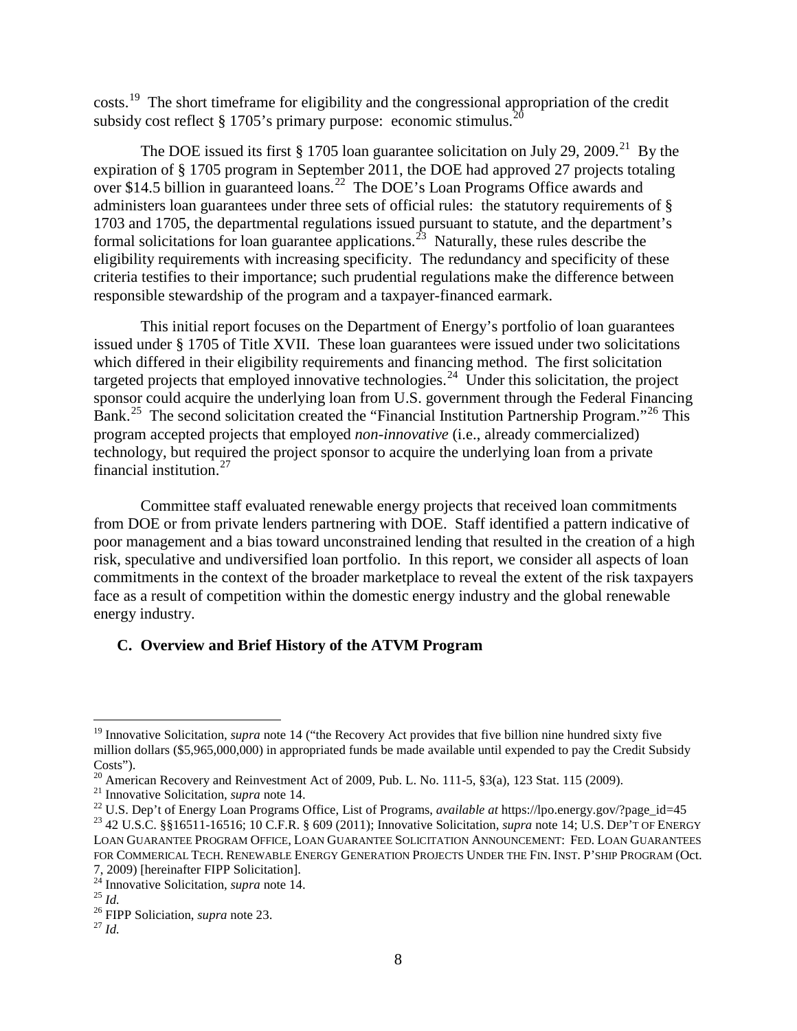costs.[19] The short timeframe for eligibility and the congressional appropriation of the credit subsidy cost reflect § 1705's primary purpose: economic stimulus.[20]

The DOE issued its first § 1705 loan guarantee solicitation on July 29, 2009.[21] By the expiration of § 1705 program in September 2011, the DOE had approved 27 projects totaling over $14.5 billion in guaranteed loans.[22] The DOE's Loan Programs Office awards and administers loan guarantees under three sets of official rules: the statutory requirements of § 1703 and 1705, the departmental regulations issued pursuant to statute, and the department's formal solicitations for loan guarantee applications.[23] Naturally, these rules describe the eligibility requirements with increasing specificity. The redundancy and specificity of these criteria testifies to their importance; such prudential regulations make the difference between responsible stewardship of the program and a taxpayer-financed earmark.

This initial report focuses on the Department of Energy's portfolio of loan guarantees issued under § 1705 of Title XVII. These loan guarantees were issued under two solicitations which differed in their eligibility requirements and financing method. The first solicitation targeted projects that employed innovative technologies.[24] Under this solicitation, the project sponsor could acquire the underlying loan from U.S. government through the Federal Financing Bank.[25] The second solicitation created the "Financial Institution Partnership Program."[26] This program accepted projects that employed *non-innovative* (i.e., already commercialized) technology, but required the project sponsor to acquire the underlying loan from a private financial institution.[27]

Committee staff evaluated renewable energy projects that received loan commitments from DOE or from private lenders partnering with DOE. Staff identified a pattern indicative of poor management and a bias toward unconstrained lending that resulted in the creation of a high risk, speculative and undiversified loan portfolio. In this report, we consider all aspects of loan commitments in the context of the broader marketplace to reveal the extent of the risk taxpayers face as a result of competition within the domestic energy industry and the global renewable energy industry.

### C. Overview and Brief History of the ATVM Program

---

[19] Innovative Solicitation, *supra* note 14 ("the Recovery Act provides that five billion nine hundred sixty five million dollars ($5,965,000,000) in appropriated funds be made available until expended to pay the Credit Subsidy Costs").

[20] American Recovery and Reinvestment Act of 2009, Pub. L. No. 111-5, §3(a), 123 Stat. 115 (2009).

[21] Innovative Solicitation, *supra* note 14.

[22] U.S. Dep't of Energy Loan Programs Office, List of Programs, *available at* https://lpo.energy.gov/?page_id=45

[23] 42 U.S.C. §§16511-16516; 10 C.F.R. § 609 (2011); Innovative Solicitation, *supra* note 14; U.S. DEP'T OF ENERGY LOAN GUARANTEE PROGRAM OFFICE, LOAN GUARANTEE SOLICITATION ANNOUNCEMENT: FED. LOAN GUARANTEES FOR COMMERICAL TECH. RENEWABLE ENERGY GENERATION PROJECTS UNDER THE FIN. INST. P'SHIP PROGRAM (Oct. 7, 2009) [hereinafter FIPP Solicitation].

[24] Innovative Solicitation, *supra* note 14.

[25] *Id.*

[26] FIPP Soliciation, *supra* note 23.

[27] *Id.*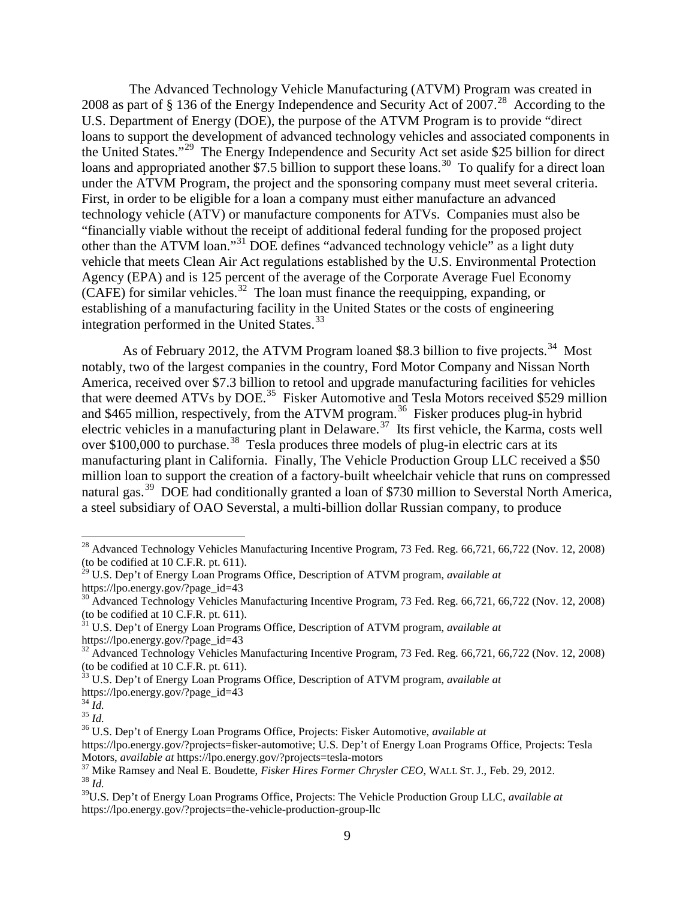The Advanced Technology Vehicle Manufacturing (ATVM) Program was created in 2008 as part of § 136 of the Energy Independence and Security Act of 2007.[28] According to the U.S. Department of Energy (DOE), the purpose of the ATVM Program is to provide "direct loans to support the development of advanced technology vehicles and associated components in the United States."[29] The Energy Independence and Security Act set aside $25 billion for direct loans and appropriated another $7.5 billion to support these loans.[30] To qualify for a direct loan under the ATVM Program, the project and the sponsoring company must meet several criteria. First, in order to be eligible for a loan a company must either manufacture an advanced technology vehicle (ATV) or manufacture components for ATVs. Companies must also be "financially viable without the receipt of additional federal funding for the proposed project other than the ATVM loan."[31] DOE defines "advanced technology vehicle" as a light duty vehicle that meets Clean Air Act regulations established by the U.S. Environmental Protection Agency (EPA) and is 125 percent of the average of the Corporate Average Fuel Economy (CAFE) for similar vehicles.[32] The loan must finance the reequipping, expanding, or establishing of a manufacturing facility in the United States or the costs of engineering integration performed in the United States.[33]

As of February 2012, the ATVM Program loaned $8.3 billion to five projects.[34] Most notably, two of the largest companies in the country, Ford Motor Company and Nissan North America, received over $7.3 billion to retool and upgrade manufacturing facilities for vehicles that were deemed ATVs by DOE.[35] Fisker Automotive and Tesla Motors received $529 million and $465 million, respectively, from the ATVM program.[36] Fisker produces plug-in hybrid electric vehicles in a manufacturing plant in Delaware.[37] Its first vehicle, the Karma, costs well over $100,000 to purchase.[38] Tesla produces three models of plug-in electric cars at its manufacturing plant in California. Finally, The Vehicle Production Group LLC received a $50 million loan to support the creation of a factory-built wheelchair vehicle that runs on compressed natural gas.[39] DOE had conditionally granted a loan of $730 million to Severstal North America, a steel subsidiary of OAO Severstal, a multi-billion dollar Russian company, to produce

---

[28] Advanced Technology Vehicles Manufacturing Incentive Program, 73 Fed. Reg. 66,721, 66,722 (Nov. 12, 2008) (to be codified at 10 C.F.R. pt. 611).

[29] U.S. Dep't of Energy Loan Programs Office, Description of ATVM program, *available at* https://lpo.energy.gov/?page_id=43

[30] Advanced Technology Vehicles Manufacturing Incentive Program, 73 Fed. Reg. 66,721, 66,722 (Nov. 12, 2008) (to be codified at 10 C.F.R. pt. 611).

[31] U.S. Dep't of Energy Loan Programs Office, Description of ATVM program, *available at* https://lpo.energy.gov/?page_id=43

[32] Advanced Technology Vehicles Manufacturing Incentive Program, 73 Fed. Reg. 66,721, 66,722 (Nov. 12, 2008) (to be codified at 10 C.F.R. pt. 611).

[33] U.S. Dep't of Energy Loan Programs Office, Description of ATVM program, *available at* https://lpo.energy.gov/?page_id=43

[34] *Id.*

[35] *Id.*

[36] U.S. Dep't of Energy Loan Programs Office, Projects: Fisker Automotive, *available at* https://lpo.energy.gov/?projects=fisker-automotive; U.S. Dep't of Energy Loan Programs Office, Projects: Tesla Motors, *available at* https://lpo.energy.gov/?projects=tesla-motors

[37] Mike Ramsey and Neal E. Boudette, *Fisker Hires Former Chrysler CEO*, WALL ST. J., Feb. 29, 2012.

[38] *Id.*

[39] U.S. Dep't of Energy Loan Programs Office, Projects: The Vehicle Production Group LLC, *available at* https://lpo.energy.gov/?projects=the-vehicle-production-group-llc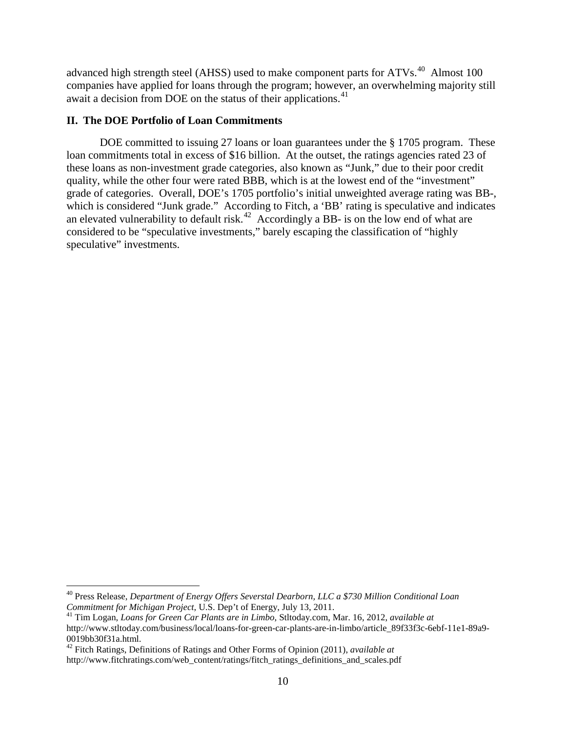advanced high strength steel (AHSS) used to make component parts for ATVs.[40] Almost 100 companies have applied for loans through the program; however, an overwhelming majority still await a decision from DOE on the status of their applications.[41]

## II. The DOE Portfolio of Loan Commitments

DOE committed to issuing 27 loans or loan guarantees under the § 1705 program. These loan commitments total in excess of $16 billion. At the outset, the ratings agencies rated 23 of these loans as non-investment grade categories, also known as "Junk," due to their poor credit quality, while the other four were rated BBB, which is at the lowest end of the "investment" grade of categories. Overall, DOE's 1705 portfolio's initial unweighted average rating was BB-, which is considered "Junk grade." According to Fitch, a 'BB' rating is speculative and indicates an elevated vulnerability to default risk.[42] Accordingly a BB- is on the low end of what are considered to be "speculative investments," barely escaping the classification of "highly speculative" investments.

---

[40] Press Release, *Department of Energy Offers Severstal Dearborn, LLC a $730 Million Conditional Loan Commitment for Michigan Project*, U.S. Dep't of Energy, July 13, 2011.

[41] Tim Logan, *Loans for Green Car Plants are in Limbo*, Stltoday.com, Mar. 16, 2012, *available at* http://www.stltoday.com/business/local/loans-for-green-car-plants-are-in-limbo/article_89f33f3c-6ebf-11e1-89a9-0019bb30f31a.html.

[42] Fitch Ratings, Definitions of Ratings and Other Forms of Opinion (2011), *available at* http://www.fitchratings.com/web_content/ratings/fitch_ratings_definitions_and_scales.pdf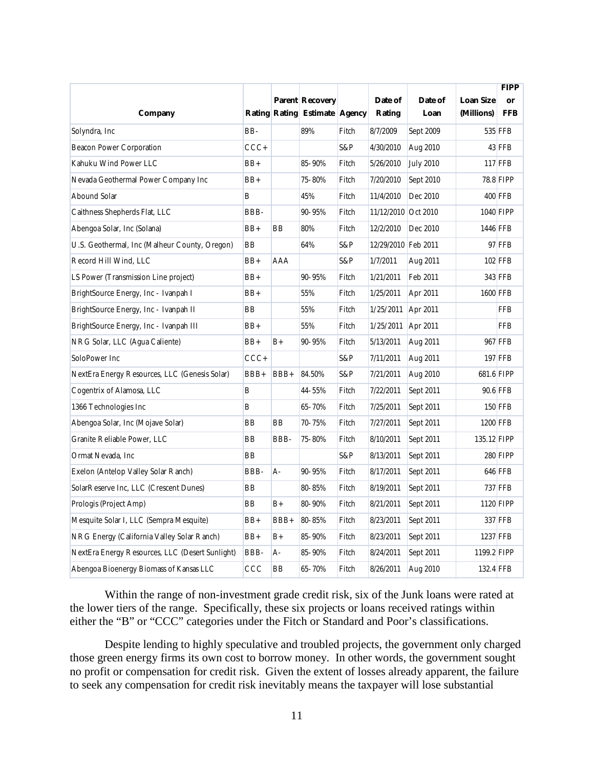| Company | Rating | Parent Rating | Recovery Estimate | Agency | Date of Rating | Date of Loan | Loan Size (Millions) | FIPP or FFB |
|---|---|---|---|---|---|---|---|---|
| Solyndra, Inc | BB- | | 89% | Fitch | 8/7/2009 | Sept 2009 | 535 | FFB |
| Beacon Power Corporation | CCC+ | | | S&P | 4/30/2010 | Aug 2010 | 43 | FFB |
| Kahuku Wind Power LLC | BB+ | | 85-90% | Fitch | 5/26/2010 | July 2010 | 117 | FFB |
| Nevada Geothermal Power Company Inc | BB+ | | 75-80% | Fitch | 7/20/2010 | Sept 2010 | 78.8 | FIPP |
| Abound Solar | B | | 45% | Fitch | 11/4/2010 | Dec 2010 | 400 | FFB |
| Caithness Shepherds Flat, LLC | BBB- | | 90-95% | Fitch | 11/12/2010 | Oct 2010 | 1040 | FIPP |
| Abengoa Solar, Inc (Solana) | BB+ | BB | 80% | Fitch | 12/2/2010 | Dec 2010 | 1446 | FFB |
| U.S. Geothermal, Inc (Malheur County, Oregon) | BB | | 64% | S&P | 12/29/2010 | Feb 2011 | 97 | FFB |
| Record Hill Wind, LLC | BB+ | AAA | | S&P | 1/7/2011 | Aug 2011 | 102 | FFB |
| LS Power (Transmission Line project) | BB+ | | 90-95% | Fitch | 1/21/2011 | Feb 2011 | 343 | FFB |
| BrightSource Energy, Inc - Ivanpah I | BB+ | | 55% | Fitch | 1/25/2011 | Apr 2011 | 1600 | FFB |
| BrightSource Energy, Inc - Ivanpah II | BB | | 55% | Fitch | 1/25/2011 | Apr 2011 | | FFB |
| BrightSource Energy, Inc - Ivanpah III | BB+ | | 55% | Fitch | 1/25/2011 | Apr 2011 | | FFB |
| NRG Solar, LLC (Agua Caliente) | BB+ | B+ | 90-95% | Fitch | 5/13/2011 | Aug 2011 | 967 | FFB |
| SoloPower Inc | CCC+ | | | S&P | 7/11/2011 | Aug 2011 | 197 | FFB |
| NextEra Energy Resources, LLC (Genesis Solar) | BBB+ | BBB+ | 84.50% | S&P | 7/21/2011 | Aug 2010 | 681.6 | FIPP |
| Cogentrix of Alamosa, LLC | B | | 44-55% | Fitch | 7/22/2011 | Sept 2011 | 90.6 | FFB |
| 1366 Technologies Inc | B | | 65-70% | Fitch | 7/25/2011 | Sept 2011 | 150 | FFB |
| Abengoa Solar, Inc (Mojave Solar) | BB | BB | 70-75% | Fitch | 7/27/2011 | Sept 2011 | 1200 | FFB |
| Granite Reliable Power, LLC | BB | BBB- | 75-80% | Fitch | 8/10/2011 | Sept 2011 | 135.12 | FIPP |
| Ormat Nevada, Inc | BB | | | S&P | 8/13/2011 | Sept 2011 | 280 | FIPP |
| Exelon (Antelop Valley Solar Ranch) | BBB- | A- | 90-95% | Fitch | 8/17/2011 | Sept 2011 | 646 | FFB |
| SolarReserve Inc, LLC (Crescent Dunes) | BB | | 80-85% | Fitch | 8/19/2011 | Sept 2011 | 737 | FFB |
| Prologis (Project Amp) | BB | B+ | 80-90% | Fitch | 8/21/2011 | Sept 2011 | 1120 | FIPP |
| Mesquite Solar I, LLC (Sempra Mesquite) | BB+ | BBB+ | 80-85% | Fitch | 8/23/2011 | Sept 2011 | 337 | FFB |
| NRG Energy (California Valley Solar Ranch) | BB+ | B+ | 85-90% | Fitch | 8/23/2011 | Sept 2011 | 1237 | FFB |
| NextEra Energy Resources, LLC (Desert Sunlight) | BBB- | A- | 85-90% | Fitch | 8/24/2011 | Sept 2011 | 1199.2 | FIPP |
| Abengoa Bioenergy Biomass of Kansas LLC | CCC | BB | 65-70% | Fitch | 8/26/2011 | Aug 2010 | 132.4 | FFB |

Within the range of non-investment grade credit risk, six of the Junk loans were rated at the lower tiers of the range. Specifically, these six projects or loans received ratings within either the "B" or "CCC" categories under the Fitch or Standard and Poor's classifications.

Despite lending to highly speculative and troubled projects, the government only charged those green energy firms its own cost to borrow money. In other words, the government sought no profit or compensation for credit risk. Given the extent of losses already apparent, the failure to seek any compensation for credit risk inevitably means the taxpayer will lose substantial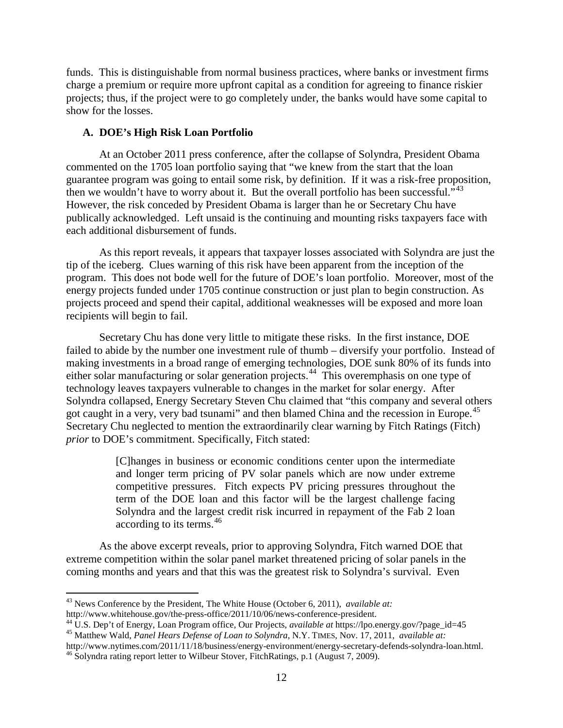funds. This is distinguishable from normal business practices, where banks or investment firms charge a premium or require more upfront capital as a condition for agreeing to finance riskier projects; thus, if the project were to go completely under, the banks would have some capital to show for the losses.

### A. DOE's High Risk Loan Portfolio

At an October 2011 press conference, after the collapse of Solyndra, President Obama commented on the 1705 loan portfolio saying that "we knew from the start that the loan guarantee program was going to entail some risk, by definition. If it was a risk-free proposition, then we wouldn't have to worry about it. But the overall portfolio has been successful."[43] However, the risk conceded by President Obama is larger than he or Secretary Chu have publically acknowledged. Left unsaid is the continuing and mounting risks taxpayers face with each additional disbursement of funds.

As this report reveals, it appears that taxpayer losses associated with Solyndra are just the tip of the iceberg. Clues warning of this risk have been apparent from the inception of the program. This does not bode well for the future of DOE's loan portfolio. Moreover, most of the energy projects funded under 1705 continue construction or just plan to begin construction. As projects proceed and spend their capital, additional weaknesses will be exposed and more loan recipients will begin to fail.

Secretary Chu has done very little to mitigate these risks. In the first instance, DOE failed to abide by the number one investment rule of thumb – diversify your portfolio. Instead of making investments in a broad range of emerging technologies, DOE sunk 80% of its funds into either solar manufacturing or solar generation projects.[44] This overemphasis on one type of technology leaves taxpayers vulnerable to changes in the market for solar energy. After Solyndra collapsed, Energy Secretary Steven Chu claimed that "this company and several others got caught in a very, very bad tsunami" and then blamed China and the recession in Europe.[45] Secretary Chu neglected to mention the extraordinarily clear warning by Fitch Ratings (Fitch) *prior* to DOE's commitment. Specifically, Fitch stated:

> [C]hanges in business or economic conditions center upon the intermediate and longer term pricing of PV solar panels which are now under extreme competitive pressures. Fitch expects PV pricing pressures throughout the term of the DOE loan and this factor will be the largest challenge facing Solyndra and the largest credit risk incurred in repayment of the Fab 2 loan according to its terms.[46]

As the above excerpt reveals, prior to approving Solyndra, Fitch warned DOE that extreme competition within the solar panel market threatened pricing of solar panels in the coming months and years and that this was the greatest risk to Solyndra's survival. Even

---

[43] News Conference by the President, The White House (October 6, 2011), *available at:* http://www.whitehouse.gov/the-press-office/2011/10/06/news-conference-president.

[44] U.S. Dep't of Energy, Loan Program office, Our Projects, *available at* https://lpo.energy.gov/?page_id=45

[45] Matthew Wald, *Panel Hears Defense of Loan to Solyndra*, N.Y. TIMES, Nov. 17, 2011, *available at:* http://www.nytimes.com/2011/11/18/business/energy-environment/energy-secretary-defends-solyndra-loan.html.

[46] Solyndra rating report letter to Wilbeur Stover, FitchRatings, p.1 (August 7, 2009).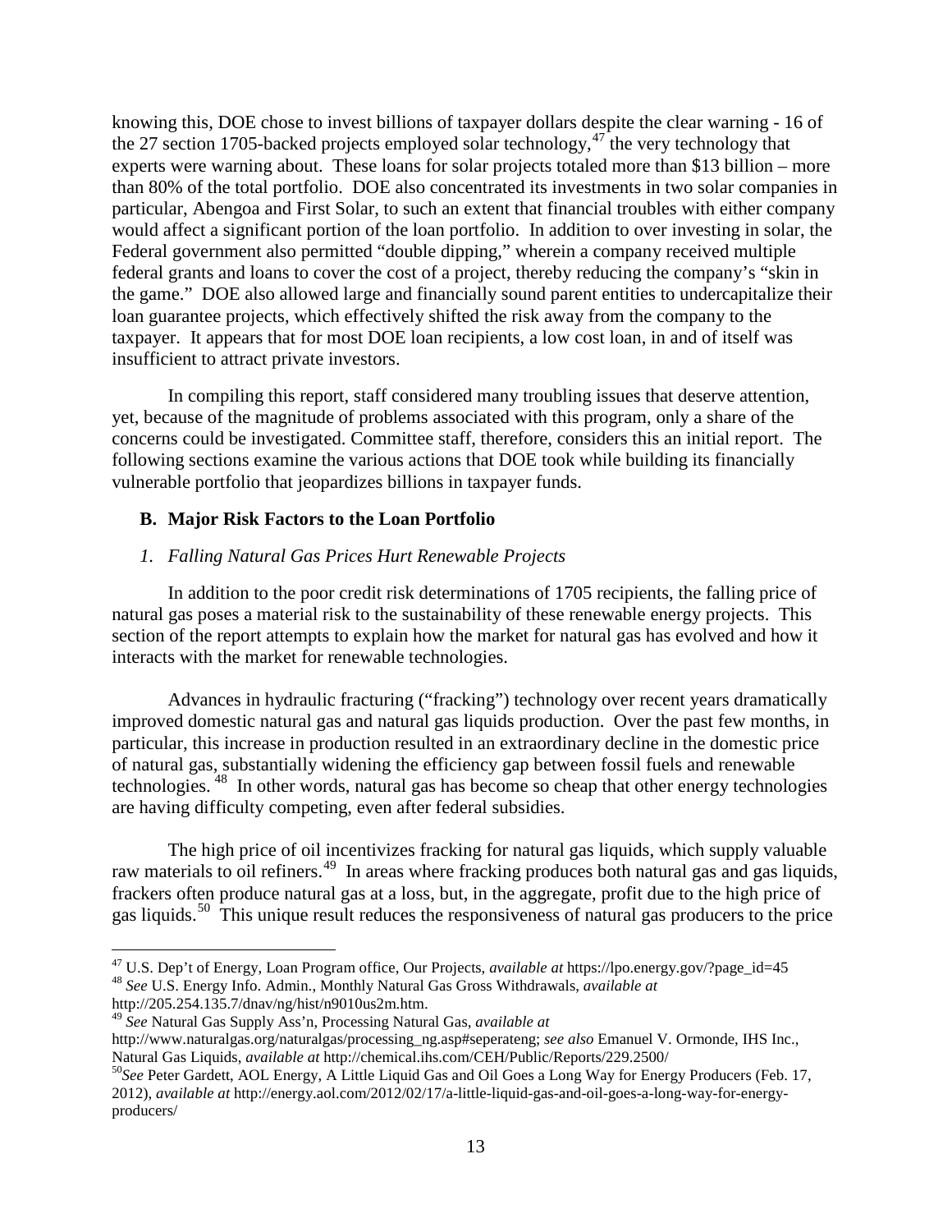knowing this, DOE chose to invest billions of taxpayer dollars despite the clear warning - 16 of the 27 section 1705-backed projects employed solar technology,[47] the very technology that experts were warning about. These loans for solar projects totaled more than $13 billion – more than 80% of the total portfolio. DOE also concentrated its investments in two solar companies in particular, Abengoa and First Solar, to such an extent that financial troubles with either company would affect a significant portion of the loan portfolio. In addition to over investing in solar, the Federal government also permitted "double dipping," wherein a company received multiple federal grants and loans to cover the cost of a project, thereby reducing the company's "skin in the game." DOE also allowed large and financially sound parent entities to undercapitalize their loan guarantee projects, which effectively shifted the risk away from the company to the taxpayer. It appears that for most DOE loan recipients, a low cost loan, in and of itself was insufficient to attract private investors.

In compiling this report, staff considered many troubling issues that deserve attention, yet, because of the magnitude of problems associated with this program, only a share of the concerns could be investigated. Committee staff, therefore, considers this an initial report. The following sections examine the various actions that DOE took while building its financially vulnerable portfolio that jeopardizes billions in taxpayer funds.

### B. Major Risk Factors to the Loan Portfolio

#### *1. Falling Natural Gas Prices Hurt Renewable Projects*

In addition to the poor credit risk determinations of 1705 recipients, the falling price of natural gas poses a material risk to the sustainability of these renewable energy projects. This section of the report attempts to explain how the market for natural gas has evolved and how it interacts with the market for renewable technologies.

Advances in hydraulic fracturing ("fracking") technology over recent years dramatically improved domestic natural gas and natural gas liquids production. Over the past few months, in particular, this increase in production resulted in an extraordinary decline in the domestic price of natural gas, substantially widening the efficiency gap between fossil fuels and renewable technologies.[48] In other words, natural gas has become so cheap that other energy technologies are having difficulty competing, even after federal subsidies.

The high price of oil incentivizes fracking for natural gas liquids, which supply valuable raw materials to oil refiners.[49] In areas where fracking produces both natural gas and gas liquids, frackers often produce natural gas at a loss, but, in the aggregate, profit due to the high price of gas liquids.[50] This unique result reduces the responsiveness of natural gas producers to the price

---

[47] U.S. Dep't of Energy, Loan Program office, Our Projects, *available at* https://lpo.energy.gov/?page_id=45

[48] *See* U.S. Energy Info. Admin., Monthly Natural Gas Gross Withdrawals, *available at* http://205.254.135.7/dnav/ng/hist/n9010us2m.htm.

[49] *See* Natural Gas Supply Ass'n, Processing Natural Gas, *available at* http://www.naturalgas.org/naturalgas/processing_ng.asp#seperateng; *see also* Emanuel V. Ormonde, IHS Inc., Natural Gas Liquids, *available at* http://chemical.ihs.com/CEH/Public/Reports/229.2500/

[50] *See* Peter Gardett, AOL Energy, A Little Liquid Gas and Oil Goes a Long Way for Energy Producers (Feb. 17, 2012), *available at* http://energy.aol.com/2012/02/17/a-little-liquid-gas-and-oil-goes-a-long-way-for-energy-producers/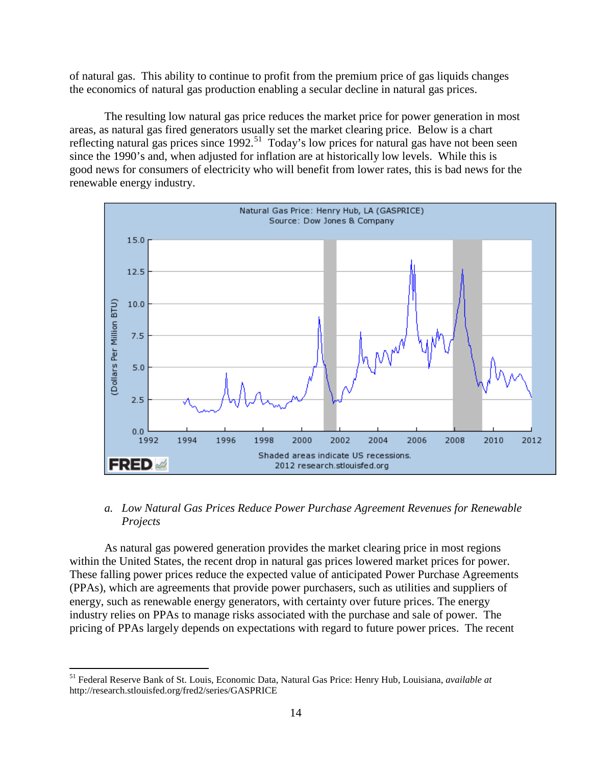of natural gas. This ability to continue to profit from the premium price of gas liquids changes the economics of natural gas production enabling a secular decline in natural gas prices.

The resulting low natural gas price reduces the market price for power generation in most areas, as natural gas fired generators usually set the market clearing price. Below is a chart reflecting natural gas prices since 1992.[51] Today's low prices for natural gas have not been seen since the 1990's and, when adjusted for inflation are at historically low levels. While this is good news for consumers of electricity who will benefit from lower rates, this is bad news for the renewable energy industry.

### *a. Low Natural Gas Prices Reduce Power Purchase Agreement Revenues for Renewable Projects*

As natural gas powered generation provides the market clearing price in most regions within the United States, the recent drop in natural gas prices lowered market prices for power. These falling power prices reduce the expected value of anticipated Power Purchase Agreements (PPAs), which are agreements that provide power purchasers, such as utilities and suppliers of energy, such as renewable energy generators, with certainty over future prices. The energy industry relies on PPAs to manage risks associated with the purchase and sale of power. The pricing of PPAs largely depends on expectations with regard to future power prices. The recent

---

[51] Federal Reserve Bank of St. Louis, Economic Data, Natural Gas Price: Henry Hub, Louisiana, *available at* http://research.stlouisfed.org/fred2/series/GASPRICE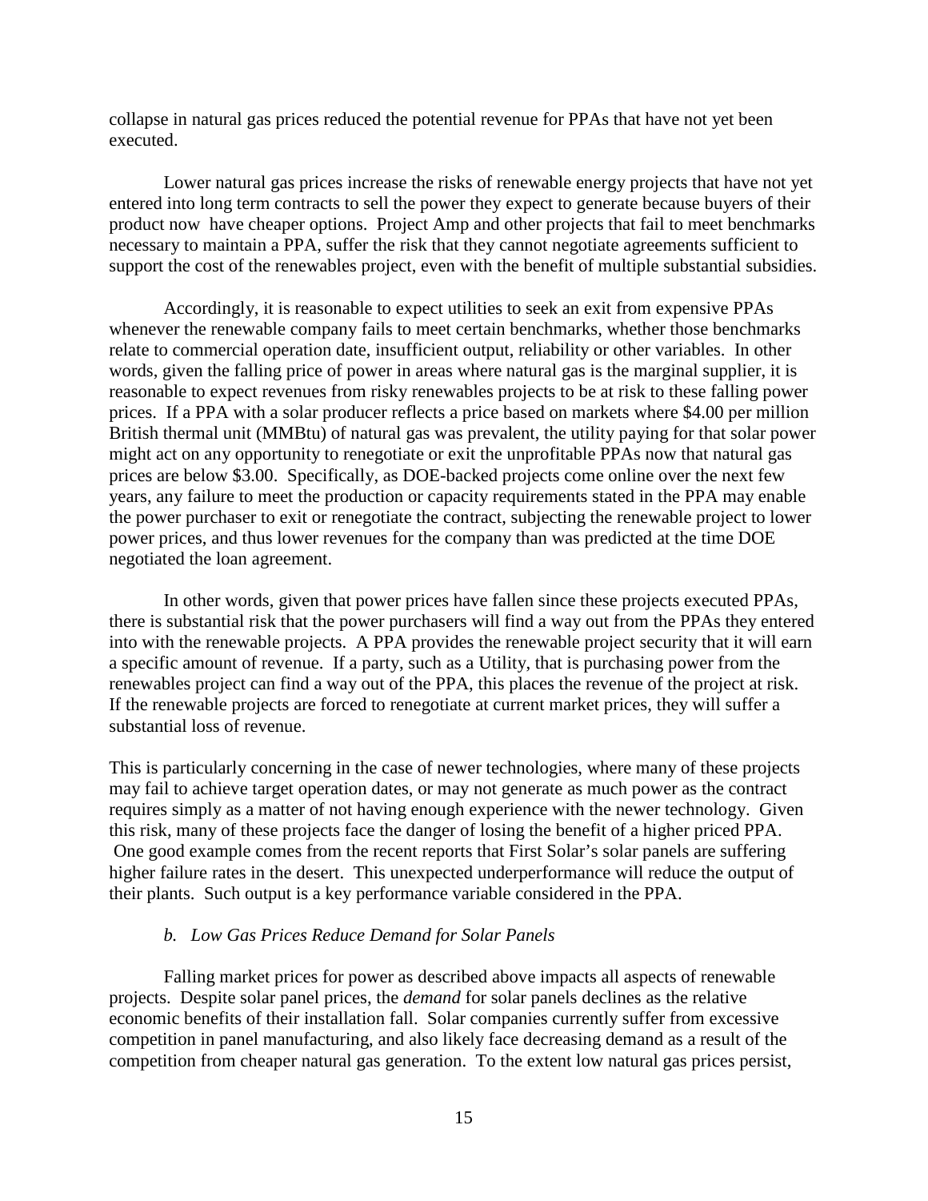collapse in natural gas prices reduced the potential revenue for PPAs that have not yet been executed.

Lower natural gas prices increase the risks of renewable energy projects that have not yet entered into long term contracts to sell the power they expect to generate because buyers of their product now have cheaper options. Project Amp and other projects that fail to meet benchmarks necessary to maintain a PPA, suffer the risk that they cannot negotiate agreements sufficient to support the cost of the renewables project, even with the benefit of multiple substantial subsidies.

Accordingly, it is reasonable to expect utilities to seek an exit from expensive PPAs whenever the renewable company fails to meet certain benchmarks, whether those benchmarks relate to commercial operation date, insufficient output, reliability or other variables. In other words, given the falling price of power in areas where natural gas is the marginal supplier, it is reasonable to expect revenues from risky renewables projects to be at risk to these falling power prices. If a PPA with a solar producer reflects a price based on markets where $4.00 per million British thermal unit (MMBtu) of natural gas was prevalent, the utility paying for that solar power might act on any opportunity to renegotiate or exit the unprofitable PPAs now that natural gas prices are below $3.00. Specifically, as DOE-backed projects come online over the next few years, any failure to meet the production or capacity requirements stated in the PPA may enable the power purchaser to exit or renegotiate the contract, subjecting the renewable project to lower power prices, and thus lower revenues for the company than was predicted at the time DOE negotiated the loan agreement.

In other words, given that power prices have fallen since these projects executed PPAs, there is substantial risk that the power purchasers will find a way out from the PPAs they entered into with the renewable projects. A PPA provides the renewable project security that it will earn a specific amount of revenue. If a party, such as a Utility, that is purchasing power from the renewables project can find a way out of the PPA, this places the revenue of the project at risk. If the renewable projects are forced to renegotiate at current market prices, they will suffer a substantial loss of revenue.

This is particularly concerning in the case of newer technologies, where many of these projects may fail to achieve target operation dates, or may not generate as much power as the contract requires simply as a matter of not having enough experience with the newer technology. Given this risk, many of these projects face the danger of losing the benefit of a higher priced PPA. One good example comes from the recent reports that First Solar's solar panels are suffering higher failure rates in the desert. This unexpected underperformance will reduce the output of their plants. Such output is a key performance variable considered in the PPA.

*b. Low Gas Prices Reduce Demand for Solar Panels*

Falling market prices for power as described above impacts all aspects of renewable projects. Despite solar panel prices, the *demand* for solar panels declines as the relative economic benefits of their installation fall. Solar companies currently suffer from excessive competition in panel manufacturing, and also likely face decreasing demand as a result of the competition from cheaper natural gas generation. To the extent low natural gas prices persist,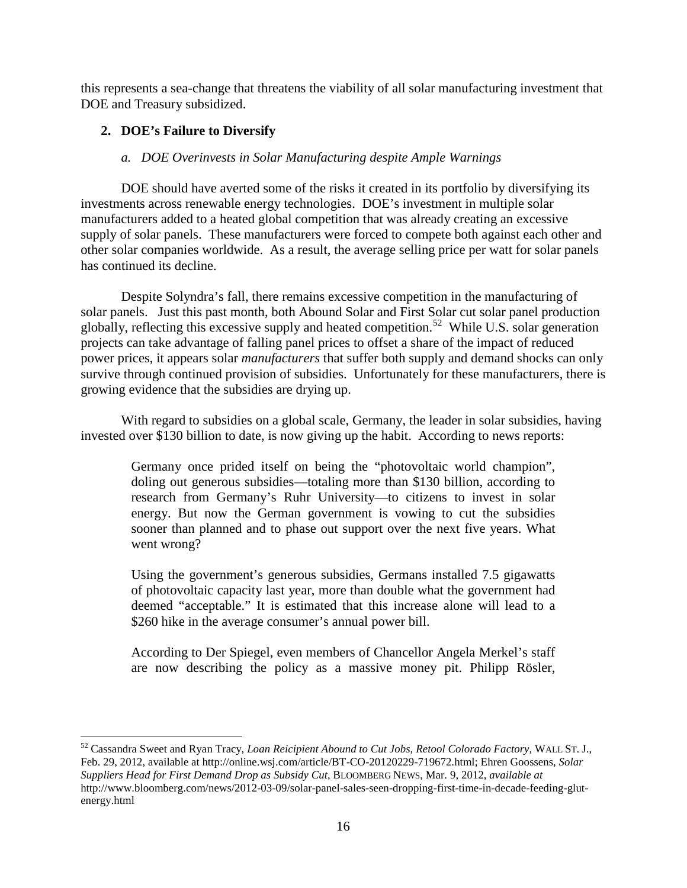this represents a sea-change that threatens the viability of all solar manufacturing investment that DOE and Treasury subsidized.

### 2. DOE's Failure to Diversify

#### *a. DOE Overinvests in Solar Manufacturing despite Ample Warnings*

DOE should have averted some of the risks it created in its portfolio by diversifying its investments across renewable energy technologies. DOE's investment in multiple solar manufacturers added to a heated global competition that was already creating an excessive supply of solar panels. These manufacturers were forced to compete both against each other and other solar companies worldwide. As a result, the average selling price per watt for solar panels has continued its decline.

Despite Solyndra's fall, there remains excessive competition in the manufacturing of solar panels. Just this past month, both Abound Solar and First Solar cut solar panel production globally, reflecting this excessive supply and heated competition.[52] While U.S. solar generation projects can take advantage of falling panel prices to offset a share of the impact of reduced power prices, it appears solar *manufacturers* that suffer both supply and demand shocks can only survive through continued provision of subsidies. Unfortunately for these manufacturers, there is growing evidence that the subsidies are drying up.

With regard to subsidies on a global scale, Germany, the leader in solar subsidies, having invested over $130 billion to date, is now giving up the habit. According to news reports:

> Germany once prided itself on being the "photovoltaic world champion", doling out generous subsidies—totaling more than $130 billion, according to research from Germany's Ruhr University—to citizens to invest in solar energy. But now the German government is vowing to cut the subsidies sooner than planned and to phase out support over the next five years. What went wrong?
>
> Using the government's generous subsidies, Germans installed 7.5 gigawatts of photovoltaic capacity last year, more than double what the government had deemed "acceptable." It is estimated that this increase alone will lead to a $260 hike in the average consumer's annual power bill.
>
> According to Der Spiegel, even members of Chancellor Angela Merkel's staff are now describing the policy as a massive money pit. Philipp Rösler,

---

[52] Cassandra Sweet and Ryan Tracy, *Loan Reicipient Abound to Cut Jobs, Retool Colorado Factory*, WALL ST. J., Feb. 29, 2012, available at http://online.wsj.com/article/BT-CO-20120229-719672.html; Ehren Goossens, *Solar Suppliers Head for First Demand Drop as Subsidy Cut*, BLOOMBERG NEWS, Mar. 9, 2012, *available at* http://www.bloomberg.com/news/2012-03-09/solar-panel-sales-seen-dropping-first-time-in-decade-feeding-glut-energy.html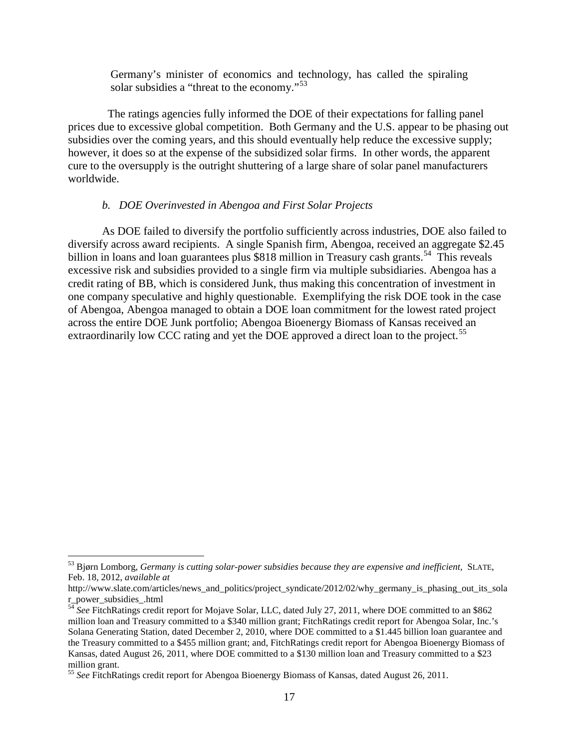> Germany's minister of economics and technology, has called the spiraling solar subsidies a "threat to the economy."[53]

The ratings agencies fully informed the DOE of their expectations for falling panel prices due to excessive global competition. Both Germany and the U.S. appear to be phasing out subsidies over the coming years, and this should eventually help reduce the excessive supply; however, it does so at the expense of the subsidized solar firms. In other words, the apparent cure to the oversupply is the outright shuttering of a large share of solar panel manufacturers worldwide.

### *b. DOE Overinvested in Abengoa and First Solar Projects*

As DOE failed to diversify the portfolio sufficiently across industries, DOE also failed to diversify across award recipients. A single Spanish firm, Abengoa, received an aggregate $2.45 billion in loans and loan guarantees plus $818 million in Treasury cash grants.[54] This reveals excessive risk and subsidies provided to a single firm via multiple subsidiaries. Abengoa has a credit rating of BB, which is considered Junk, thus making this concentration of investment in one company speculative and highly questionable. Exemplifying the risk DOE took in the case of Abengoa, Abengoa managed to obtain a DOE loan commitment for the lowest rated project across the entire DOE Junk portfolio; Abengoa Bioenergy Biomass of Kansas received an extraordinarily low CCC rating and yet the DOE approved a direct loan to the project.[55]

---

[53] Bjørn Lomborg, *Germany is cutting solar-power subsidies because they are expensive and inefficient*, SLATE, Feb. 18, 2012, *available at* http://www.slate.com/articles/news_and_politics/project_syndicate/2012/02/why_germany_is_phasing_out_its_solar_power_subsidies_.html

[54] *See* FitchRatings credit report for Mojave Solar, LLC, dated July 27, 2011, where DOE committed to an $862 million loan and Treasury committed to a $340 million grant; FitchRatings credit report for Abengoa Solar, Inc.'s Solana Generating Station, dated December 2, 2010, where DOE committed to a $1.445 billion loan guarantee and the Treasury committed to a $455 million grant; and, FitchRatings credit report for Abengoa Bioenergy Biomass of Kansas, dated August 26, 2011, where DOE committed to a $130 million loan and Treasury committed to a $23 million grant.

[55] *See* FitchRatings credit report for Abengoa Bioenergy Biomass of Kansas, dated August 26, 2011.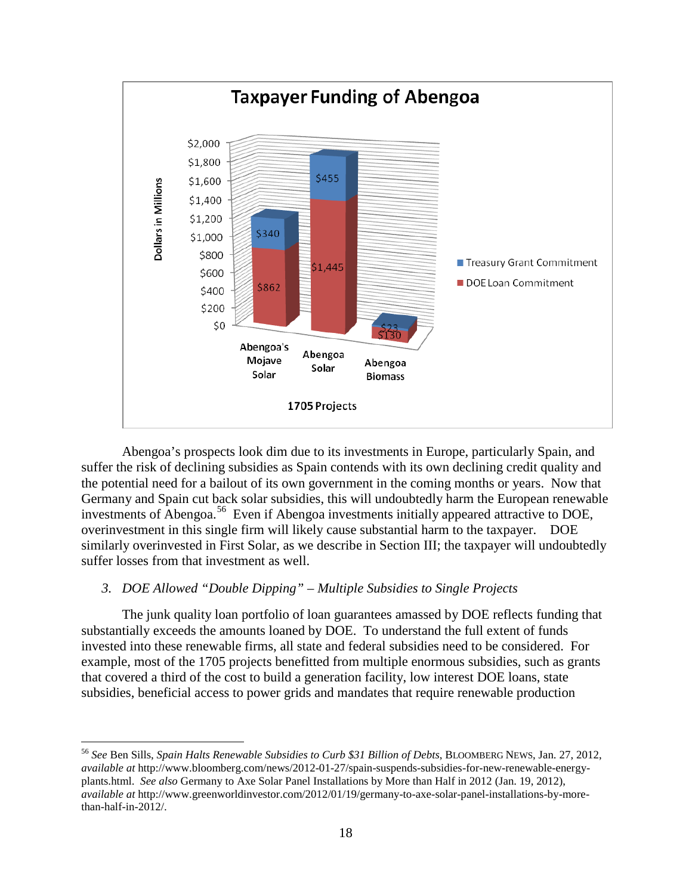**Taxpayer Funding of Abengoa**

| 1705 Projects (Dollars in Millions) | DOE Loan Commitment | Treasury Grant Commitment |
|---|---|---|
| Abengoa's Mojave Solar | $862 | $340 |
| Abengoa Solar | $1,445 | $455 |
| Abengoa Biomass | $130 | $23 |

Abengoa's prospects look dim due to its investments in Europe, particularly Spain, and suffer the risk of declining subsidies as Spain contends with its own declining credit quality and the potential need for a bailout of its own government in the coming months or years. Now that Germany and Spain cut back solar subsidies, this will undoubtedly harm the European renewable investments of Abengoa.[56] Even if Abengoa investments initially appeared attractive to DOE, overinvestment in this single firm will likely cause substantial harm to the taxpayer. DOE similarly overinvested in First Solar, as we describe in Section III; the taxpayer will undoubtedly suffer losses from that investment as well.

### *3. DOE Allowed "Double Dipping" – Multiple Subsidies to Single Projects*

The junk quality loan portfolio of loan guarantees amassed by DOE reflects funding that substantially exceeds the amounts loaned by DOE. To understand the full extent of funds invested into these renewable firms, all state and federal subsidies need to be considered. For example, most of the 1705 projects benefitted from multiple enormous subsidies, such as grants that covered a third of the cost to build a generation facility, low interest DOE loans, state subsidies, beneficial access to power grids and mandates that require renewable production

---

[56] *See* Ben Sills, *Spain Halts Renewable Subsidies to Curb $31 Billion of Debts*, BLOOMBERG NEWS, Jan. 27, 2012, *available at* http://www.bloomberg.com/news/2012-01-27/spain-suspends-subsidies-for-new-renewable-energy-plants.html. *See also* Germany to Axe Solar Panel Installations by More than Half in 2012 (Jan. 19, 2012), *available at* http://www.greenworldinvestor.com/2012/01/19/germany-to-axe-solar-panel-installations-by-more-than-half-in-2012/.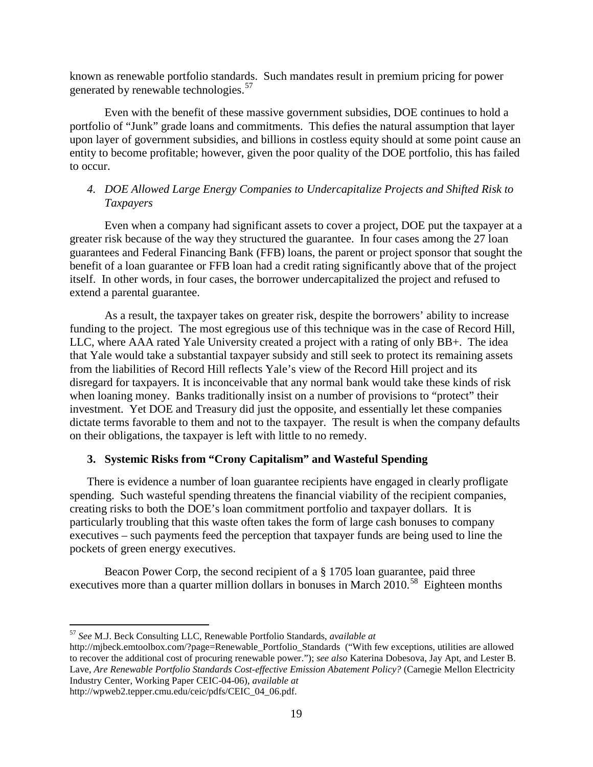known as renewable portfolio standards. Such mandates result in premium pricing for power generated by renewable technologies.[57]

Even with the benefit of these massive government subsidies, DOE continues to hold a portfolio of "Junk" grade loans and commitments. This defies the natural assumption that layer upon layer of government subsidies, and billions in costless equity should at some point cause an entity to become profitable; however, given the poor quality of the DOE portfolio, this has failed to occur.

#### *4. DOE Allowed Large Energy Companies to Undercapitalize Projects and Shifted Risk to Taxpayers*

Even when a company had significant assets to cover a project, DOE put the taxpayer at a greater risk because of the way they structured the guarantee. In four cases among the 27 loan guarantees and Federal Financing Bank (FFB) loans, the parent or project sponsor that sought the benefit of a loan guarantee or FFB loan had a credit rating significantly above that of the project itself. In other words, in four cases, the borrower undercapitalized the project and refused to extend a parental guarantee.

As a result, the taxpayer takes on greater risk, despite the borrowers' ability to increase funding to the project. The most egregious use of this technique was in the case of Record Hill, LLC, where AAA rated Yale University created a project with a rating of only BB+. The idea that Yale would take a substantial taxpayer subsidy and still seek to protect its remaining assets from the liabilities of Record Hill reflects Yale's view of the Record Hill project and its disregard for taxpayers. It is inconceivable that any normal bank would take these kinds of risk when loaning money. Banks traditionally insist on a number of provisions to "protect" their investment. Yet DOE and Treasury did just the opposite, and essentially let these companies dictate terms favorable to them and not to the taxpayer. The result is when the company defaults on their obligations, the taxpayer is left with little to no remedy.

### **3. Systemic Risks from "Crony Capitalism" and Wasteful Spending**

There is evidence a number of loan guarantee recipients have engaged in clearly profligate spending. Such wasteful spending threatens the financial viability of the recipient companies, creating risks to both the DOE's loan commitment portfolio and taxpayer dollars. It is particularly troubling that this waste often takes the form of large cash bonuses to company executives – such payments feed the perception that taxpayer funds are being used to line the pockets of green energy executives.

Beacon Power Corp, the second recipient of a § 1705 loan guarantee, paid three executives more than a quarter million dollars in bonuses in March 2010.[58] Eighteen months

---

[57] *See* M.J. Beck Consulting LLC, Renewable Portfolio Standards, *available at* http://mjbeck.emtoolbox.com/?page=Renewable_Portfolio_Standards ("With few exceptions, utilities are allowed to recover the additional cost of procuring renewable power."); *see also* Katerina Dobesova, Jay Apt, and Lester B. Lave, *Are Renewable Portfolio Standards Cost-effective Emission Abatement Policy?* (Carnegie Mellon Electricity Industry Center, Working Paper CEIC-04-06), *available at* http://wpweb2.tepper.cmu.edu/ceic/pdfs/CEIC_04_06.pdf.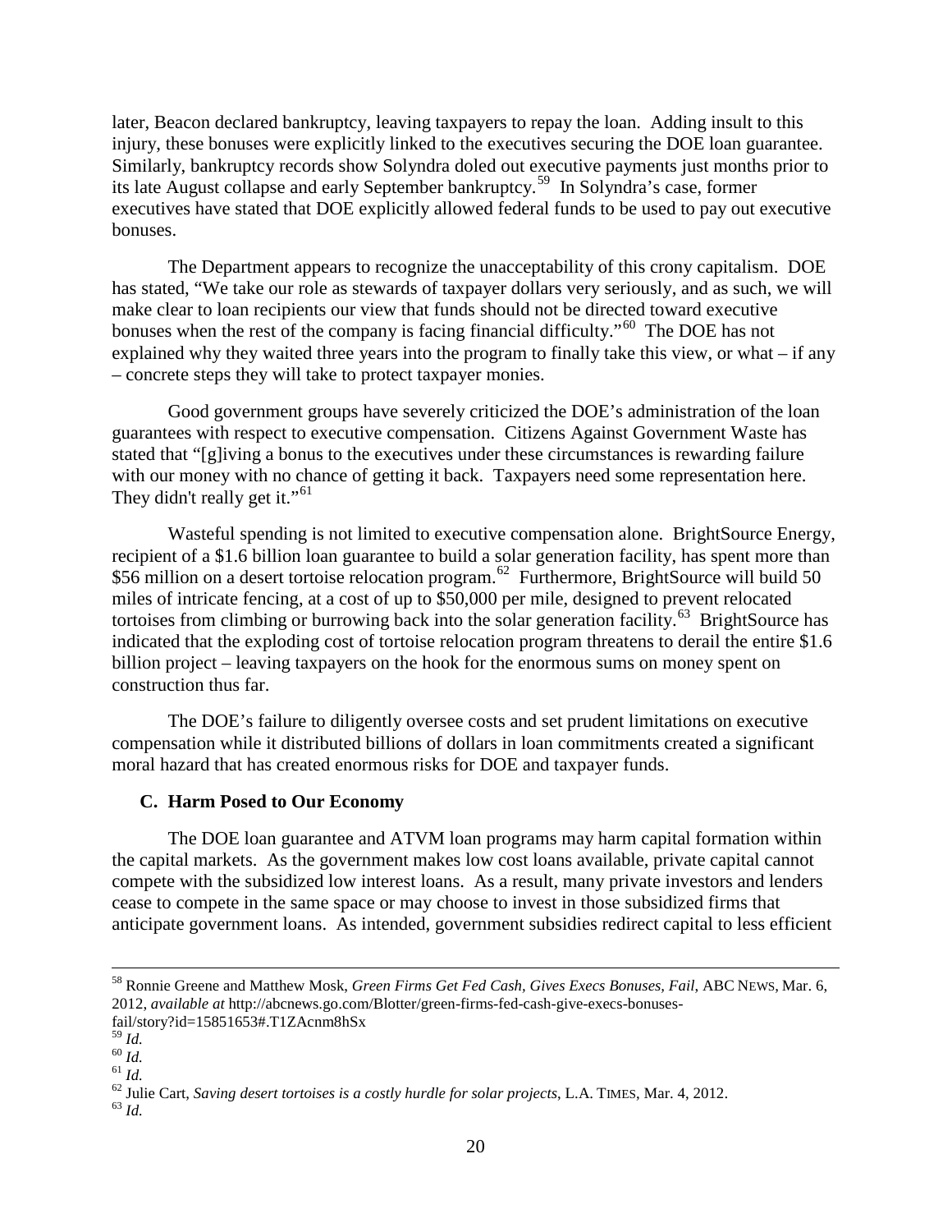later, Beacon declared bankruptcy, leaving taxpayers to repay the loan. Adding insult to this injury, these bonuses were explicitly linked to the executives securing the DOE loan guarantee. Similarly, bankruptcy records show Solyndra doled out executive payments just months prior to its late August collapse and early September bankruptcy.[59] In Solyndra's case, former executives have stated that DOE explicitly allowed federal funds to be used to pay out executive bonuses.

The Department appears to recognize the unacceptability of this crony capitalism. DOE has stated, "We take our role as stewards of taxpayer dollars very seriously, and as such, we will make clear to loan recipients our view that funds should not be directed toward executive bonuses when the rest of the company is facing financial difficulty."[60] The DOE has not explained why they waited three years into the program to finally take this view, or what – if any – concrete steps they will take to protect taxpayer monies.

Good government groups have severely criticized the DOE's administration of the loan guarantees with respect to executive compensation. Citizens Against Government Waste has stated that "[g]iving a bonus to the executives under these circumstances is rewarding failure with our money with no chance of getting it back. Taxpayers need some representation here. They didn't really get it."[61]

Wasteful spending is not limited to executive compensation alone. BrightSource Energy, recipient of a $1.6 billion loan guarantee to build a solar generation facility, has spent more than $56 million on a desert tortoise relocation program.[62] Furthermore, BrightSource will build 50 miles of intricate fencing, at a cost of up to $50,000 per mile, designed to prevent relocated tortoises from climbing or burrowing back into the solar generation facility.[63] BrightSource has indicated that the exploding cost of tortoise relocation program threatens to derail the entire $1.6 billion project – leaving taxpayers on the hook for the enormous sums on money spent on construction thus far.

The DOE's failure to diligently oversee costs and set prudent limitations on executive compensation while it distributed billions of dollars in loan commitments created a significant moral hazard that has created enormous risks for DOE and taxpayer funds.

### C. Harm Posed to Our Economy

The DOE loan guarantee and ATVM loan programs may harm capital formation within the capital markets. As the government makes low cost loans available, private capital cannot compete with the subsidized low interest loans. As a result, many private investors and lenders cease to compete in the same space or may choose to invest in those subsidized firms that anticipate government loans. As intended, government subsidies redirect capital to less efficient

---

[58] Ronnie Greene and Matthew Mosk, *Green Firms Get Fed Cash, Gives Execs Bonuses, Fail*, ABC NEWS, Mar. 6, 2012, *available at* http://abcnews.go.com/Blotter/green-firms-fed-cash-give-execs-bonuses-fail/story?id=15851653#.T1ZAcnm8hSx

[59] *Id.*

[60] *Id.*

[61] *Id.*

[62] Julie Cart, *Saving desert tortoises is a costly hurdle for solar projects*, L.A. TIMES, Mar. 4, 2012.

[63] *Id.*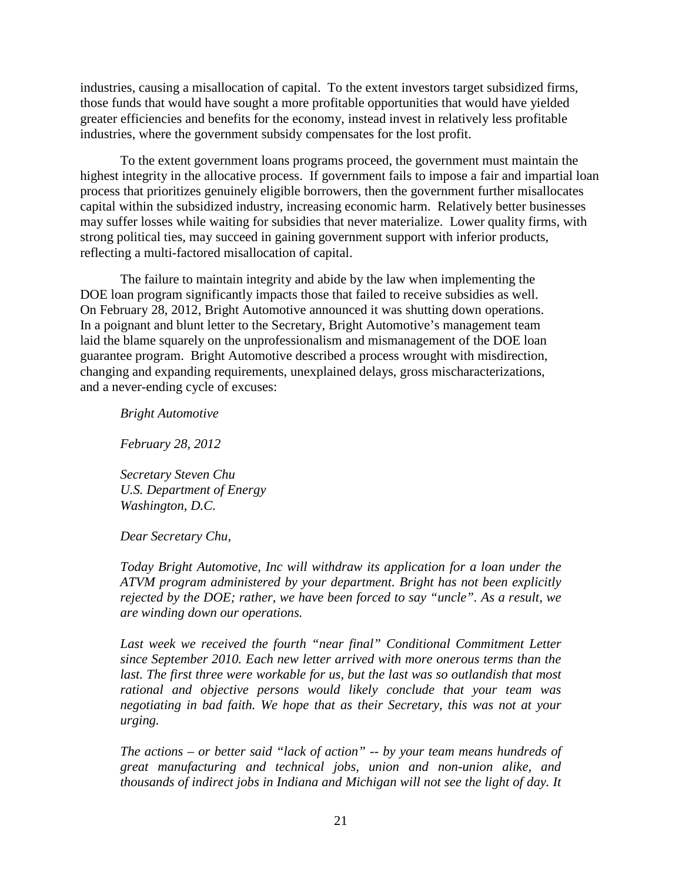industries, causing a misallocation of capital. To the extent investors target subsidized firms, those funds that would have sought a more profitable opportunities that would have yielded greater efficiencies and benefits for the economy, instead invest in relatively less profitable industries, where the government subsidy compensates for the lost profit.

To the extent government loans programs proceed, the government must maintain the highest integrity in the allocative process. If government fails to impose a fair and impartial loan process that prioritizes genuinely eligible borrowers, then the government further misallocates capital within the subsidized industry, increasing economic harm. Relatively better businesses may suffer losses while waiting for subsidies that never materialize. Lower quality firms, with strong political ties, may succeed in gaining government support with inferior products, reflecting a multi-factored misallocation of capital.

The failure to maintain integrity and abide by the law when implementing the DOE loan program significantly impacts those that failed to receive subsidies as well. On February 28, 2012, Bright Automotive announced it was shutting down operations. In a poignant and blunt letter to the Secretary, Bright Automotive's management team laid the blame squarely on the unprofessionalism and mismanagement of the DOE loan guarantee program. Bright Automotive described a process wrought with misdirection, changing and expanding requirements, unexplained delays, gross mischaracterizations, and a never-ending cycle of excuses:

> *Bright Automotive*
>
> *February 28, 2012*
>
> *Secretary Steven Chu*
> *U.S. Department of Energy*
> *Washington, D.C.*
>
> *Dear Secretary Chu,*
>
> *Today Bright Automotive, Inc will withdraw its application for a loan under the ATVM program administered by your department. Bright has not been explicitly rejected by the DOE; rather, we have been forced to say "uncle". As a result, we are winding down our operations.*
>
> *Last week we received the fourth "near final" Conditional Commitment Letter since September 2010. Each new letter arrived with more onerous terms than the last. The first three were workable for us, but the last was so outlandish that most rational and objective persons would likely conclude that your team was negotiating in bad faith. We hope that as their Secretary, this was not at your urging.*
>
> *The actions – or better said "lack of action" -- by your team means hundreds of great manufacturing and technical jobs, union and non-union alike, and thousands of indirect jobs in Indiana and Michigan will not see the light of day. It*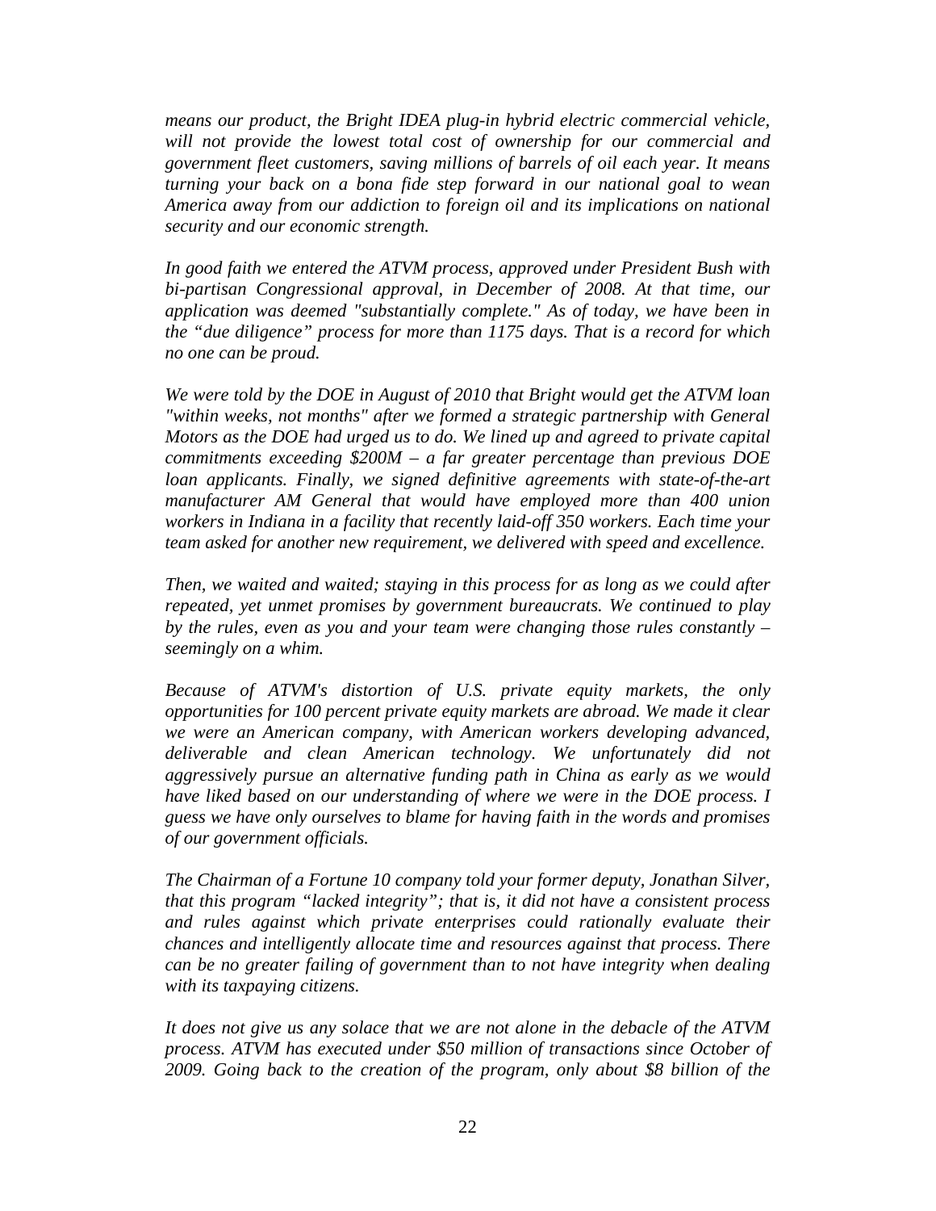*means our product, the Bright IDEA plug-in hybrid electric commercial vehicle, will not provide the lowest total cost of ownership for our commercial and government fleet customers, saving millions of barrels of oil each year. It means turning your back on a bona fide step forward in our national goal to wean America away from our addiction to foreign oil and its implications on national security and our economic strength.*

*In good faith we entered the ATVM process, approved under President Bush with bi-partisan Congressional approval, in December of 2008. At that time, our application was deemed "substantially complete." As of today, we have been in the "due diligence" process for more than 1175 days. That is a record for which no one can be proud.*

*We were told by the DOE in August of 2010 that Bright would get the ATVM loan "within weeks, not months" after we formed a strategic partnership with General Motors as the DOE had urged us to do. We lined up and agreed to private capital commitments exceeding $200M – a far greater percentage than previous DOE loan applicants. Finally, we signed definitive agreements with state-of-the-art manufacturer AM General that would have employed more than 400 union workers in Indiana in a facility that recently laid-off 350 workers. Each time your team asked for another new requirement, we delivered with speed and excellence.*

*Then, we waited and waited; staying in this process for as long as we could after repeated, yet unmet promises by government bureaucrats. We continued to play by the rules, even as you and your team were changing those rules constantly – seemingly on a whim.*

*Because of ATVM's distortion of U.S. private equity markets, the only opportunities for 100 percent private equity markets are abroad. We made it clear we were an American company, with American workers developing advanced, deliverable and clean American technology. We unfortunately did not aggressively pursue an alternative funding path in China as early as we would have liked based on our understanding of where we were in the DOE process. I guess we have only ourselves to blame for having faith in the words and promises of our government officials.*

*The Chairman of a Fortune 10 company told your former deputy, Jonathan Silver, that this program "lacked integrity"; that is, it did not have a consistent process and rules against which private enterprises could rationally evaluate their chances and intelligently allocate time and resources against that process. There can be no greater failing of government than to not have integrity when dealing with its taxpaying citizens.*

*It does not give us any solace that we are not alone in the debacle of the ATVM process. ATVM has executed under $50 million of transactions since October of 2009. Going back to the creation of the program, only about $8 billion of the*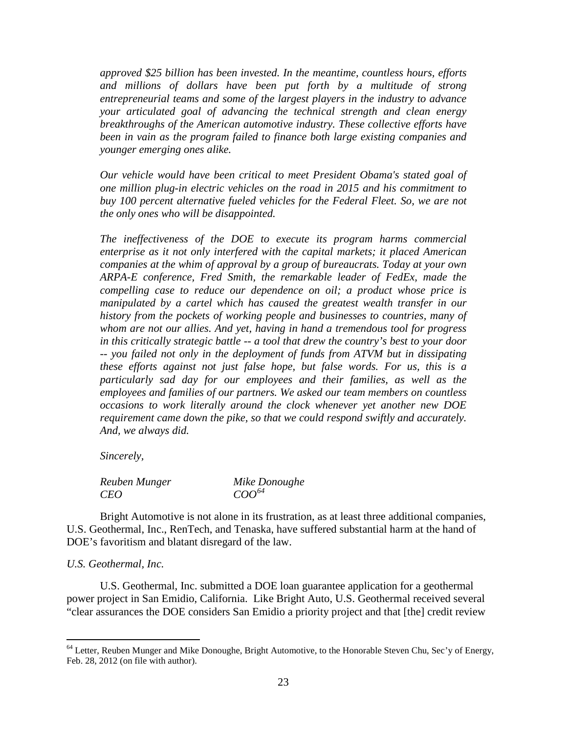*approved $25 billion has been invested. In the meantime, countless hours, efforts and millions of dollars have been put forth by a multitude of strong entrepreneurial teams and some of the largest players in the industry to advance your articulated goal of advancing the technical strength and clean energy breakthroughs of the American automotive industry. These collective efforts have been in vain as the program failed to finance both large existing companies and younger emerging ones alike.*

*Our vehicle would have been critical to meet President Obama's stated goal of one million plug-in electric vehicles on the road in 2015 and his commitment to buy 100 percent alternative fueled vehicles for the Federal Fleet. So, we are not the only ones who will be disappointed.*

*The ineffectiveness of the DOE to execute its program harms commercial enterprise as it not only interfered with the capital markets; it placed American companies at the whim of approval by a group of bureaucrats. Today at your own ARPA-E conference, Fred Smith, the remarkable leader of FedEx, made the compelling case to reduce our dependence on oil; a product whose price is manipulated by a cartel which has caused the greatest wealth transfer in our history from the pockets of working people and businesses to countries, many of whom are not our allies. And yet, having in hand a tremendous tool for progress in this critically strategic battle -- a tool that drew the country's best to your door -- you failed not only in the deployment of funds from ATVM but in dissipating these efforts against not just false hope, but false words. For us, this is a particularly sad day for our employees and their families, as well as the employees and families of our partners. We asked our team members on countless occasions to work literally around the clock whenever yet another new DOE requirement came down the pike, so that we could respond swiftly and accurately. And, we always did.*

*Sincerely,*

*Reuben Munger* — *CEO*

*Mike Donoughe* — *COO*[64]

Bright Automotive is not alone in its frustration, as at least three additional companies, U.S. Geothermal, Inc., RenTech, and Tenaska, have suffered substantial harm at the hand of DOE's favoritism and blatant disregard of the law.

*U.S. Geothermal, Inc.*

U.S. Geothermal, Inc. submitted a DOE loan guarantee application for a geothermal power project in San Emidio, California. Like Bright Auto, U.S. Geothermal received several "clear assurances the DOE considers San Emidio a priority project and that [the] credit review

[64] Letter, Reuben Munger and Mike Donoughe, Bright Automotive, to the Honorable Steven Chu, Sec'y of Energy, Feb. 28, 2012 (on file with author).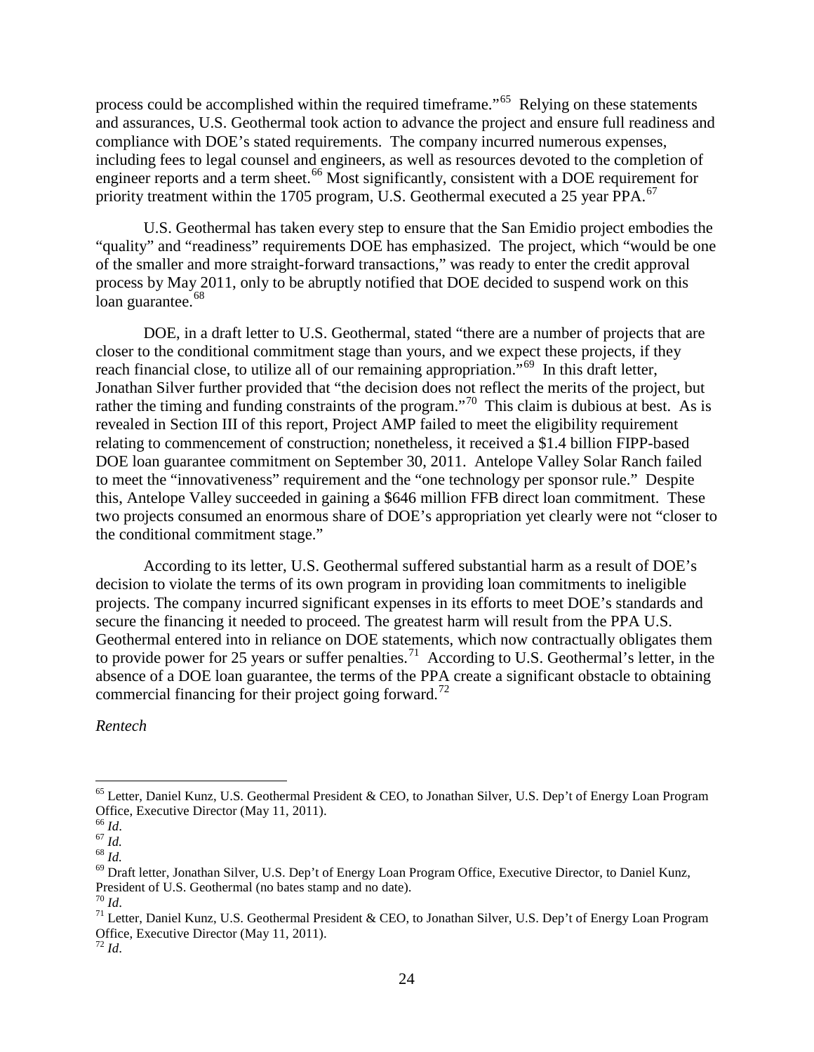process could be accomplished within the required timeframe."[65] Relying on these statements and assurances, U.S. Geothermal took action to advance the project and ensure full readiness and compliance with DOE's stated requirements. The company incurred numerous expenses, including fees to legal counsel and engineers, as well as resources devoted to the completion of engineer reports and a term sheet.[66] Most significantly, consistent with a DOE requirement for priority treatment within the 1705 program, U.S. Geothermal executed a 25 year PPA.[67]

U.S. Geothermal has taken every step to ensure that the San Emidio project embodies the "quality" and "readiness" requirements DOE has emphasized. The project, which "would be one of the smaller and more straight-forward transactions," was ready to enter the credit approval process by May 2011, only to be abruptly notified that DOE decided to suspend work on this loan guarantee.[68]

DOE, in a draft letter to U.S. Geothermal, stated "there are a number of projects that are closer to the conditional commitment stage than yours, and we expect these projects, if they reach financial close, to utilize all of our remaining appropriation."[69] In this draft letter, Jonathan Silver further provided that "the decision does not reflect the merits of the project, but rather the timing and funding constraints of the program."[70] This claim is dubious at best. As is revealed in Section III of this report, Project AMP failed to meet the eligibility requirement relating to commencement of construction; nonetheless, it received a $1.4 billion FIPP-based DOE loan guarantee commitment on September 30, 2011. Antelope Valley Solar Ranch failed to meet the "innovativeness" requirement and the "one technology per sponsor rule." Despite this, Antelope Valley succeeded in gaining a $646 million FFB direct loan commitment. These two projects consumed an enormous share of DOE's appropriation yet clearly were not "closer to the conditional commitment stage."

According to its letter, U.S. Geothermal suffered substantial harm as a result of DOE's decision to violate the terms of its own program in providing loan commitments to ineligible projects. The company incurred significant expenses in its efforts to meet DOE's standards and secure the financing it needed to proceed. The greatest harm will result from the PPA U.S. Geothermal entered into in reliance on DOE statements, which now contractually obligates them to provide power for 25 years or suffer penalties.[71] According to U.S. Geothermal's letter, in the absence of a DOE loan guarantee, the terms of the PPA create a significant obstacle to obtaining commercial financing for their project going forward.[72]

*Rentech*

---

[65] Letter, Daniel Kunz, U.S. Geothermal President & CEO, to Jonathan Silver, U.S. Dep't of Energy Loan Program Office, Executive Director (May 11, 2011).
[66] *Id*.
[67] *Id.*
[68] *Id.*
[69] Draft letter, Jonathan Silver, U.S. Dep't of Energy Loan Program Office, Executive Director, to Daniel Kunz, President of U.S. Geothermal (no bates stamp and no date).
[70] *Id*.
[71] Letter, Daniel Kunz, U.S. Geothermal President & CEO, to Jonathan Silver, U.S. Dep't of Energy Loan Program Office, Executive Director (May 11, 2011).
[72] *Id*.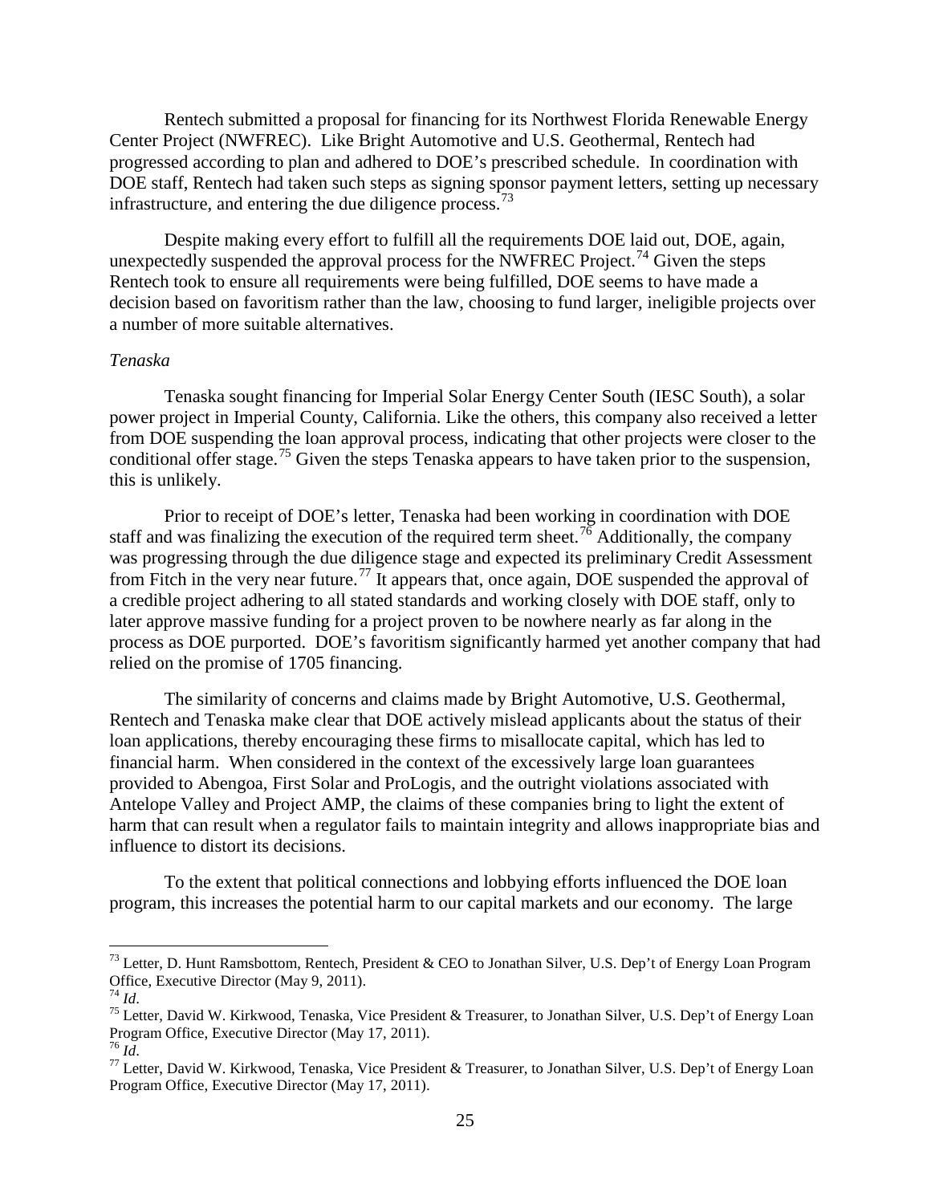Rentech submitted a proposal for financing for its Northwest Florida Renewable Energy Center Project (NWFREC). Like Bright Automotive and U.S. Geothermal, Rentech had progressed according to plan and adhered to DOE's prescribed schedule. In coordination with DOE staff, Rentech had taken such steps as signing sponsor payment letters, setting up necessary infrastructure, and entering the due diligence process.[73]

Despite making every effort to fulfill all the requirements DOE laid out, DOE, again, unexpectedly suspended the approval process for the NWFREC Project.[74] Given the steps Rentech took to ensure all requirements were being fulfilled, DOE seems to have made a decision based on favoritism rather than the law, choosing to fund larger, ineligible projects over a number of more suitable alternatives.

*Tenaska*

Tenaska sought financing for Imperial Solar Energy Center South (IESC South), a solar power project in Imperial County, California. Like the others, this company also received a letter from DOE suspending the loan approval process, indicating that other projects were closer to the conditional offer stage.[75] Given the steps Tenaska appears to have taken prior to the suspension, this is unlikely.

Prior to receipt of DOE's letter, Tenaska had been working in coordination with DOE staff and was finalizing the execution of the required term sheet.[76] Additionally, the company was progressing through the due diligence stage and expected its preliminary Credit Assessment from Fitch in the very near future.[77] It appears that, once again, DOE suspended the approval of a credible project adhering to all stated standards and working closely with DOE staff, only to later approve massive funding for a project proven to be nowhere nearly as far along in the process as DOE purported. DOE's favoritism significantly harmed yet another company that had relied on the promise of 1705 financing.

The similarity of concerns and claims made by Bright Automotive, U.S. Geothermal, Rentech and Tenaska make clear that DOE actively mislead applicants about the status of their loan applications, thereby encouraging these firms to misallocate capital, which has led to financial harm. When considered in the context of the excessively large loan guarantees provided to Abengoa, First Solar and ProLogis, and the outright violations associated with Antelope Valley and Project AMP, the claims of these companies bring to light the extent of harm that can result when a regulator fails to maintain integrity and allows inappropriate bias and influence to distort its decisions.

To the extent that political connections and lobbying efforts influenced the DOE loan program, this increases the potential harm to our capital markets and our economy. The large

---

[73] Letter, D. Hunt Ramsbottom, Rentech, President & CEO to Jonathan Silver, U.S. Dep't of Energy Loan Program Office, Executive Director (May 9, 2011).

[74] *Id*.

[75] Letter, David W. Kirkwood, Tenaska, Vice President & Treasurer, to Jonathan Silver, U.S. Dep't of Energy Loan Program Office, Executive Director (May 17, 2011).

[76] *Id*.

[77] Letter, David W. Kirkwood, Tenaska, Vice President & Treasurer, to Jonathan Silver, U.S. Dep't of Energy Loan Program Office, Executive Director (May 17, 2011).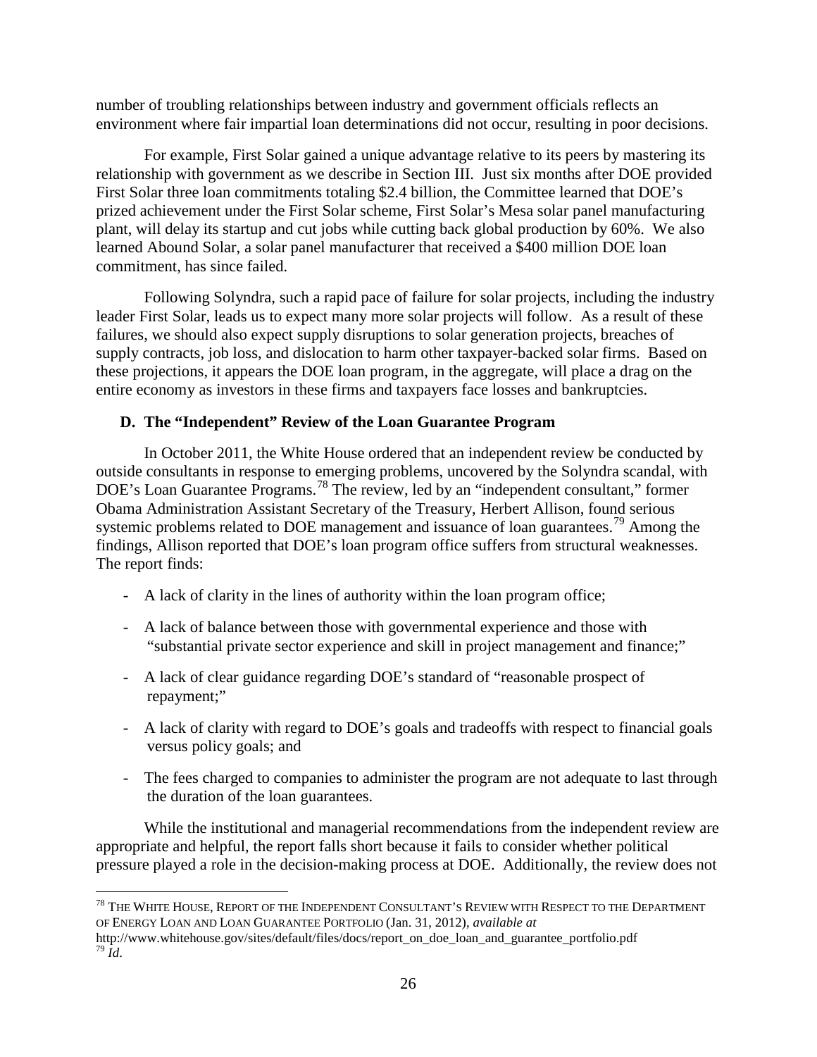number of troubling relationships between industry and government officials reflects an environment where fair impartial loan determinations did not occur, resulting in poor decisions.

For example, First Solar gained a unique advantage relative to its peers by mastering its relationship with government as we describe in Section III. Just six months after DOE provided First Solar three loan commitments totaling $2.4 billion, the Committee learned that DOE's prized achievement under the First Solar scheme, First Solar's Mesa solar panel manufacturing plant, will delay its startup and cut jobs while cutting back global production by 60%. We also learned Abound Solar, a solar panel manufacturer that received a $400 million DOE loan commitment, has since failed.

Following Solyndra, such a rapid pace of failure for solar projects, including the industry leader First Solar, leads us to expect many more solar projects will follow. As a result of these failures, we should also expect supply disruptions to solar generation projects, breaches of supply contracts, job loss, and dislocation to harm other taxpayer-backed solar firms. Based on these projections, it appears the DOE loan program, in the aggregate, will place a drag on the entire economy as investors in these firms and taxpayers face losses and bankruptcies.

### D. The "Independent" Review of the Loan Guarantee Program

In October 2011, the White House ordered that an independent review be conducted by outside consultants in response to emerging problems, uncovered by the Solyndra scandal, with DOE's Loan Guarantee Programs.[78] The review, led by an "independent consultant," former Obama Administration Assistant Secretary of the Treasury, Herbert Allison, found serious systemic problems related to DOE management and issuance of loan guarantees.[79] Among the findings, Allison reported that DOE's loan program office suffers from structural weaknesses. The report finds:

- A lack of clarity in the lines of authority within the loan program office;
- A lack of balance between those with governmental experience and those with "substantial private sector experience and skill in project management and finance;"
- A lack of clear guidance regarding DOE's standard of "reasonable prospect of repayment;"
- A lack of clarity with regard to DOE's goals and tradeoffs with respect to financial goals versus policy goals; and
- The fees charged to companies to administer the program are not adequate to last through the duration of the loan guarantees.

While the institutional and managerial recommendations from the independent review are appropriate and helpful, the report falls short because it fails to consider whether political pressure played a role in the decision-making process at DOE. Additionally, the review does not

---

[78] THE WHITE HOUSE, REPORT OF THE INDEPENDENT CONSULTANT'S REVIEW WITH RESPECT TO THE DEPARTMENT OF ENERGY LOAN AND LOAN GUARANTEE PORTFOLIO (Jan. 31, 2012), *available at* http://www.whitehouse.gov/sites/default/files/docs/report_on_doe_loan_and_guarantee_portfolio.pdf

[79] *Id*.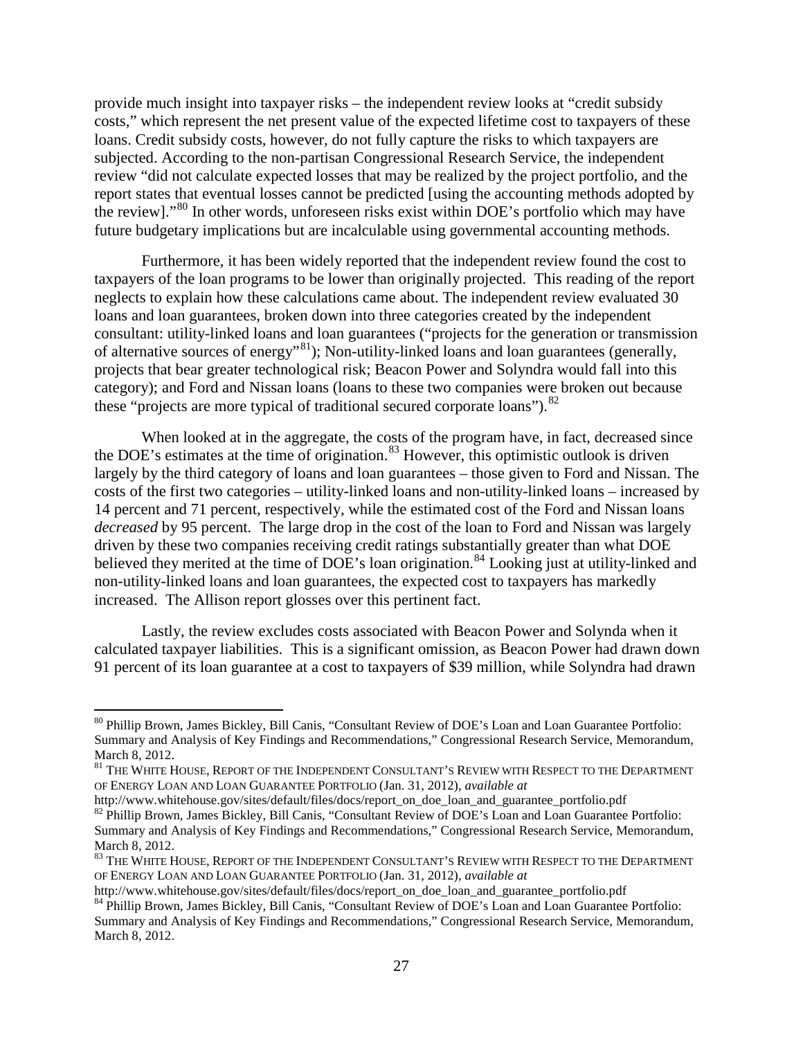provide much insight into taxpayer risks – the independent review looks at "credit subsidy costs," which represent the net present value of the expected lifetime cost to taxpayers of these loans. Credit subsidy costs, however, do not fully capture the risks to which taxpayers are subjected. According to the non-partisan Congressional Research Service, the independent review "did not calculate expected losses that may be realized by the project portfolio, and the report states that eventual losses cannot be predicted [using the accounting methods adopted by the review]."[80] In other words, unforeseen risks exist within DOE's portfolio which may have future budgetary implications but are incalculable using governmental accounting methods.

Furthermore, it has been widely reported that the independent review found the cost to taxpayers of the loan programs to be lower than originally projected. This reading of the report neglects to explain how these calculations came about. The independent review evaluated 30 loans and loan guarantees, broken down into three categories created by the independent consultant: utility-linked loans and loan guarantees ("projects for the generation or transmission of alternative sources of energy"[81]); Non-utility-linked loans and loan guarantees (generally, projects that bear greater technological risk; Beacon Power and Solyndra would fall into this category); and Ford and Nissan loans (loans to these two companies were broken out because these "projects are more typical of traditional secured corporate loans").[82]

When looked at in the aggregate, the costs of the program have, in fact, decreased since the DOE's estimates at the time of origination.[83] However, this optimistic outlook is driven largely by the third category of loans and loan guarantees – those given to Ford and Nissan. The costs of the first two categories – utility-linked loans and non-utility-linked loans – increased by 14 percent and 71 percent, respectively, while the estimated cost of the Ford and Nissan loans *decreased* by 95 percent. The large drop in the cost of the loan to Ford and Nissan was largely driven by these two companies receiving credit ratings substantially greater than what DOE believed they merited at the time of DOE's loan origination.[84] Looking just at utility-linked and non-utility-linked loans and loan guarantees, the expected cost to taxpayers has markedly increased. The Allison report glosses over this pertinent fact.

Lastly, the review excludes costs associated with Beacon Power and Solynda when it calculated taxpayer liabilities. This is a significant omission, as Beacon Power had drawn down 91 percent of its loan guarantee at a cost to taxpayers of $39 million, while Solyndra had drawn

---

[80] Phillip Brown, James Bickley, Bill Canis, "Consultant Review of DOE's Loan and Loan Guarantee Portfolio: Summary and Analysis of Key Findings and Recommendations," Congressional Research Service, Memorandum, March 8, 2012.

[81] THE WHITE HOUSE, REPORT OF THE INDEPENDENT CONSULTANT'S REVIEW WITH RESPECT TO THE DEPARTMENT OF ENERGY LOAN AND LOAN GUARANTEE PORTFOLIO (Jan. 31, 2012), *available at* http://www.whitehouse.gov/sites/default/files/docs/report_on_doe_loan_and_guarantee_portfolio.pdf

[82] Phillip Brown, James Bickley, Bill Canis, "Consultant Review of DOE's Loan and Loan Guarantee Portfolio: Summary and Analysis of Key Findings and Recommendations," Congressional Research Service, Memorandum, March 8, 2012.

[83] THE WHITE HOUSE, REPORT OF THE INDEPENDENT CONSULTANT'S REVIEW WITH RESPECT TO THE DEPARTMENT OF ENERGY LOAN AND LOAN GUARANTEE PORTFOLIO (Jan. 31, 2012), *available at* http://www.whitehouse.gov/sites/default/files/docs/report_on_doe_loan_and_guarantee_portfolio.pdf

[84] Phillip Brown, James Bickley, Bill Canis, "Consultant Review of DOE's Loan and Loan Guarantee Portfolio: Summary and Analysis of Key Findings and Recommendations," Congressional Research Service, Memorandum, March 8, 2012.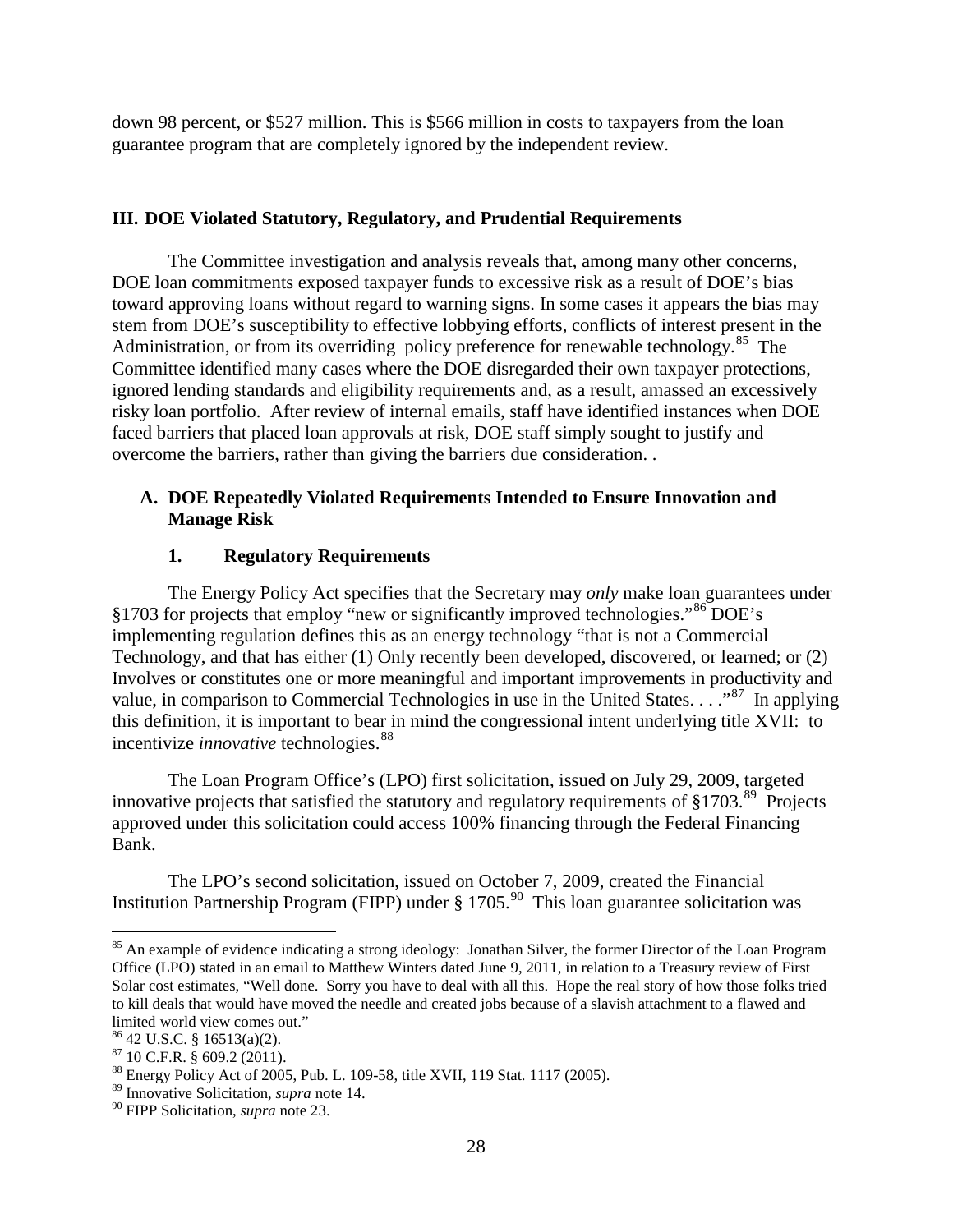down 98 percent, or $527 million. This is $566 million in costs to taxpayers from the loan guarantee program that are completely ignored by the independent review.

## III. DOE Violated Statutory, Regulatory, and Prudential Requirements

The Committee investigation and analysis reveals that, among many other concerns, DOE loan commitments exposed taxpayer funds to excessive risk as a result of DOE's bias toward approving loans without regard to warning signs. In some cases it appears the bias may stem from DOE's susceptibility to effective lobbying efforts, conflicts of interest present in the Administration, or from its overriding policy preference for renewable technology.[85] The Committee identified many cases where the DOE disregarded their own taxpayer protections, ignored lending standards and eligibility requirements and, as a result, amassed an excessively risky loan portfolio. After review of internal emails, staff have identified instances when DOE faced barriers that placed loan approvals at risk, DOE staff simply sought to justify and overcome the barriers, rather than giving the barriers due consideration. .

### A. DOE Repeatedly Violated Requirements Intended to Ensure Innovation and Manage Risk

#### 1. Regulatory Requirements

The Energy Policy Act specifies that the Secretary may *only* make loan guarantees under §1703 for projects that employ "new or significantly improved technologies."[86] DOE's implementing regulation defines this as an energy technology "that is not a Commercial Technology, and that has either (1) Only recently been developed, discovered, or learned; or (2) Involves or constitutes one or more meaningful and important improvements in productivity and value, in comparison to Commercial Technologies in use in the United States. . . ."[87] In applying this definition, it is important to bear in mind the congressional intent underlying title XVII: to incentivize *innovative* technologies.[88]

The Loan Program Office's (LPO) first solicitation, issued on July 29, 2009, targeted innovative projects that satisfied the statutory and regulatory requirements of §1703.[89] Projects approved under this solicitation could access 100% financing through the Federal Financing Bank.

The LPO's second solicitation, issued on October 7, 2009, created the Financial Institution Partnership Program (FIPP) under § 1705.[90] This loan guarantee solicitation was

---

[85] An example of evidence indicating a strong ideology: Jonathan Silver, the former Director of the Loan Program Office (LPO) stated in an email to Matthew Winters dated June 9, 2011, in relation to a Treasury review of First Solar cost estimates, "Well done. Sorry you have to deal with all this. Hope the real story of how those folks tried to kill deals that would have moved the needle and created jobs because of a slavish attachment to a flawed and limited world view comes out."

[86] 42 U.S.C. § 16513(a)(2).

[87] 10 C.F.R. § 609.2 (2011).

[88] Energy Policy Act of 2005, Pub. L. 109-58, title XVII, 119 Stat. 1117 (2005).

[89] Innovative Solicitation, *supra* note 14.

[90] FIPP Solicitation, *supra* note 23.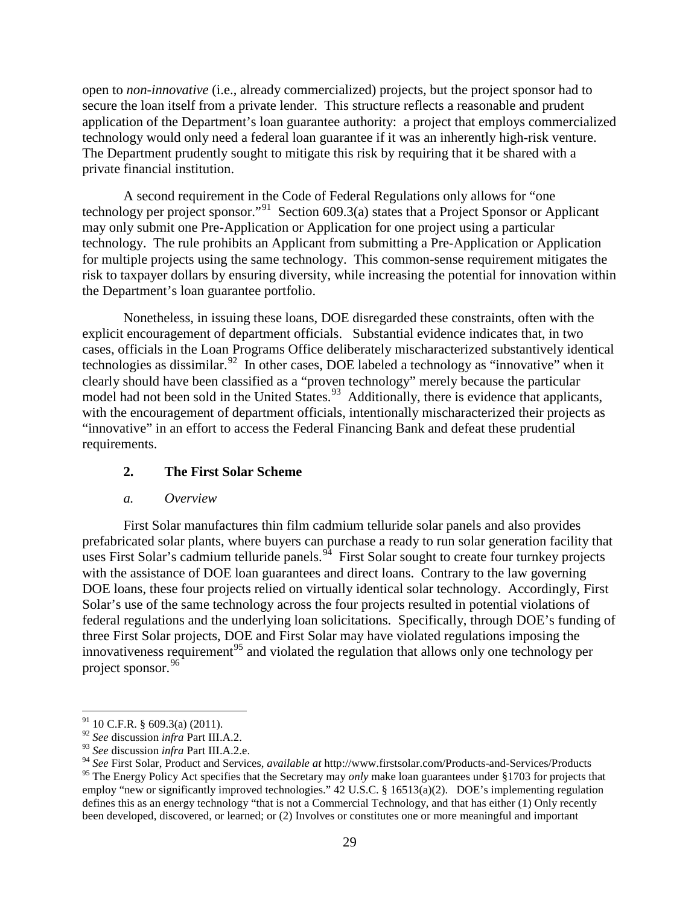open to *non-innovative* (i.e., already commercialized) projects, but the project sponsor had to secure the loan itself from a private lender. This structure reflects a reasonable and prudent application of the Department's loan guarantee authority: a project that employs commercialized technology would only need a federal loan guarantee if it was an inherently high-risk venture. The Department prudently sought to mitigate this risk by requiring that it be shared with a private financial institution.

A second requirement in the Code of Federal Regulations only allows for "one technology per project sponsor."[91] Section 609.3(a) states that a Project Sponsor or Applicant may only submit one Pre-Application or Application for one project using a particular technology. The rule prohibits an Applicant from submitting a Pre-Application or Application for multiple projects using the same technology. This common-sense requirement mitigates the risk to taxpayer dollars by ensuring diversity, while increasing the potential for innovation within the Department's loan guarantee portfolio.

Nonetheless, in issuing these loans, DOE disregarded these constraints, often with the explicit encouragement of department officials. Substantial evidence indicates that, in two cases, officials in the Loan Programs Office deliberately mischaracterized substantively identical technologies as dissimilar.[92] In other cases, DOE labeled a technology as "innovative" when it clearly should have been classified as a "proven technology" merely because the particular model had not been sold in the United States.[93] Additionally, there is evidence that applicants, with the encouragement of department officials, intentionally mischaracterized their projects as "innovative" in an effort to access the Federal Financing Bank and defeat these prudential requirements.

### 2. The First Solar Scheme

#### *a. Overview*

First Solar manufactures thin film cadmium telluride solar panels and also provides prefabricated solar plants, where buyers can purchase a ready to run solar generation facility that uses First Solar's cadmium telluride panels.[94] First Solar sought to create four turnkey projects with the assistance of DOE loan guarantees and direct loans. Contrary to the law governing DOE loans, these four projects relied on virtually identical solar technology. Accordingly, First Solar's use of the same technology across the four projects resulted in potential violations of federal regulations and the underlying loan solicitations. Specifically, through DOE's funding of three First Solar projects, DOE and First Solar may have violated regulations imposing the innovativeness requirement[95] and violated the regulation that allows only one technology per project sponsor.[96]

---

[91] 10 C.F.R. § 609.3(a) (2011).

[92] *See* discussion *infra* Part III.A.2.

[93] *See* discussion *infra* Part III.A.2.e.

[94] *See* First Solar, Product and Services, *available at* http://www.firstsolar.com/Products-and-Services/Products

[95] The Energy Policy Act specifies that the Secretary may *only* make loan guarantees under §1703 for projects that employ "new or significantly improved technologies." 42 U.S.C. § 16513(a)(2). DOE's implementing regulation defines this as an energy technology "that is not a Commercial Technology, and that has either (1) Only recently been developed, discovered, or learned; or (2) Involves or constitutes one or more meaningful and important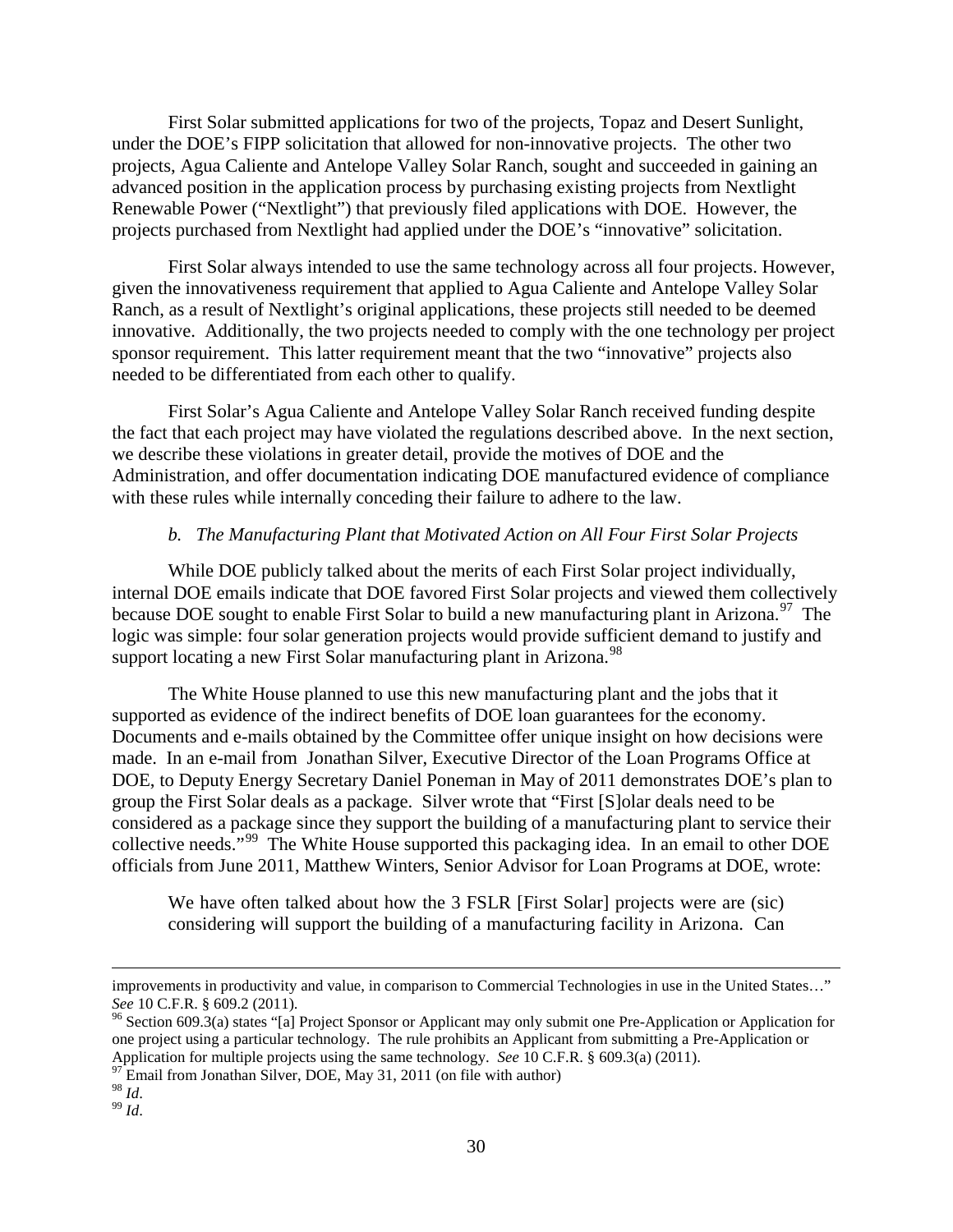First Solar submitted applications for two of the projects, Topaz and Desert Sunlight, under the DOE's FIPP solicitation that allowed for non-innovative projects. The other two projects, Agua Caliente and Antelope Valley Solar Ranch, sought and succeeded in gaining an advanced position in the application process by purchasing existing projects from Nextlight Renewable Power ("Nextlight") that previously filed applications with DOE. However, the projects purchased from Nextlight had applied under the DOE's "innovative" solicitation.

First Solar always intended to use the same technology across all four projects. However, given the innovativeness requirement that applied to Agua Caliente and Antelope Valley Solar Ranch, as a result of Nextlight's original applications, these projects still needed to be deemed innovative. Additionally, the two projects needed to comply with the one technology per project sponsor requirement. This latter requirement meant that the two "innovative" projects also needed to be differentiated from each other to qualify.

First Solar's Agua Caliente and Antelope Valley Solar Ranch received funding despite the fact that each project may have violated the regulations described above. In the next section, we describe these violations in greater detail, provide the motives of DOE and the Administration, and offer documentation indicating DOE manufactured evidence of compliance with these rules while internally conceding their failure to adhere to the law.

*b. The Manufacturing Plant that Motivated Action on All Four First Solar Projects*

While DOE publicly talked about the merits of each First Solar project individually, internal DOE emails indicate that DOE favored First Solar projects and viewed them collectively because DOE sought to enable First Solar to build a new manufacturing plant in Arizona.[97] The logic was simple: four solar generation projects would provide sufficient demand to justify and support locating a new First Solar manufacturing plant in Arizona.[98]

The White House planned to use this new manufacturing plant and the jobs that it supported as evidence of the indirect benefits of DOE loan guarantees for the economy. Documents and e-mails obtained by the Committee offer unique insight on how decisions were made. In an e-mail from Jonathan Silver, Executive Director of the Loan Programs Office at DOE, to Deputy Energy Secretary Daniel Poneman in May of 2011 demonstrates DOE's plan to group the First Solar deals as a package. Silver wrote that "First [S]olar deals need to be considered as a package since they support the building of a manufacturing plant to service their collective needs."[99] The White House supported this packaging idea. In an email to other DOE officials from June 2011, Matthew Winters, Senior Advisor for Loan Programs at DOE, wrote:

> We have often talked about how the 3 FSLR [First Solar] projects were are (sic) considering will support the building of a manufacturing facility in Arizona. Can

---

improvements in productivity and value, in comparison to Commercial Technologies in use in the United States…" *See* 10 C.F.R. § 609.2 (2011).

[96] Section 609.3(a) states "[a] Project Sponsor or Applicant may only submit one Pre-Application or Application for one project using a particular technology. The rule prohibits an Applicant from submitting a Pre-Application or Application for multiple projects using the same technology. *See* 10 C.F.R. § 609.3(a) (2011).

[97] Email from Jonathan Silver, DOE, May 31, 2011 (on file with author)

[98] *Id*.

[99] *Id*.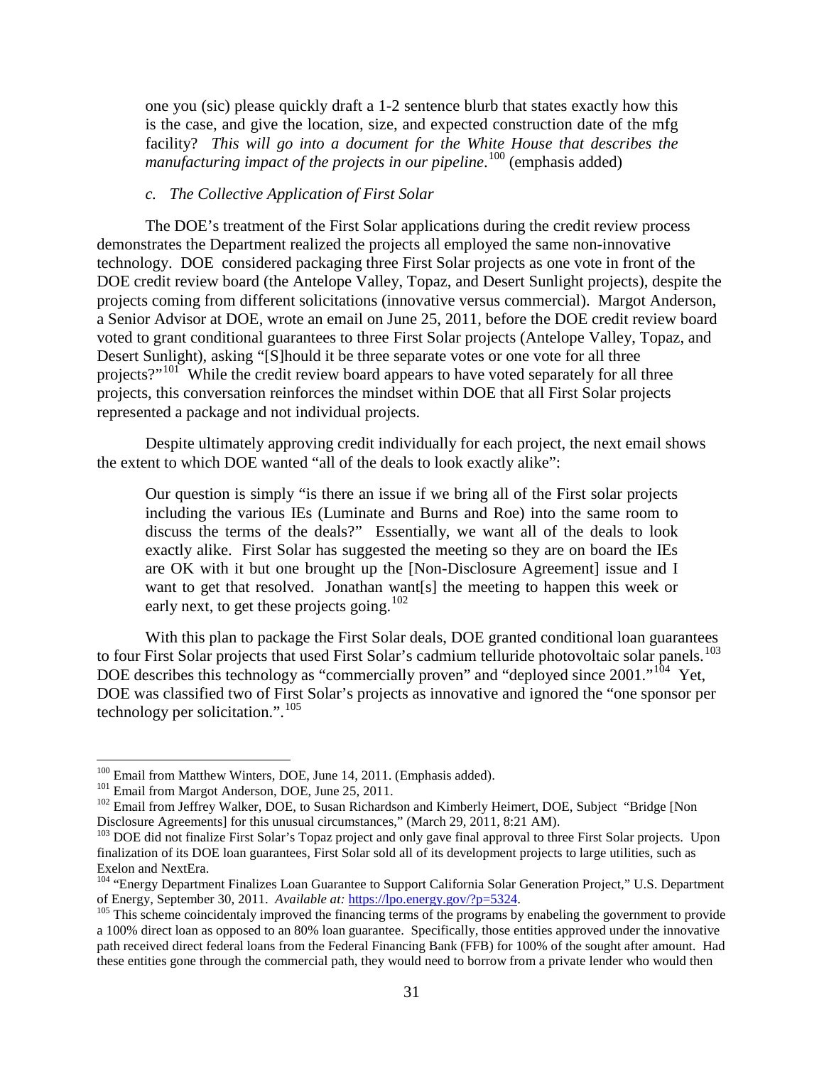> one you (sic) please quickly draft a 1-2 sentence blurb that states exactly how this is the case, and give the location, size, and expected construction date of the mfg facility? *This will go into a document for the White House that describes the manufacturing impact of the projects in our pipeline*.[100] (emphasis added)

*c. The Collective Application of First Solar*

The DOE's treatment of the First Solar applications during the credit review process demonstrates the Department realized the projects all employed the same non-innovative technology. DOE considered packaging three First Solar projects as one vote in front of the DOE credit review board (the Antelope Valley, Topaz, and Desert Sunlight projects), despite the projects coming from different solicitations (innovative versus commercial). Margot Anderson, a Senior Advisor at DOE, wrote an email on June 25, 2011, before the DOE credit review board voted to grant conditional guarantees to three First Solar projects (Antelope Valley, Topaz, and Desert Sunlight), asking "[S]hould it be three separate votes or one vote for all three projects?"[101] While the credit review board appears to have voted separately for all three projects, this conversation reinforces the mindset within DOE that all First Solar projects represented a package and not individual projects.

Despite ultimately approving credit individually for each project, the next email shows the extent to which DOE wanted "all of the deals to look exactly alike":

> Our question is simply "is there an issue if we bring all of the First solar projects including the various IEs (Luminate and Burns and Roe) into the same room to discuss the terms of the deals?" Essentially, we want all of the deals to look exactly alike. First Solar has suggested the meeting so they are on board the IEs are OK with it but one brought up the [Non-Disclosure Agreement] issue and I want to get that resolved. Jonathan want[s] the meeting to happen this week or early next, to get these projects going.[102]

With this plan to package the First Solar deals, DOE granted conditional loan guarantees to four First Solar projects that used First Solar's cadmium telluride photovoltaic solar panels.[103] DOE describes this technology as "commercially proven" and "deployed since 2001."[104] Yet, DOE was classified two of First Solar's projects as innovative and ignored the "one sponsor per technology per solicitation.".[105]

---

[100] Email from Matthew Winters, DOE, June 14, 2011. (Emphasis added).

[101] Email from Margot Anderson, DOE, June 25, 2011.

[102] Email from Jeffrey Walker, DOE, to Susan Richardson and Kimberly Heimert, DOE, Subject "Bridge [Non Disclosure Agreements] for this unusual circumstances," (March 29, 2011, 8:21 AM).

[103] DOE did not finalize First Solar's Topaz project and only gave final approval to three First Solar projects. Upon finalization of its DOE loan guarantees, First Solar sold all of its development projects to large utilities, such as Exelon and NextEra.

[104] "Energy Department Finalizes Loan Guarantee to Support California Solar Generation Project," U.S. Department of Energy, September 30, 2011. *Available at:* https://lpo.energy.gov/?p=5324.

[105] This scheme coincidentaly improved the financing terms of the programs by enabeling the government to provide a 100% direct loan as opposed to an 80% loan guarantee. Specifically, those entities approved under the innovative path received direct federal loans from the Federal Financing Bank (FFB) for 100% of the sought after amount. Had these entities gone through the commercial path, they would need to borrow from a private lender who would then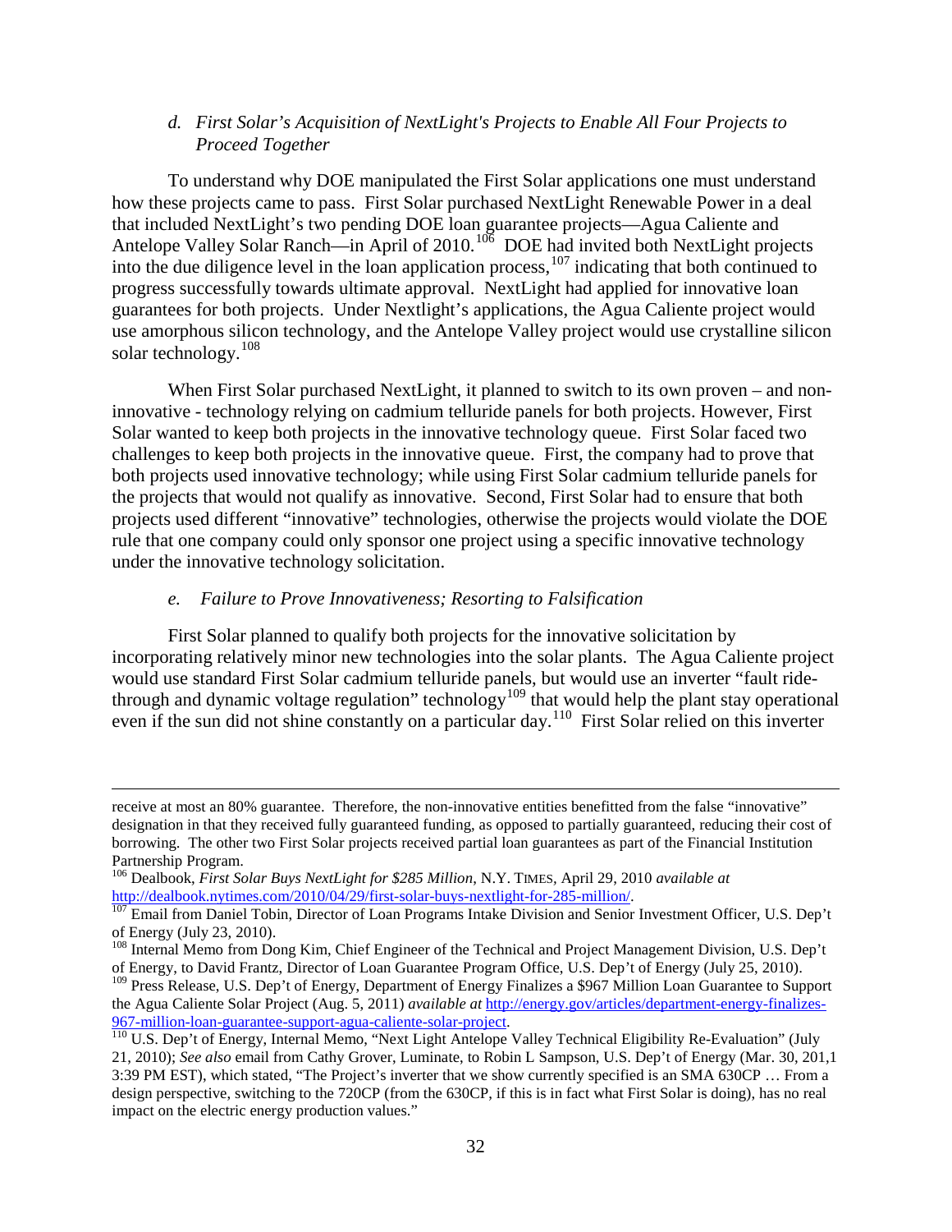### *d. First Solar's Acquisition of NextLight's Projects to Enable All Four Projects to Proceed Together*

To understand why DOE manipulated the First Solar applications one must understand how these projects came to pass. First Solar purchased NextLight Renewable Power in a deal that included NextLight's two pending DOE loan guarantee projects—Agua Caliente and Antelope Valley Solar Ranch—in April of 2010.[106] DOE had invited both NextLight projects into the due diligence level in the loan application process,[107] indicating that both continued to progress successfully towards ultimate approval. NextLight had applied for innovative loan guarantees for both projects. Under Nextlight's applications, the Agua Caliente project would use amorphous silicon technology, and the Antelope Valley project would use crystalline silicon solar technology.[108]

When First Solar purchased NextLight, it planned to switch to its own proven – and non-innovative - technology relying on cadmium telluride panels for both projects. However, First Solar wanted to keep both projects in the innovative technology queue. First Solar faced two challenges to keep both projects in the innovative queue. First, the company had to prove that both projects used innovative technology; while using First Solar cadmium telluride panels for the projects that would not qualify as innovative. Second, First Solar had to ensure that both projects used different "innovative" technologies, otherwise the projects would violate the DOE rule that one company could only sponsor one project using a specific innovative technology under the innovative technology solicitation.

### *e. Failure to Prove Innovativeness; Resorting to Falsification*

First Solar planned to qualify both projects for the innovative solicitation by incorporating relatively minor new technologies into the solar plants. The Agua Caliente project would use standard First Solar cadmium telluride panels, but would use an inverter "fault ride-through and dynamic voltage regulation" technology[109] that would help the plant stay operational even if the sun did not shine constantly on a particular day.[110] First Solar relied on this inverter

---

receive at most an 80% guarantee. Therefore, the non-innovative entities benefitted from the false "innovative" designation in that they received fully guaranteed funding, as opposed to partially guaranteed, reducing their cost of borrowing. The other two First Solar projects received partial loan guarantees as part of the Financial Institution Partnership Program.

[106] Dealbook, *First Solar Buys NextLight for $285 Million*, N.Y. TIMES, April 29, 2010 *available at* http://dealbook.nytimes.com/2010/04/29/first-solar-buys-nextlight-for-285-million/.

[107] Email from Daniel Tobin, Director of Loan Programs Intake Division and Senior Investment Officer, U.S. Dep't of Energy (July 23, 2010).

[108] Internal Memo from Dong Kim, Chief Engineer of the Technical and Project Management Division, U.S. Dep't of Energy, to David Frantz, Director of Loan Guarantee Program Office, U.S. Dep't of Energy (July 25, 2010).

[109] Press Release, U.S. Dep't of Energy, Department of Energy Finalizes a $967 Million Loan Guarantee to Support the Agua Caliente Solar Project (Aug. 5, 2011) *available at* http://energy.gov/articles/department-energy-finalizes-967-million-loan-guarantee-support-agua-caliente-solar-project.

[110] U.S. Dep't of Energy, Internal Memo, "Next Light Antelope Valley Technical Eligibility Re-Evaluation" (July 21, 2010); *See also* email from Cathy Grover, Luminate, to Robin L Sampson, U.S. Dep't of Energy (Mar. 30, 201,1 3:39 PM EST), which stated, "The Project's inverter that we show currently specified is an SMA 630CP … From a design perspective, switching to the 720CP (from the 630CP, if this is in fact what First Solar is doing), has no real impact on the electric energy production values."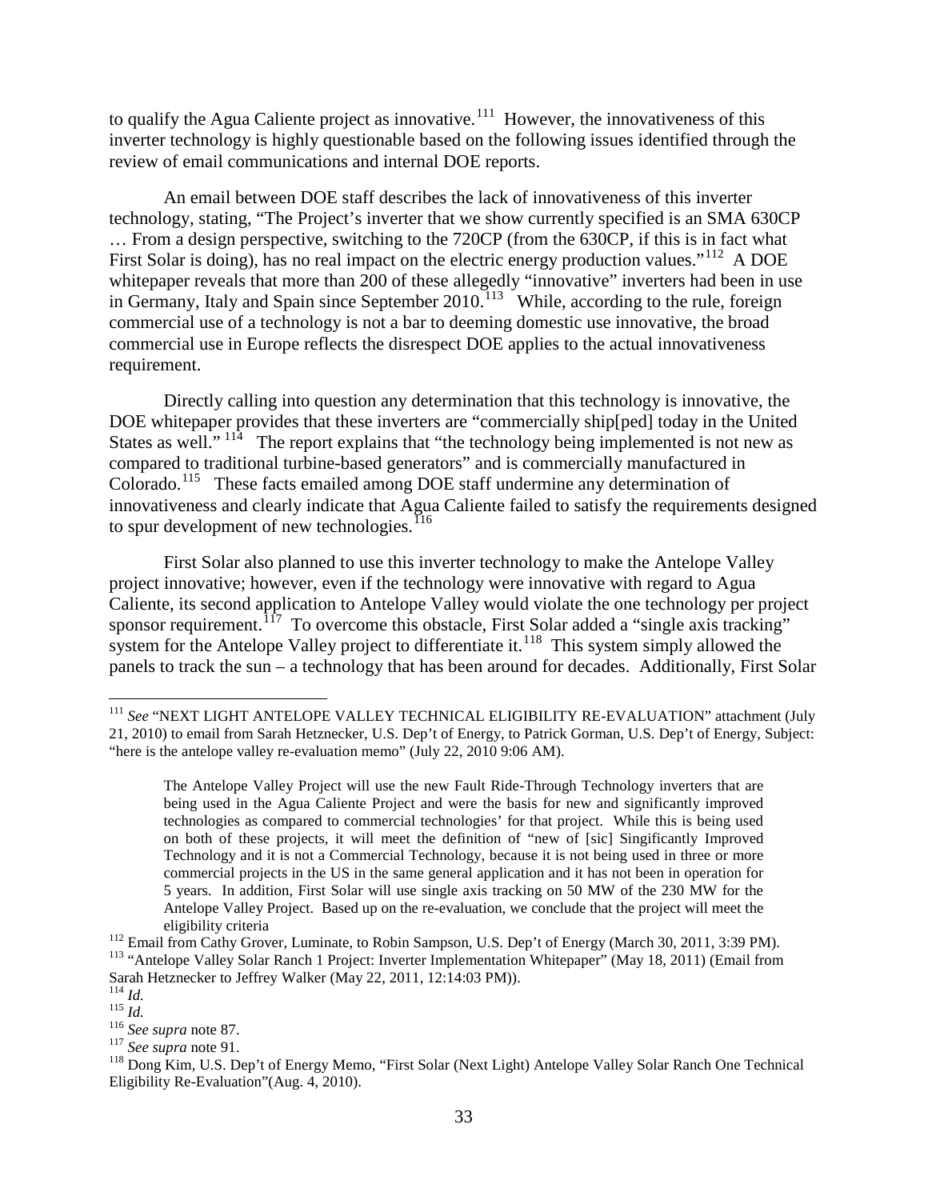to qualify the Agua Caliente project as innovative.[111] However, the innovativeness of this inverter technology is highly questionable based on the following issues identified through the review of email communications and internal DOE reports.

An email between DOE staff describes the lack of innovativeness of this inverter technology, stating, "The Project's inverter that we show currently specified is an SMA 630CP … From a design perspective, switching to the 720CP (from the 630CP, if this is in fact what First Solar is doing), has no real impact on the electric energy production values."[112] A DOE whitepaper reveals that more than 200 of these allegedly "innovative" inverters had been in use in Germany, Italy and Spain since September 2010.[113] While, according to the rule, foreign commercial use of a technology is not a bar to deeming domestic use innovative, the broad commercial use in Europe reflects the disrespect DOE applies to the actual innovativeness requirement.

Directly calling into question any determination that this technology is innovative, the DOE whitepaper provides that these inverters are "commercially ship[ped] today in the United States as well."[114] The report explains that "the technology being implemented is not new as compared to traditional turbine-based generators" and is commercially manufactured in Colorado.[115] These facts emailed among DOE staff undermine any determination of innovativeness and clearly indicate that Agua Caliente failed to satisfy the requirements designed to spur development of new technologies.[116]

First Solar also planned to use this inverter technology to make the Antelope Valley project innovative; however, even if the technology were innovative with regard to Agua Caliente, its second application to Antelope Valley would violate the one technology per project sponsor requirement.[117] To overcome this obstacle, First Solar added a "single axis tracking" system for the Antelope Valley project to differentiate it.[118] This system simply allowed the panels to track the sun – a technology that has been around for decades. Additionally, First Solar

---

[111] *See* "NEXT LIGHT ANTELOPE VALLEY TECHNICAL ELIGIBILITY RE-EVALUATION" attachment (July 21, 2010) to email from Sarah Hetznecker, U.S. Dep't of Energy, to Patrick Gorman, U.S. Dep't of Energy, Subject: "here is the antelope valley re-evaluation memo" (July 22, 2010 9:06 AM).

> The Antelope Valley Project will use the new Fault Ride-Through Technology inverters that are being used in the Agua Caliente Project and were the basis for new and significantly improved technologies as compared to commercial technologies' for that project. While this is being used on both of these projects, it will meet the definition of "new of [sic] Singificantly Improved Technology and it is not a Commercial Technology, because it is not being used in three or more commercial projects in the US in the same general application and it has not been in operation for 5 years. In addition, First Solar will use single axis tracking on 50 MW of the 230 MW for the Antelope Valley Project. Based up on the re-evaluation, we conclude that the project will meet the eligibility criteria

[112] Email from Cathy Grover, Luminate, to Robin Sampson, U.S. Dep't of Energy (March 30, 2011, 3:39 PM).

[113] "Antelope Valley Solar Ranch 1 Project: Inverter Implementation Whitepaper" (May 18, 2011) (Email from Sarah Hetznecker to Jeffrey Walker (May 22, 2011, 12:14:03 PM)).

[114] *Id.*

[115] *Id.*

[116] *See supra* note 87.

[117] *See supra* note 91.

[118] Dong Kim, U.S. Dep't of Energy Memo, "First Solar (Next Light) Antelope Valley Solar Ranch One Technical Eligibility Re-Evaluation"(Aug. 4, 2010).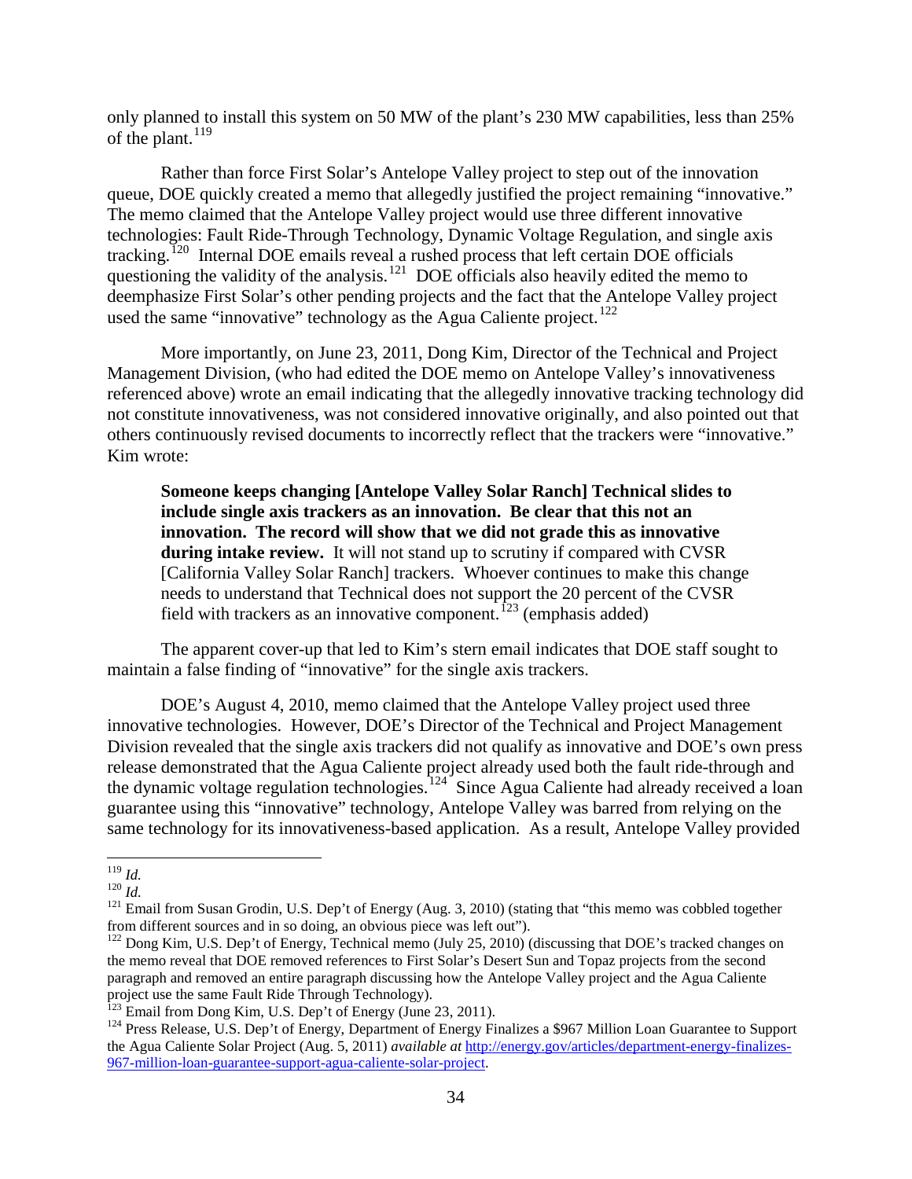only planned to install this system on 50 MW of the plant's 230 MW capabilities, less than 25% of the plant.[119]

Rather than force First Solar's Antelope Valley project to step out of the innovation queue, DOE quickly created a memo that allegedly justified the project remaining "innovative." The memo claimed that the Antelope Valley project would use three different innovative technologies: Fault Ride-Through Technology, Dynamic Voltage Regulation, and single axis tracking.[120] Internal DOE emails reveal a rushed process that left certain DOE officials questioning the validity of the analysis.[121] DOE officials also heavily edited the memo to deemphasize First Solar's other pending projects and the fact that the Antelope Valley project used the same "innovative" technology as the Agua Caliente project.[122]

More importantly, on June 23, 2011, Dong Kim, Director of the Technical and Project Management Division, (who had edited the DOE memo on Antelope Valley's innovativeness referenced above) wrote an email indicating that the allegedly innovative tracking technology did not constitute innovativeness, was not considered innovative originally, and also pointed out that others continuously revised documents to incorrectly reflect that the trackers were "innovative." Kim wrote:

> **Someone keeps changing [Antelope Valley Solar Ranch] Technical slides to include single axis trackers as an innovation. Be clear that this not an innovation. The record will show that we did not grade this as innovative during intake review.** It will not stand up to scrutiny if compared with CVSR [California Valley Solar Ranch] trackers. Whoever continues to make this change needs to understand that Technical does not support the 20 percent of the CVSR field with trackers as an innovative component.[123] (emphasis added)

The apparent cover-up that led to Kim's stern email indicates that DOE staff sought to maintain a false finding of "innovative" for the single axis trackers.

DOE's August 4, 2010, memo claimed that the Antelope Valley project used three innovative technologies. However, DOE's Director of the Technical and Project Management Division revealed that the single axis trackers did not qualify as innovative and DOE's own press release demonstrated that the Agua Caliente project already used both the fault ride-through and the dynamic voltage regulation technologies.[124] Since Agua Caliente had already received a loan guarantee using this "innovative" technology, Antelope Valley was barred from relying on the same technology for its innovativeness-based application. As a result, Antelope Valley provided

---

[119] *Id.*

[120] *Id.*

[121] Email from Susan Grodin, U.S. Dep't of Energy (Aug. 3, 2010) (stating that "this memo was cobbled together from different sources and in so doing, an obvious piece was left out").

[122] Dong Kim, U.S. Dep't of Energy, Technical memo (July 25, 2010) (discussing that DOE's tracked changes on the memo reveal that DOE removed references to First Solar's Desert Sun and Topaz projects from the second paragraph and removed an entire paragraph discussing how the Antelope Valley project and the Agua Caliente project use the same Fault Ride Through Technology).

[123] Email from Dong Kim, U.S. Dep't of Energy (June 23, 2011).

[124] Press Release, U.S. Dep't of Energy, Department of Energy Finalizes a $967 Million Loan Guarantee to Support the Agua Caliente Solar Project (Aug. 5, 2011) *available at* http://energy.gov/articles/department-energy-finalizes-967-million-loan-guarantee-support-agua-caliente-solar-project.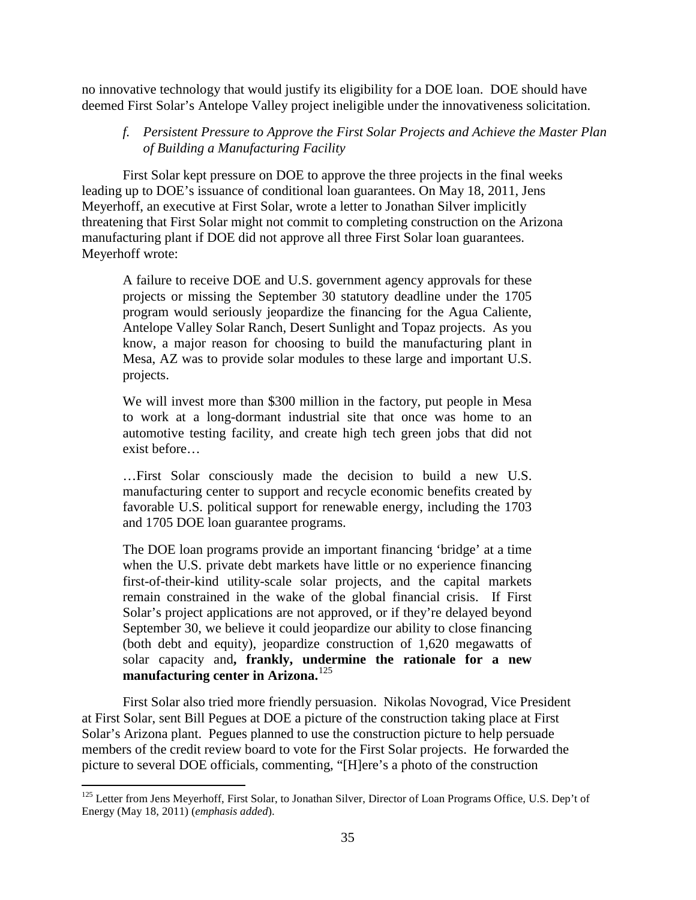no innovative technology that would justify its eligibility for a DOE loan. DOE should have deemed First Solar's Antelope Valley project ineligible under the innovativeness solicitation.

### *f. Persistent Pressure to Approve the First Solar Projects and Achieve the Master Plan of Building a Manufacturing Facility*

First Solar kept pressure on DOE to approve the three projects in the final weeks leading up to DOE's issuance of conditional loan guarantees. On May 18, 2011, Jens Meyerhoff, an executive at First Solar, wrote a letter to Jonathan Silver implicitly threatening that First Solar might not commit to completing construction on the Arizona manufacturing plant if DOE did not approve all three First Solar loan guarantees. Meyerhoff wrote:

> A failure to receive DOE and U.S. government agency approvals for these projects or missing the September 30 statutory deadline under the 1705 program would seriously jeopardize the financing for the Agua Caliente, Antelope Valley Solar Ranch, Desert Sunlight and Topaz projects. As you know, a major reason for choosing to build the manufacturing plant in Mesa, AZ was to provide solar modules to these large and important U.S. projects.
>
> We will invest more than $300 million in the factory, put people in Mesa to work at a long-dormant industrial site that once was home to an automotive testing facility, and create high tech green jobs that did not exist before…
>
> …First Solar consciously made the decision to build a new U.S. manufacturing center to support and recycle economic benefits created by favorable U.S. political support for renewable energy, including the 1703 and 1705 DOE loan guarantee programs.
>
> The DOE loan programs provide an important financing 'bridge' at a time when the U.S. private debt markets have little or no experience financing first-of-their-kind utility-scale solar projects, and the capital markets remain constrained in the wake of the global financial crisis. If First Solar's project applications are not approved, or if they're delayed beyond September 30, we believe it could jeopardize our ability to close financing (both debt and equity), jeopardize construction of 1,620 megawatts of solar capacity and**, frankly, undermine the rationale for a new manufacturing center in Arizona.**[125]

First Solar also tried more friendly persuasion. Nikolas Novograd, Vice President at First Solar, sent Bill Pegues at DOE a picture of the construction taking place at First Solar's Arizona plant. Pegues planned to use the construction picture to help persuade members of the credit review board to vote for the First Solar projects. He forwarded the picture to several DOE officials, commenting, "[H]ere's a photo of the construction

---

[125] Letter from Jens Meyerhoff, First Solar, to Jonathan Silver, Director of Loan Programs Office, U.S. Dep't of Energy (May 18, 2011) (*emphasis added*).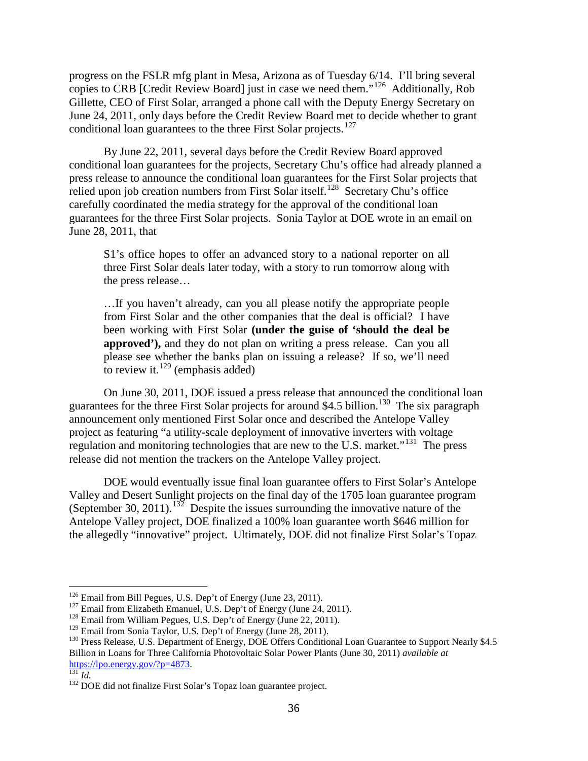progress on the FSLR mfg plant in Mesa, Arizona as of Tuesday 6/14. I'll bring several copies to CRB [Credit Review Board] just in case we need them."[126] Additionally, Rob Gillette, CEO of First Solar, arranged a phone call with the Deputy Energy Secretary on June 24, 2011, only days before the Credit Review Board met to decide whether to grant conditional loan guarantees to the three First Solar projects.[127]

By June 22, 2011, several days before the Credit Review Board approved conditional loan guarantees for the projects, Secretary Chu's office had already planned a press release to announce the conditional loan guarantees for the First Solar projects that relied upon job creation numbers from First Solar itself.[128] Secretary Chu's office carefully coordinated the media strategy for the approval of the conditional loan guarantees for the three First Solar projects. Sonia Taylor at DOE wrote in an email on June 28, 2011, that

> S1's office hopes to offer an advanced story to a national reporter on all three First Solar deals later today, with a story to run tomorrow along with the press release…
>
> …If you haven't already, can you all please notify the appropriate people from First Solar and the other companies that the deal is official? I have been working with First Solar **(under the guise of 'should the deal be approved'),** and they do not plan on writing a press release. Can you all please see whether the banks plan on issuing a release? If so, we'll need to review it.[129] (emphasis added)

On June 30, 2011, DOE issued a press release that announced the conditional loan guarantees for the three First Solar projects for around \$4.5 billion.[130] The six paragraph announcement only mentioned First Solar once and described the Antelope Valley project as featuring "a utility-scale deployment of innovative inverters with voltage regulation and monitoring technologies that are new to the U.S. market."[131] The press release did not mention the trackers on the Antelope Valley project.

DOE would eventually issue final loan guarantee offers to First Solar's Antelope Valley and Desert Sunlight projects on the final day of the 1705 loan guarantee program (September 30, 2011).[132] Despite the issues surrounding the innovative nature of the Antelope Valley project, DOE finalized a 100% loan guarantee worth \$646 million for the allegedly "innovative" project. Ultimately, DOE did not finalize First Solar's Topaz

---

[126] Email from Bill Pegues, U.S. Dep't of Energy (June 23, 2011).

[127] Email from Elizabeth Emanuel, U.S. Dep't of Energy (June 24, 2011).

[128] Email from William Pegues, U.S. Dep't of Energy (June 22, 2011).

[129] Email from Sonia Taylor, U.S. Dep't of Energy (June 28, 2011).

[130] Press Release, U.S. Department of Energy, DOE Offers Conditional Loan Guarantee to Support Nearly \$4.5 Billion in Loans for Three California Photovoltaic Solar Power Plants (June 30, 2011) *available at* https://lpo.energy.gov/?p=4873.

[131] *Id.*

[132] DOE did not finalize First Solar's Topaz loan guarantee project.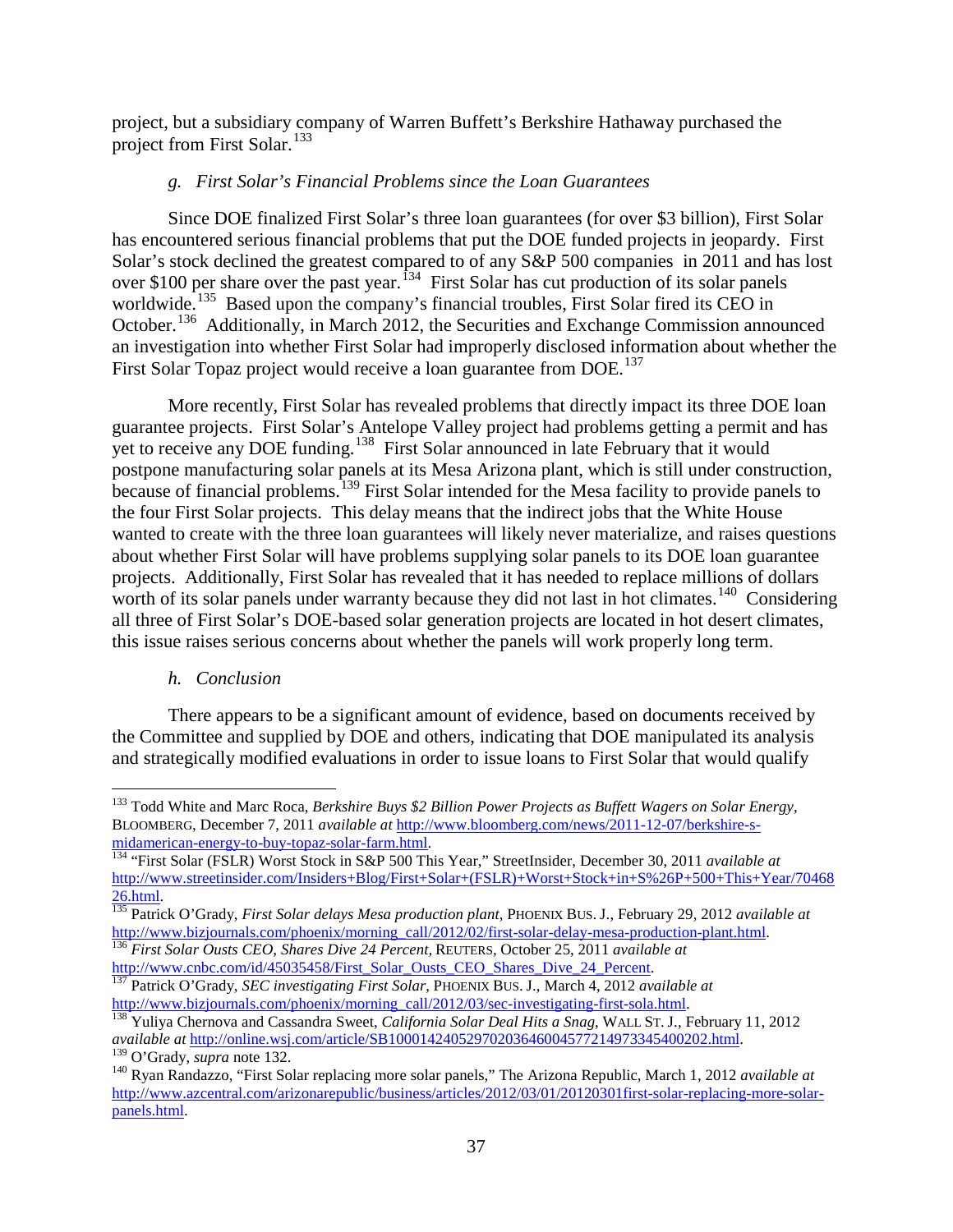project, but a subsidiary company of Warren Buffett's Berkshire Hathaway purchased the project from First Solar.[133]

#### *g. First Solar's Financial Problems since the Loan Guarantees*

Since DOE finalized First Solar's three loan guarantees (for over $3 billion), First Solar has encountered serious financial problems that put the DOE funded projects in jeopardy. First Solar's stock declined the greatest compared to of any S&P 500 companies in 2011 and has lost over $100 per share over the past year.[134] First Solar has cut production of its solar panels worldwide.[135] Based upon the company's financial troubles, First Solar fired its CEO in October.[136] Additionally, in March 2012, the Securities and Exchange Commission announced an investigation into whether First Solar had improperly disclosed information about whether the First Solar Topaz project would receive a loan guarantee from DOE.[137]

More recently, First Solar has revealed problems that directly impact its three DOE loan guarantee projects. First Solar's Antelope Valley project had problems getting a permit and has yet to receive any DOE funding.[138] First Solar announced in late February that it would postpone manufacturing solar panels at its Mesa Arizona plant, which is still under construction, because of financial problems.[139] First Solar intended for the Mesa facility to provide panels to the four First Solar projects. This delay means that the indirect jobs that the White House wanted to create with the three loan guarantees will likely never materialize, and raises questions about whether First Solar will have problems supplying solar panels to its DOE loan guarantee projects. Additionally, First Solar has revealed that it has needed to replace millions of dollars worth of its solar panels under warranty because they did not last in hot climates.[140] Considering all three of First Solar's DOE-based solar generation projects are located in hot desert climates, this issue raises serious concerns about whether the panels will work properly long term.

#### *h. Conclusion*

There appears to be a significant amount of evidence, based on documents received by the Committee and supplied by DOE and others, indicating that DOE manipulated its analysis and strategically modified evaluations in order to issue loans to First Solar that would qualify

---

[133] Todd White and Marc Roca, *Berkshire Buys $2 Billion Power Projects as Buffett Wagers on Solar Energy*, BLOOMBERG, December 7, 2011 *available at* http://www.bloomberg.com/news/2011-12-07/berkshire-s-midamerican-energy-to-buy-topaz-solar-farm.html.

[134] "First Solar (FSLR) Worst Stock in S&P 500 This Year," StreetInsider, December 30, 2011 *available at* http://www.streetinsider.com/Insiders+Blog/First+Solar+(FSLR)+Worst+Stock+in+S%26P+500+This+Year/7046826.html.

[135] Patrick O'Grady, *First Solar delays Mesa production plant*, PHOENIX BUS. J., February 29, 2012 *available at* http://www.bizjournals.com/phoenix/morning_call/2012/02/first-solar-delay-mesa-production-plant.html.

[136] *First Solar Ousts CEO, Shares Dive 24 Percent*, REUTERS, October 25, 2011 *available at* http://www.cnbc.com/id/45035458/First_Solar_Ousts_CEO_Shares_Dive_24_Percent.

[137] Patrick O'Grady, *SEC investigating First Solar*, PHOENIX BUS. J., March 4, 2012 *available at* http://www.bizjournals.com/phoenix/morning_call/2012/03/sec-investigating-first-sola.html.

[138] Yuliya Chernova and Cassandra Sweet, *California Solar Deal Hits a Snag*, WALL ST. J., February 11, 2012 *available at* http://online.wsj.com/article/SB10001424052970203646004577214973345400202.html.

[139] O'Grady, *supra* note 132.

[140] Ryan Randazzo, "First Solar replacing more solar panels," The Arizona Republic, March 1, 2012 *available at* http://www.azcentral.com/arizonarepublic/business/articles/2012/03/01/20120301first-solar-replacing-more-solar-panels.html.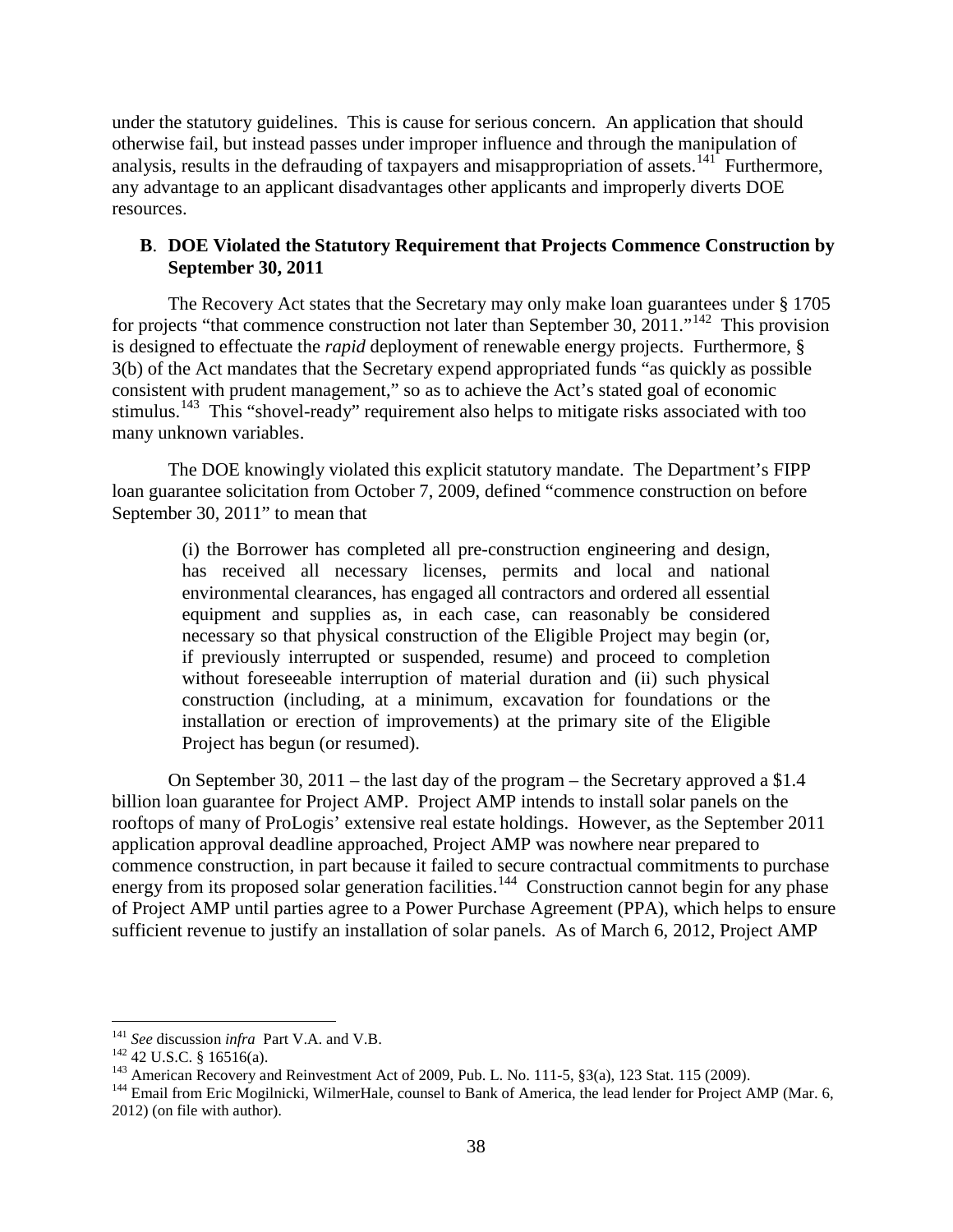under the statutory guidelines. This is cause for serious concern. An application that should otherwise fail, but instead passes under improper influence and through the manipulation of analysis, results in the defrauding of taxpayers and misappropriation of assets.[141] Furthermore, any advantage to an applicant disadvantages other applicants and improperly diverts DOE resources.

### B. DOE Violated the Statutory Requirement that Projects Commence Construction by September 30, 2011

The Recovery Act states that the Secretary may only make loan guarantees under § 1705 for projects "that commence construction not later than September 30, 2011."[142] This provision is designed to effectuate the *rapid* deployment of renewable energy projects. Furthermore, § 3(b) of the Act mandates that the Secretary expend appropriated funds "as quickly as possible consistent with prudent management," so as to achieve the Act's stated goal of economic stimulus.[143] This "shovel-ready" requirement also helps to mitigate risks associated with too many unknown variables.

The DOE knowingly violated this explicit statutory mandate. The Department's FIPP loan guarantee solicitation from October 7, 2009, defined "commence construction on before September 30, 2011" to mean that

> (i) the Borrower has completed all pre-construction engineering and design, has received all necessary licenses, permits and local and national environmental clearances, has engaged all contractors and ordered all essential equipment and supplies as, in each case, can reasonably be considered necessary so that physical construction of the Eligible Project may begin (or, if previously interrupted or suspended, resume) and proceed to completion without foreseeable interruption of material duration and (ii) such physical construction (including, at a minimum, excavation for foundations or the installation or erection of improvements) at the primary site of the Eligible Project has begun (or resumed).

On September 30, 2011 – the last day of the program – the Secretary approved a \$1.4 billion loan guarantee for Project AMP. Project AMP intends to install solar panels on the rooftops of many of ProLogis' extensive real estate holdings. However, as the September 2011 application approval deadline approached, Project AMP was nowhere near prepared to commence construction, in part because it failed to secure contractual commitments to purchase energy from its proposed solar generation facilities.[144] Construction cannot begin for any phase of Project AMP until parties agree to a Power Purchase Agreement (PPA), which helps to ensure sufficient revenue to justify an installation of solar panels. As of March 6, 2012, Project AMP

---

[141] *See* discussion *infra* Part V.A. and V.B.

[142] 42 U.S.C. § 16516(a).

[143] American Recovery and Reinvestment Act of 2009, Pub. L. No. 111-5, §3(a), 123 Stat. 115 (2009).

[144] Email from Eric Mogilnicki, WilmerHale, counsel to Bank of America, the lead lender for Project AMP (Mar. 6, 2012) (on file with author).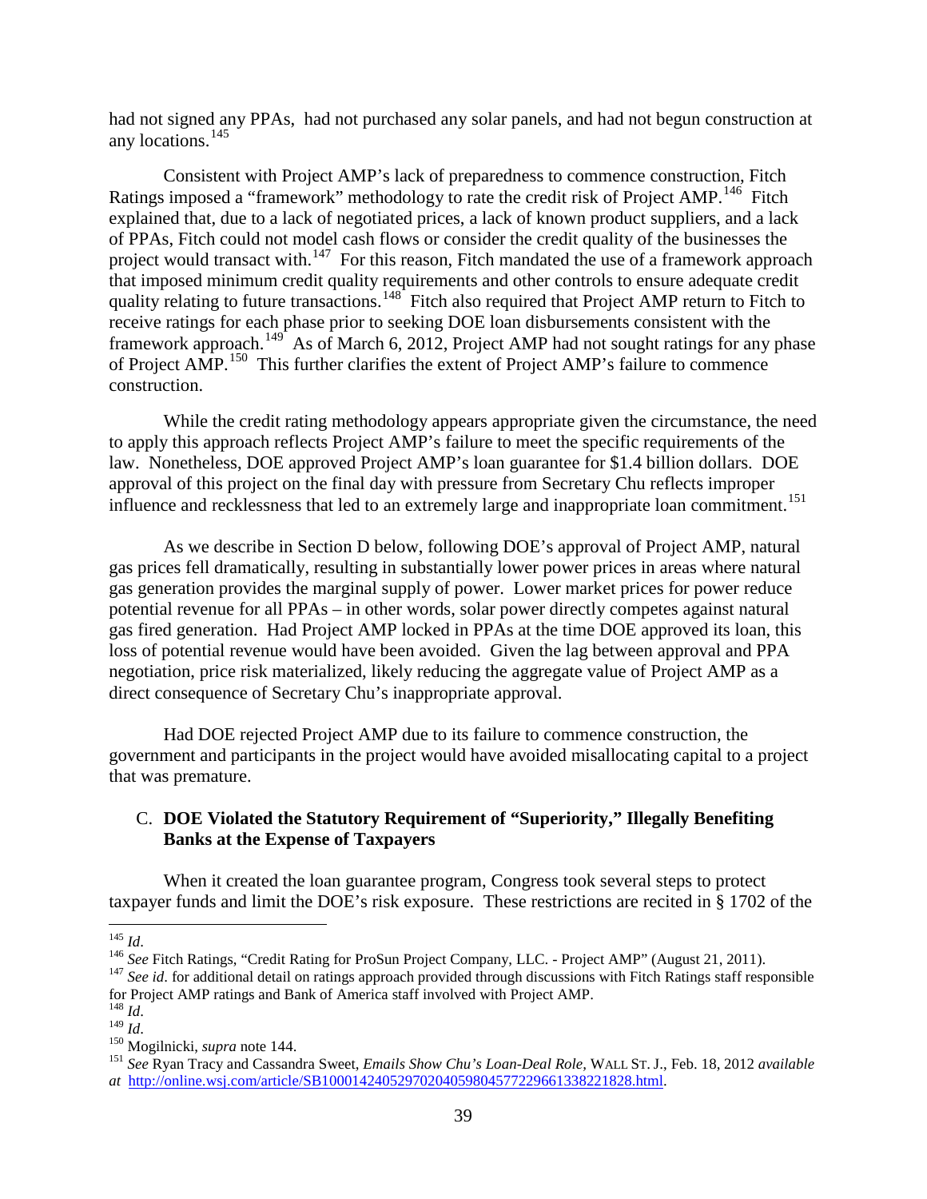had not signed any PPAs, had not purchased any solar panels, and had not begun construction at any locations.[145]

Consistent with Project AMP's lack of preparedness to commence construction, Fitch Ratings imposed a "framework" methodology to rate the credit risk of Project AMP.[146] Fitch explained that, due to a lack of negotiated prices, a lack of known product suppliers, and a lack of PPAs, Fitch could not model cash flows or consider the credit quality of the businesses the project would transact with.[147] For this reason, Fitch mandated the use of a framework approach that imposed minimum credit quality requirements and other controls to ensure adequate credit quality relating to future transactions.[148] Fitch also required that Project AMP return to Fitch to receive ratings for each phase prior to seeking DOE loan disbursements consistent with the framework approach.[149] As of March 6, 2012, Project AMP had not sought ratings for any phase of Project AMP.[150] This further clarifies the extent of Project AMP's failure to commence construction.

While the credit rating methodology appears appropriate given the circumstance, the need to apply this approach reflects Project AMP's failure to meet the specific requirements of the law. Nonetheless, DOE approved Project AMP's loan guarantee for $1.4 billion dollars. DOE approval of this project on the final day with pressure from Secretary Chu reflects improper influence and recklessness that led to an extremely large and inappropriate loan commitment.[151]

As we describe in Section D below, following DOE's approval of Project AMP, natural gas prices fell dramatically, resulting in substantially lower power prices in areas where natural gas generation provides the marginal supply of power. Lower market prices for power reduce potential revenue for all PPAs – in other words, solar power directly competes against natural gas fired generation. Had Project AMP locked in PPAs at the time DOE approved its loan, this loss of potential revenue would have been avoided. Given the lag between approval and PPA negotiation, price risk materialized, likely reducing the aggregate value of Project AMP as a direct consequence of Secretary Chu's inappropriate approval.

Had DOE rejected Project AMP due to its failure to commence construction, the government and participants in the project would have avoided misallocating capital to a project that was premature.

### C. **DOE Violated the Statutory Requirement of "Superiority," Illegally Benefiting Banks at the Expense of Taxpayers**

When it created the loan guarantee program, Congress took several steps to protect taxpayer funds and limit the DOE's risk exposure. These restrictions are recited in § 1702 of the

---

[145] *Id*.

[146] *See* Fitch Ratings, "Credit Rating for ProSun Project Company, LLC. - Project AMP" (August 21, 2011).

[147] *See id*. for additional detail on ratings approach provided through discussions with Fitch Ratings staff responsible for Project AMP ratings and Bank of America staff involved with Project AMP.

[148] *Id*.

[149] *Id*.

[150] Mogilnicki, *supra* note 144.

[151] *See* Ryan Tracy and Cassandra Sweet, *Emails Show Chu's Loan-Deal Role,* WALL ST. J., Feb. 18, 2012 *available at* http://online.wsj.com/article/SB10001424052970204059804577229661338221828.html.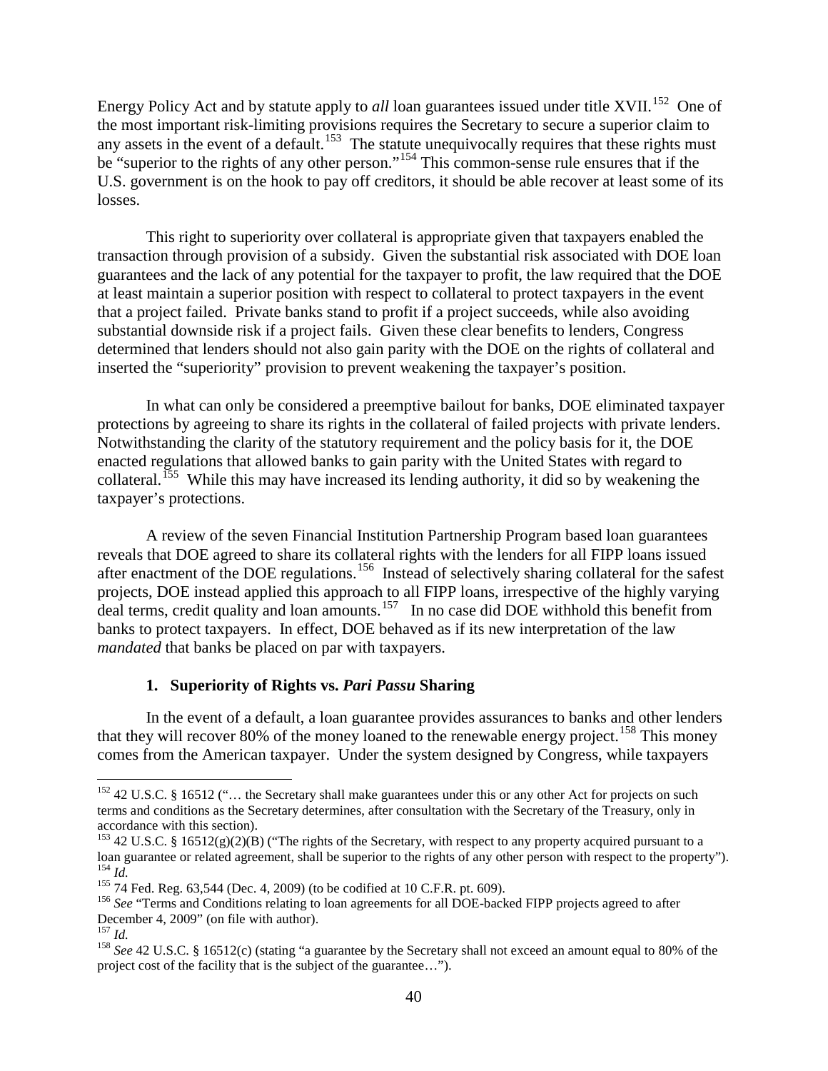Energy Policy Act and by statute apply to *all* loan guarantees issued under title XVII.[152] One of the most important risk-limiting provisions requires the Secretary to secure a superior claim to any assets in the event of a default.[153] The statute unequivocally requires that these rights must be "superior to the rights of any other person."[154] This common-sense rule ensures that if the U.S. government is on the hook to pay off creditors, it should be able recover at least some of its losses.

This right to superiority over collateral is appropriate given that taxpayers enabled the transaction through provision of a subsidy. Given the substantial risk associated with DOE loan guarantees and the lack of any potential for the taxpayer to profit, the law required that the DOE at least maintain a superior position with respect to collateral to protect taxpayers in the event that a project failed. Private banks stand to profit if a project succeeds, while also avoiding substantial downside risk if a project fails. Given these clear benefits to lenders, Congress determined that lenders should not also gain parity with the DOE on the rights of collateral and inserted the "superiority" provision to prevent weakening the taxpayer's position.

In what can only be considered a preemptive bailout for banks, DOE eliminated taxpayer protections by agreeing to share its rights in the collateral of failed projects with private lenders. Notwithstanding the clarity of the statutory requirement and the policy basis for it, the DOE enacted regulations that allowed banks to gain parity with the United States with regard to collateral.[155] While this may have increased its lending authority, it did so by weakening the taxpayer's protections.

A review of the seven Financial Institution Partnership Program based loan guarantees reveals that DOE agreed to share its collateral rights with the lenders for all FIPP loans issued after enactment of the DOE regulations.[156] Instead of selectively sharing collateral for the safest projects, DOE instead applied this approach to all FIPP loans, irrespective of the highly varying deal terms, credit quality and loan amounts.[157] In no case did DOE withhold this benefit from banks to protect taxpayers. In effect, DOE behaved as if its new interpretation of the law *mandated* that banks be placed on par with taxpayers.

### 1. Superiority of Rights vs. *Pari Passu* Sharing

In the event of a default, a loan guarantee provides assurances to banks and other lenders that they will recover 80% of the money loaned to the renewable energy project.[158] This money comes from the American taxpayer. Under the system designed by Congress, while taxpayers

---

[152] 42 U.S.C. § 16512 ("… the Secretary shall make guarantees under this or any other Act for projects on such terms and conditions as the Secretary determines, after consultation with the Secretary of the Treasury, only in accordance with this section).

[153] 42 U.S.C. § 16512(g)(2)(B) ("The rights of the Secretary, with respect to any property acquired pursuant to a loan guarantee or related agreement, shall be superior to the rights of any other person with respect to the property").

[154] *Id.*

[155] 74 Fed. Reg. 63,544 (Dec. 4, 2009) (to be codified at 10 C.F.R. pt. 609).

[156] *See* "Terms and Conditions relating to loan agreements for all DOE-backed FIPP projects agreed to after December 4, 2009" (on file with author).

[157] *Id.*

[158] *See* 42 U.S.C. § 16512(c) (stating "a guarantee by the Secretary shall not exceed an amount equal to 80% of the project cost of the facility that is the subject of the guarantee…").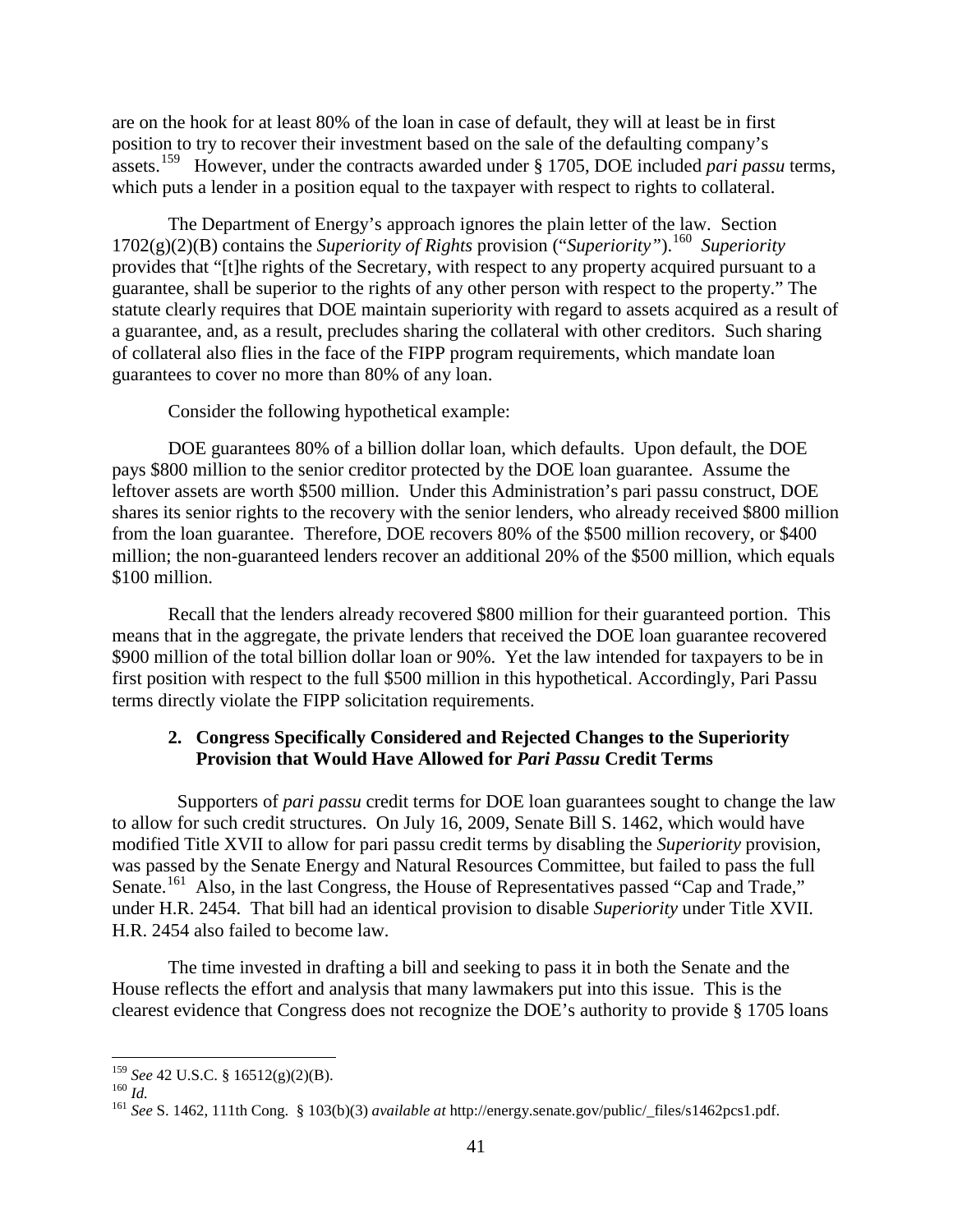are on the hook for at least 80% of the loan in case of default, they will at least be in first position to try to recover their investment based on the sale of the defaulting company's assets.[159] However, under the contracts awarded under § 1705, DOE included *pari passu* terms, which puts a lender in a position equal to the taxpayer with respect to rights to collateral.

The Department of Energy's approach ignores the plain letter of the law. Section 1702(g)(2)(B) contains the *Superiority of Rights* provision ("*Superiority"*).[160] *Superiority* provides that "[t]he rights of the Secretary, with respect to any property acquired pursuant to a guarantee, shall be superior to the rights of any other person with respect to the property." The statute clearly requires that DOE maintain superiority with regard to assets acquired as a result of a guarantee, and, as a result, precludes sharing the collateral with other creditors. Such sharing of collateral also flies in the face of the FIPP program requirements, which mandate loan guarantees to cover no more than 80% of any loan.

Consider the following hypothetical example:

DOE guarantees 80% of a billion dollar loan, which defaults. Upon default, the DOE pays $800 million to the senior creditor protected by the DOE loan guarantee. Assume the leftover assets are worth $500 million. Under this Administration's pari passu construct, DOE shares its senior rights to the recovery with the senior lenders, who already received $800 million from the loan guarantee. Therefore, DOE recovers 80% of the $500 million recovery, or $400 million; the non-guaranteed lenders recover an additional 20% of the $500 million, which equals $100 million.

Recall that the lenders already recovered $800 million for their guaranteed portion. This means that in the aggregate, the private lenders that received the DOE loan guarantee recovered $900 million of the total billion dollar loan or 90%. Yet the law intended for taxpayers to be in first position with respect to the full $500 million in this hypothetical. Accordingly, Pari Passu terms directly violate the FIPP solicitation requirements.

### 2. Congress Specifically Considered and Rejected Changes to the Superiority Provision that Would Have Allowed for *Pari Passu* Credit Terms

Supporters of *pari passu* credit terms for DOE loan guarantees sought to change the law to allow for such credit structures. On July 16, 2009, Senate Bill S. 1462, which would have modified Title XVII to allow for pari passu credit terms by disabling the *Superiority* provision, was passed by the Senate Energy and Natural Resources Committee, but failed to pass the full Senate.[161] Also, in the last Congress, the House of Representatives passed "Cap and Trade," under H.R. 2454. That bill had an identical provision to disable *Superiority* under Title XVII. H.R. 2454 also failed to become law.

The time invested in drafting a bill and seeking to pass it in both the Senate and the House reflects the effort and analysis that many lawmakers put into this issue. This is the clearest evidence that Congress does not recognize the DOE's authority to provide § 1705 loans

---

[159] *See* 42 U.S.C. § 16512(g)(2)(B).

[160] *Id.*

[161] *See* S. 1462, 111th Cong. § 103(b)(3) *available at* http://energy.senate.gov/public/_files/s1462pcs1.pdf.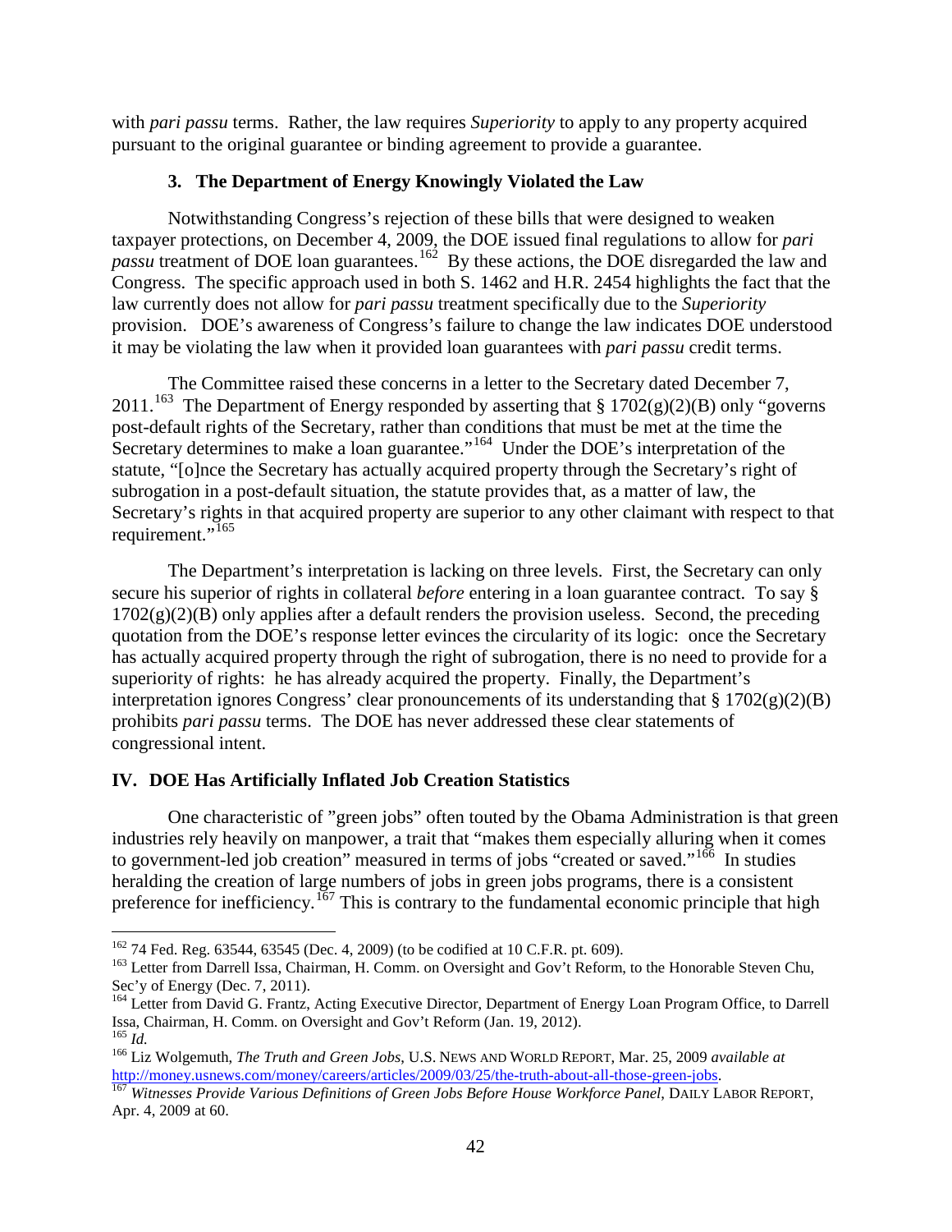with *pari passu* terms. Rather, the law requires *Superiority* to apply to any property acquired pursuant to the original guarantee or binding agreement to provide a guarantee.

### 3. The Department of Energy Knowingly Violated the Law

Notwithstanding Congress's rejection of these bills that were designed to weaken taxpayer protections, on December 4, 2009, the DOE issued final regulations to allow for *pari passu* treatment of DOE loan guarantees.[162] By these actions, the DOE disregarded the law and Congress. The specific approach used in both S. 1462 and H.R. 2454 highlights the fact that the law currently does not allow for *pari passu* treatment specifically due to the *Superiority* provision. DOE's awareness of Congress's failure to change the law indicates DOE understood it may be violating the law when it provided loan guarantees with *pari passu* credit terms.

The Committee raised these concerns in a letter to the Secretary dated December 7, 2011.[163] The Department of Energy responded by asserting that § 1702(g)(2)(B) only "governs post-default rights of the Secretary, rather than conditions that must be met at the time the Secretary determines to make a loan guarantee."[164] Under the DOE's interpretation of the statute, "[o]nce the Secretary has actually acquired property through the Secretary's right of subrogation in a post-default situation, the statute provides that, as a matter of law, the Secretary's rights in that acquired property are superior to any other claimant with respect to that requirement."[165]

The Department's interpretation is lacking on three levels. First, the Secretary can only secure his superior of rights in collateral *before* entering in a loan guarantee contract. To say § 1702(g)(2)(B) only applies after a default renders the provision useless. Second, the preceding quotation from the DOE's response letter evinces the circularity of its logic: once the Secretary has actually acquired property through the right of subrogation, there is no need to provide for a superiority of rights: he has already acquired the property. Finally, the Department's interpretation ignores Congress' clear pronouncements of its understanding that § 1702(g)(2)(B) prohibits *pari passu* terms. The DOE has never addressed these clear statements of congressional intent.

## IV. DOE Has Artificially Inflated Job Creation Statistics

One characteristic of "green jobs" often touted by the Obama Administration is that green industries rely heavily on manpower, a trait that "makes them especially alluring when it comes to government-led job creation" measured in terms of jobs "created or saved."[166] In studies heralding the creation of large numbers of jobs in green jobs programs, there is a consistent preference for inefficiency.[167] This is contrary to the fundamental economic principle that high

---

[162] 74 Fed. Reg. 63544, 63545 (Dec. 4, 2009) (to be codified at 10 C.F.R. pt. 609).

[163] Letter from Darrell Issa, Chairman, H. Comm. on Oversight and Gov't Reform, to the Honorable Steven Chu, Sec'y of Energy (Dec. 7, 2011).

[164] Letter from David G. Frantz, Acting Executive Director, Department of Energy Loan Program Office, to Darrell Issa, Chairman, H. Comm. on Oversight and Gov't Reform (Jan. 19, 2012).

[165] *Id.*

[166] Liz Wolgemuth, *The Truth and Green Jobs*, U.S. NEWS AND WORLD REPORT, Mar. 25, 2009 *available at* http://money.usnews.com/money/careers/articles/2009/03/25/the-truth-about-all-those-green-jobs.

[167] *Witnesses Provide Various Definitions of Green Jobs Before House Workforce Panel*, DAILY LABOR REPORT, Apr. 4, 2009 at 60.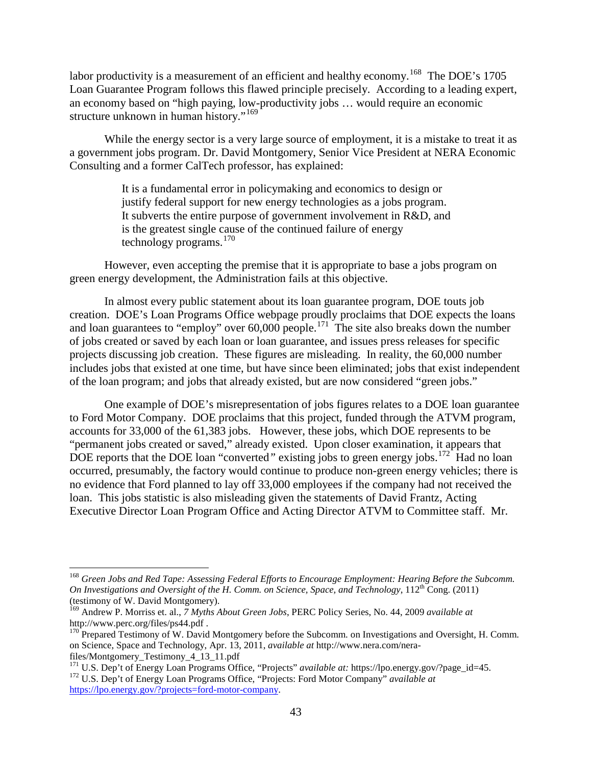labor productivity is a measurement of an efficient and healthy economy.[168] The DOE's 1705 Loan Guarantee Program follows this flawed principle precisely. According to a leading expert, an economy based on "high paying, low-productivity jobs … would require an economic structure unknown in human history."[169]

While the energy sector is a very large source of employment, it is a mistake to treat it as a government jobs program. Dr. David Montgomery, Senior Vice President at NERA Economic Consulting and a former CalTech professor, has explained:

> It is a fundamental error in policymaking and economics to design or justify federal support for new energy technologies as a jobs program. It subverts the entire purpose of government involvement in R&D, and is the greatest single cause of the continued failure of energy technology programs.[170]

However, even accepting the premise that it is appropriate to base a jobs program on green energy development, the Administration fails at this objective.

In almost every public statement about its loan guarantee program, DOE touts job creation. DOE's Loan Programs Office webpage proudly proclaims that DOE expects the loans and loan guarantees to "employ" over 60,000 people.[171] The site also breaks down the number of jobs created or saved by each loan or loan guarantee, and issues press releases for specific projects discussing job creation. These figures are misleading. In reality, the 60,000 number includes jobs that existed at one time, but have since been eliminated; jobs that exist independent of the loan program; and jobs that already existed, but are now considered "green jobs."

One example of DOE's misrepresentation of jobs figures relates to a DOE loan guarantee to Ford Motor Company. DOE proclaims that this project, funded through the ATVM program, accounts for 33,000 of the 61,383 jobs. However, these jobs, which DOE represents to be "permanent jobs created or saved," already existed. Upon closer examination, it appears that DOE reports that the DOE loan "converted" existing jobs to green energy jobs.[172] Had no loan occurred, presumably, the factory would continue to produce non-green energy vehicles; there is no evidence that Ford planned to lay off 33,000 employees if the company had not received the loan. This jobs statistic is also misleading given the statements of David Frantz, Acting Executive Director Loan Program Office and Acting Director ATVM to Committee staff. Mr.

---

[168] *Green Jobs and Red Tape: Assessing Federal Efforts to Encourage Employment: Hearing Before the Subcomm. On Investigations and Oversight of the H. Comm. on Science, Space, and Technology*, 112th Cong. (2011) (testimony of W. David Montgomery).

[169] Andrew P. Morriss et. al., *7 Myths About Green Jobs*, PERC Policy Series, No. 44, 2009 *available at* http://www.perc.org/files/ps44.pdf .

[170] Prepared Testimony of W. David Montgomery before the Subcomm. on Investigations and Oversight, H. Comm. on Science, Space and Technology, Apr. 13, 2011, *available at* http://www.nera.com/nera-files/Montgomery_Testimony_4_13_11.pdf

[171] U.S. Dep't of Energy Loan Programs Office, "Projects" *available at:* https://lpo.energy.gov/?page_id=45.

[172] U.S. Dep't of Energy Loan Programs Office, "Projects: Ford Motor Company" *available at* https://lpo.energy.gov/?projects=ford-motor-company.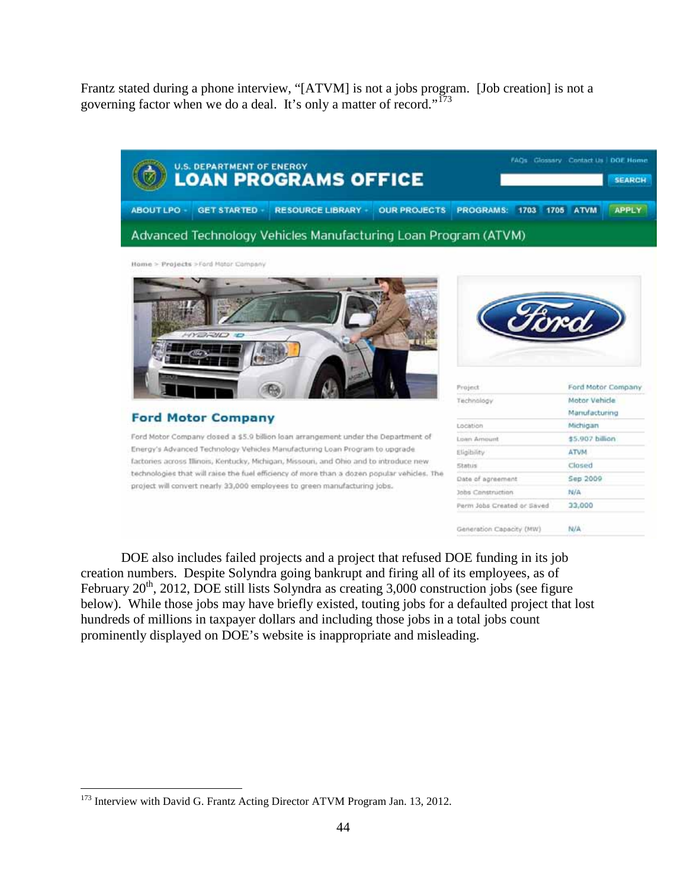Frantz stated during a phone interview, "[ATVM] is not a jobs program. [Job creation] is not a governing factor when we do a deal. It's only a matter of record."[173]

U.S. DEPARTMENT OF ENERGY
**LOAN PROGRAMS OFFICE**

FAQs | Glossary | Contact Us | DOE Home

SEARCH

ABOUT LPO | GET STARTED | RESOURCE LIBRARY | OUR PROJECTS | PROGRAMS: 1703 | 1705 | ATVM | APPLY

Advanced Technology Vehicles Manufacturing Loan Program (ATVM)

Home > Projects > Ford Motor Company

**Ford Motor Company**

Ford Motor Company closed a $5.9 billion loan arrangement under the Department of Energy's Advanced Technology Vehicles Manufacturing Loan Program to upgrade factories across Illinois, Kentucky, Michigan, Missouri, and Ohio and to introduce new technologies that will raise the fuel efficiency of more than a dozen popular vehicles. The project will convert nearly 33,000 employees to green manufacturing jobs.

| | |
|---|---|
| Project | Ford Motor Company |
| Technology | Motor Vehicle Manufacturing |
| Location | Michigan |
| Loan Amount | $5.907 billion |
| Eligibility | ATVM |
| Status | Closed |
| Date of agreement | Sep 2009 |
| Jobs Construction | N/A |
| Perm Jobs Created or Saved | 33,000 |
| Generation Capacity (MW) | N/A |

DOE also includes failed projects and a project that refused DOE funding in its job creation numbers. Despite Solyndra going bankrupt and firing all of its employees, as of February 20th, 2012, DOE still lists Solyndra as creating 3,000 construction jobs (see figure below). While those jobs may have briefly existed, touting jobs for a defaulted project that lost hundreds of millions in taxpayer dollars and including those jobs in a total jobs count prominently displayed on DOE's website is inappropriate and misleading.

---

[173] Interview with David G. Frantz Acting Director ATVM Program Jan. 13, 2012.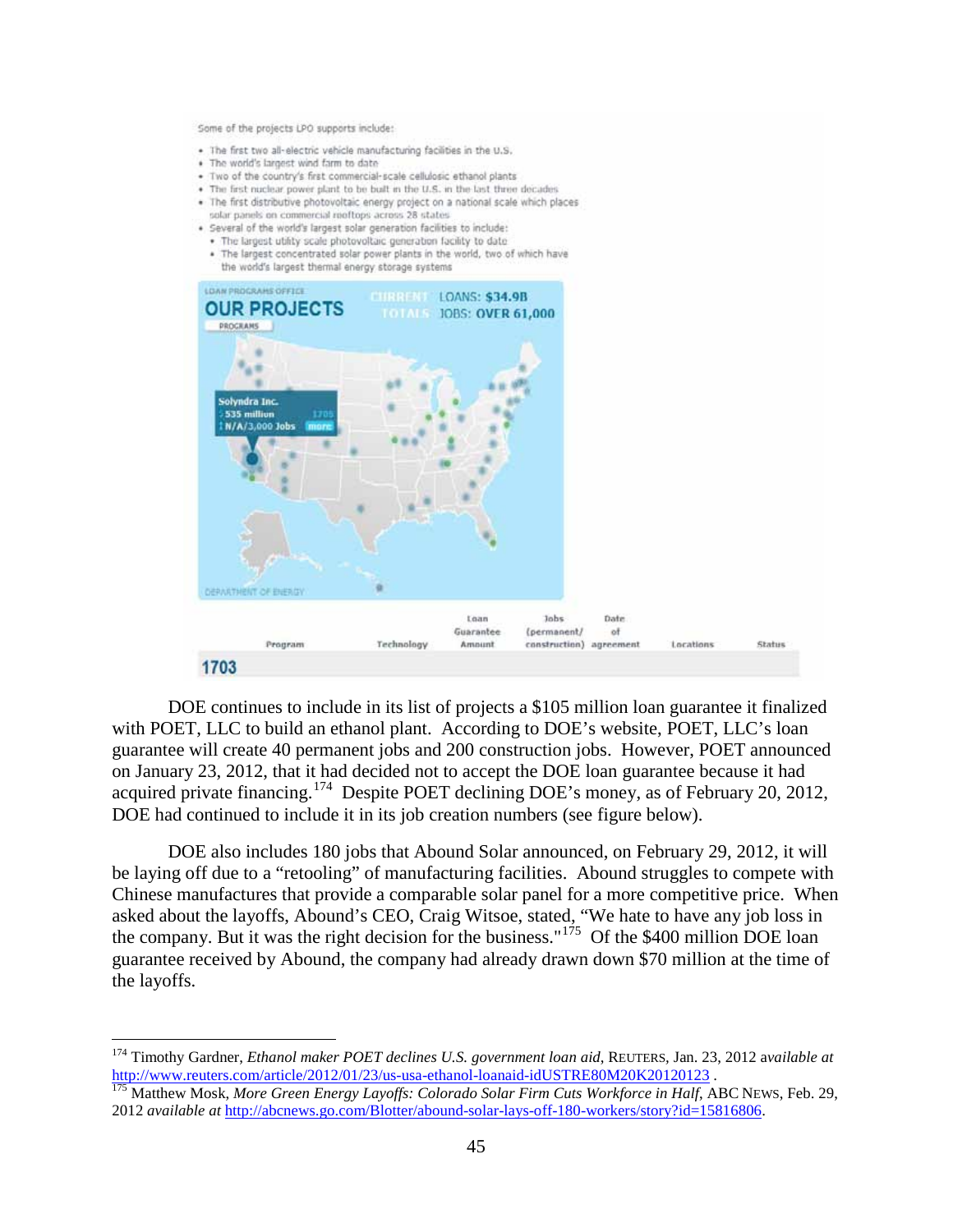Some of the projects LPO supports include:

- The first two all-electric vehicle manufacturing facilities in the U.S.
- The world's largest wind farm to date
- Two of the country's first commercial-scale cellulosic ethanol plants
- The first nuclear power plant to be built in the U.S. in the last three decades
- The first distributive photovoltaic energy project on a national scale which places solar panels on commercial rooftops across 28 states
- Several of the world's largest solar generation facilities to include:
  - The largest utility scale photovoltaic generation facility to date
  - The largest concentrated solar power plants in the world, two of which have the world's largest thermal energy storage systems

LOAN PROGRAMS OFFICE

**OUR PROJECTS**

PROGRAMS

CURRENT TOTALS LOANS: **$34.9B** JOBS: **OVER 61,000**

Solyndra Inc.
$535 million 1705
N/A/3,000 Jobs more

DEPARTMENT OF ENERGY

| Program | Technology | Loan Guarantee Amount | Jobs (permanent/ construction) | Date of agreement | Locations | Status |
|---|---|---|---|---|---|---|
| **1703** | | | | | | |

DOE continues to include in its list of projects a $105 million loan guarantee it finalized with POET, LLC to build an ethanol plant. According to DOE's website, POET, LLC's loan guarantee will create 40 permanent jobs and 200 construction jobs. However, POET announced on January 23, 2012, that it had decided not to accept the DOE loan guarantee because it had acquired private financing.[174] Despite POET declining DOE's money, as of February 20, 2012, DOE had continued to include it in its job creation numbers (see figure below).

DOE also includes 180 jobs that Abound Solar announced, on February 29, 2012, it will be laying off due to a "retooling" of manufacturing facilities. Abound struggles to compete with Chinese manufactures that provide a comparable solar panel for a more competitive price. When asked about the layoffs, Abound's CEO, Craig Witsoe, stated, "We hate to have any job loss in the company. But it was the right decision for the business."[175] Of the $400 million DOE loan guarantee received by Abound, the company had already drawn down $70 million at the time of the layoffs.

---

[174] Timothy Gardner, *Ethanol maker POET declines U.S. government loan aid*, REUTERS, Jan. 23, 2012 *available at* http://www.reuters.com/article/2012/01/23/us-usa-ethanol-loanaid-idUSTRE80M20K20120123 .

[175] Matthew Mosk, *More Green Energy Layoffs: Colorado Solar Firm Cuts Workforce in Half*, ABC NEWS, Feb. 29, 2012 *available at* http://abcnews.go.com/Blotter/abound-solar-lays-off-180-workers/story?id=15816806.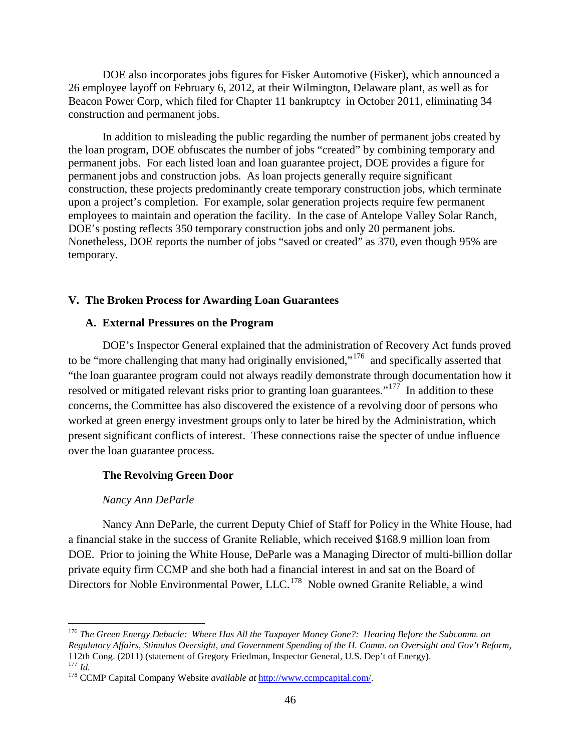DOE also incorporates jobs figures for Fisker Automotive (Fisker), which announced a 26 employee layoff on February 6, 2012, at their Wilmington, Delaware plant, as well as for Beacon Power Corp, which filed for Chapter 11 bankruptcy in October 2011, eliminating 34 construction and permanent jobs.

In addition to misleading the public regarding the number of permanent jobs created by the loan program, DOE obfuscates the number of jobs "created" by combining temporary and permanent jobs. For each listed loan and loan guarantee project, DOE provides a figure for permanent jobs and construction jobs. As loan projects generally require significant construction, these projects predominantly create temporary construction jobs, which terminate upon a project's completion. For example, solar generation projects require few permanent employees to maintain and operation the facility. In the case of Antelope Valley Solar Ranch, DOE's posting reflects 350 temporary construction jobs and only 20 permanent jobs. Nonetheless, DOE reports the number of jobs "saved or created" as 370, even though 95% are temporary.

## V. The Broken Process for Awarding Loan Guarantees

### A. External Pressures on the Program

DOE's Inspector General explained that the administration of Recovery Act funds proved to be "more challenging that many had originally envisioned,"[176] and specifically asserted that "the loan guarantee program could not always readily demonstrate through documentation how it resolved or mitigated relevant risks prior to granting loan guarantees."[177] In addition to these concerns, the Committee has also discovered the existence of a revolving door of persons who worked at green energy investment groups only to later be hired by the Administration, which present significant conflicts of interest. These connections raise the specter of undue influence over the loan guarantee process.

#### The Revolving Green Door

*Nancy Ann DeParle*

Nancy Ann DeParle, the current Deputy Chief of Staff for Policy in the White House, had a financial stake in the success of Granite Reliable, which received $168.9 million loan from DOE. Prior to joining the White House, DeParle was a Managing Director of multi-billion dollar private equity firm CCMP and she both had a financial interest in and sat on the Board of Directors for Noble Environmental Power, LLC.[178] Noble owned Granite Reliable, a wind

---

[176] *The Green Energy Debacle: Where Has All the Taxpayer Money Gone?: Hearing Before the Subcomm. on Regulatory Affairs, Stimulus Oversight, and Government Spending of the H. Comm. on Oversight and Gov't Reform*, 112th Cong. (2011) (statement of Gregory Friedman, Inspector General, U.S. Dep't of Energy).

[177] *Id.*

[178] CCMP Capital Company Website *available at* http://www.ccmpcapital.com/.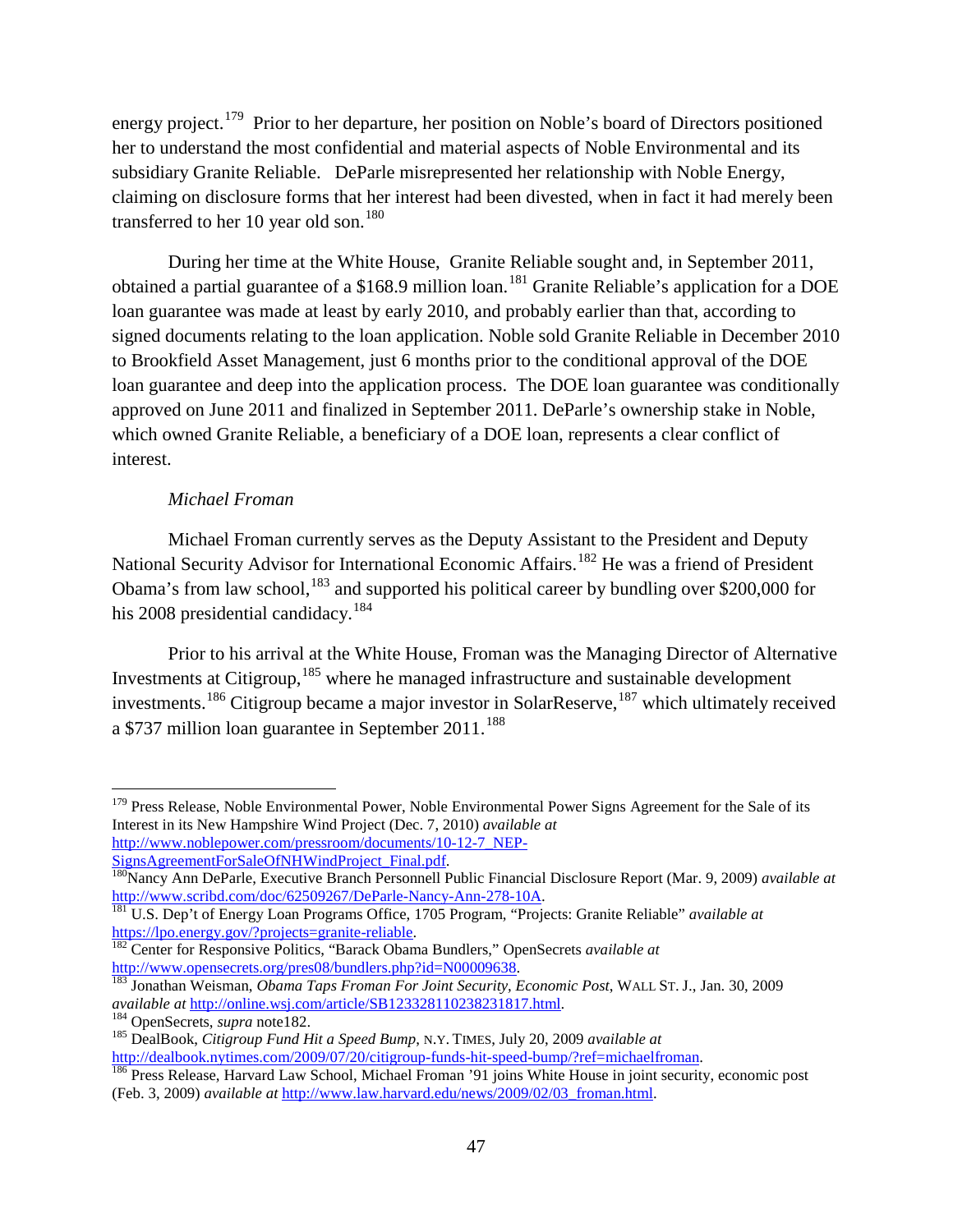energy project.[179] Prior to her departure, her position on Noble's board of Directors positioned her to understand the most confidential and material aspects of Noble Environmental and its subsidiary Granite Reliable. DeParle misrepresented her relationship with Noble Energy, claiming on disclosure forms that her interest had been divested, when in fact it had merely been transferred to her 10 year old son.[180]

During her time at the White House, Granite Reliable sought and, in September 2011, obtained a partial guarantee of a $168.9 million loan.[181] Granite Reliable's application for a DOE loan guarantee was made at least by early 2010, and probably earlier than that, according to signed documents relating to the loan application. Noble sold Granite Reliable in December 2010 to Brookfield Asset Management, just 6 months prior to the conditional approval of the DOE loan guarantee and deep into the application process. The DOE loan guarantee was conditionally approved on June 2011 and finalized in September 2011. DeParle's ownership stake in Noble, which owned Granite Reliable, a beneficiary of a DOE loan, represents a clear conflict of interest.

*Michael Froman*

Michael Froman currently serves as the Deputy Assistant to the President and Deputy National Security Advisor for International Economic Affairs.[182] He was a friend of President Obama's from law school,[183] and supported his political career by bundling over $200,000 for his 2008 presidential candidacy.[184]

Prior to his arrival at the White House, Froman was the Managing Director of Alternative Investments at Citigroup,[185] where he managed infrastructure and sustainable development investments.[186] Citigroup became a major investor in SolarReserve,[187] which ultimately received a $737 million loan guarantee in September 2011.[188]

---

[179] Press Release, Noble Environmental Power, Noble Environmental Power Signs Agreement for the Sale of its Interest in its New Hampshire Wind Project (Dec. 7, 2010) *available at* http://www.noblepower.com/pressroom/documents/10-12-7_NEP-SignsAgreementForSaleOfNHWindProject_Final.pdf.

[180] Nancy Ann DeParle, Executive Branch Personnell Public Financial Disclosure Report (Mar. 9, 2009) *available at* http://www.scribd.com/doc/62509267/DeParle-Nancy-Ann-278-10A.

[181] U.S. Dep't of Energy Loan Programs Office, 1705 Program, "Projects: Granite Reliable" *available at* https://lpo.energy.gov/?projects=granite-reliable.

[182] Center for Responsive Politics, "Barack Obama Bundlers," OpenSecrets *available at* http://www.opensecrets.org/pres08/bundlers.php?id=N00009638.

[183] Jonathan Weisman, *Obama Taps Froman For Joint Security, Economic Post*, WALL ST. J., Jan. 30, 2009 *available at* http://online.wsj.com/article/SB123328110238231817.html.

[184] OpenSecrets, *supra* note182.

[185] DealBook, *Citigroup Fund Hit a Speed Bump*, N.Y. TIMES, July 20, 2009 *available at* http://dealbook.nytimes.com/2009/07/20/citigroup-funds-hit-speed-bump/?ref=michaelfroman.

[186] Press Release, Harvard Law School, Michael Froman '91 joins White House in joint security, economic post (Feb. 3, 2009) *available at* http://www.law.harvard.edu/news/2009/02/03_froman.html.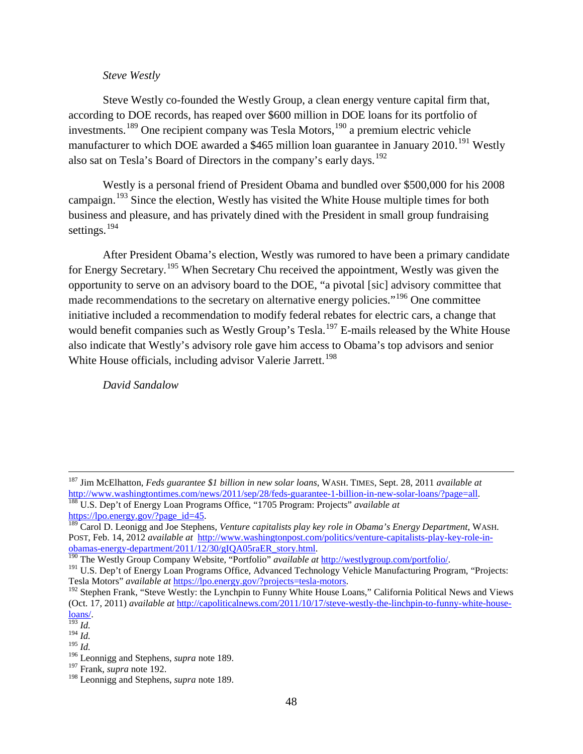*Steve Westly*

Steve Westly co-founded the Westly Group, a clean energy venture capital firm that, according to DOE records, has reaped over $600 million in DOE loans for its portfolio of investments.[189] One recipient company was Tesla Motors,[190] a premium electric vehicle manufacturer to which DOE awarded a $465 million loan guarantee in January 2010.[191] Westly also sat on Tesla's Board of Directors in the company's early days.[192]

Westly is a personal friend of President Obama and bundled over $500,000 for his 2008 campaign.[193] Since the election, Westly has visited the White House multiple times for both business and pleasure, and has privately dined with the President in small group fundraising settings.[194]

After President Obama's election, Westly was rumored to have been a primary candidate for Energy Secretary.[195] When Secretary Chu received the appointment, Westly was given the opportunity to serve on an advisory board to the DOE, "a pivotal [sic] advisory committee that made recommendations to the secretary on alternative energy policies."[196] One committee initiative included a recommendation to modify federal rebates for electric cars, a change that would benefit companies such as Westly Group's Tesla.[197] E-mails released by the White House also indicate that Westly's advisory role gave him access to Obama's top advisors and senior White House officials, including advisor Valerie Jarrett.[198]

*David Sandalow*

---

[187] Jim McElhatton, *Feds guarantee $1 billion in new solar loans*, WASH. TIMES, Sept. 28, 2011 *available at* http://www.washingtontimes.com/news/2011/sep/28/feds-guarantee-1-billion-in-new-solar-loans/?page=all.

[188] U.S. Dep't of Energy Loan Programs Office, "1705 Program: Projects" *available at* https://lpo.energy.gov/?page_id=45.

[189] Carol D. Leonigg and Joe Stephens, *Venture capitalists play key role in Obama's Energy Department*, WASH. POST, Feb. 14, 2012 *available at* http://www.washingtonpost.com/politics/venture-capitalists-play-key-role-in-obamas-energy-department/2011/12/30/gIQA05raER_story.html.

[190] The Westly Group Company Website, "Portfolio" *available at* http://westlygroup.com/portfolio/.

[191] U.S. Dep't of Energy Loan Programs Office, Advanced Technology Vehicle Manufacturing Program, "Projects: Tesla Motors" *available at* https://lpo.energy.gov/?projects=tesla-motors.

[192] Stephen Frank, "Steve Westly: the Lynchpin to Funny White House Loans," California Political News and Views (Oct. 17, 2011) *available at* http://capoliticalnews.com/2011/10/17/steve-westly-the-linchpin-to-funny-white-house-loans/.

[193] *Id.*

[194] *Id.*

[195] *Id.*

[196] Leonnigg and Stephens, *supra* note 189.

[197] Frank, *supra* note 192.

[198] Leonnigg and Stephens, *supra* note 189.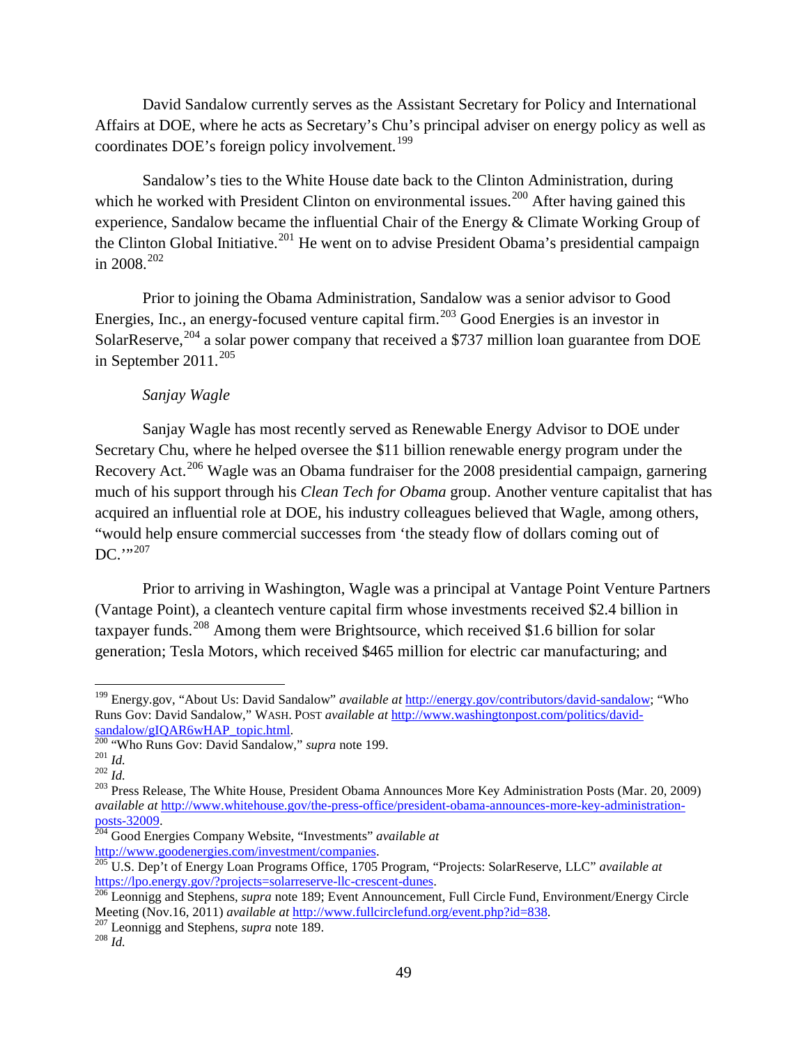David Sandalow currently serves as the Assistant Secretary for Policy and International Affairs at DOE, where he acts as Secretary's Chu's principal adviser on energy policy as well as coordinates DOE's foreign policy involvement.[199]

Sandalow's ties to the White House date back to the Clinton Administration, during which he worked with President Clinton on environmental issues.[200] After having gained this experience, Sandalow became the influential Chair of the Energy & Climate Working Group of the Clinton Global Initiative.[201] He went on to advise President Obama's presidential campaign in 2008.[202]

Prior to joining the Obama Administration, Sandalow was a senior advisor to Good Energies, Inc., an energy-focused venture capital firm.[203] Good Energies is an investor in SolarReserve,[204] a solar power company that received a $737 million loan guarantee from DOE in September 2011.[205]

*Sanjay Wagle*

Sanjay Wagle has most recently served as Renewable Energy Advisor to DOE under Secretary Chu, where he helped oversee the $11 billion renewable energy program under the Recovery Act.[206] Wagle was an Obama fundraiser for the 2008 presidential campaign, garnering much of his support through his *Clean Tech for Obama* group. Another venture capitalist that has acquired an influential role at DOE, his industry colleagues believed that Wagle, among others, "would help ensure commercial successes from 'the steady flow of dollars coming out of DC.'"[207]

Prior to arriving in Washington, Wagle was a principal at Vantage Point Venture Partners (Vantage Point), a cleantech venture capital firm whose investments received $2.4 billion in taxpayer funds.[208] Among them were Brightsource, which received $1.6 billion for solar generation; Tesla Motors, which received $465 million for electric car manufacturing; and

---

[199] Energy.gov, "About Us: David Sandalow" *available at* http://energy.gov/contributors/david-sandalow; "Who Runs Gov: David Sandalow," WASH. POST *available at* http://www.washingtonpost.com/politics/david-sandalow/gIQAR6wHAP_topic.html.

[200] "Who Runs Gov: David Sandalow," *supra* note 199.

[201] *Id.*

[202] *Id.*

[203] Press Release, The White House, President Obama Announces More Key Administration Posts (Mar. 20, 2009) *available at* http://www.whitehouse.gov/the-press-office/president-obama-announces-more-key-administration-posts-32009.

[204] Good Energies Company Website, "Investments" *available at* http://www.goodenergies.com/investment/companies.

[205] U.S. Dep't of Energy Loan Programs Office, 1705 Program, "Projects: SolarReserve, LLC" *available at* https://lpo.energy.gov/?projects=solarreserve-llc-crescent-dunes.

[206] Leonnigg and Stephens, *supra* note 189; Event Announcement, Full Circle Fund, Environment/Energy Circle Meeting (Nov.16, 2011) *available at* http://www.fullcirclefund.org/event.php?id=838.

[207] Leonnigg and Stephens, *supra* note 189.

[208] *Id.*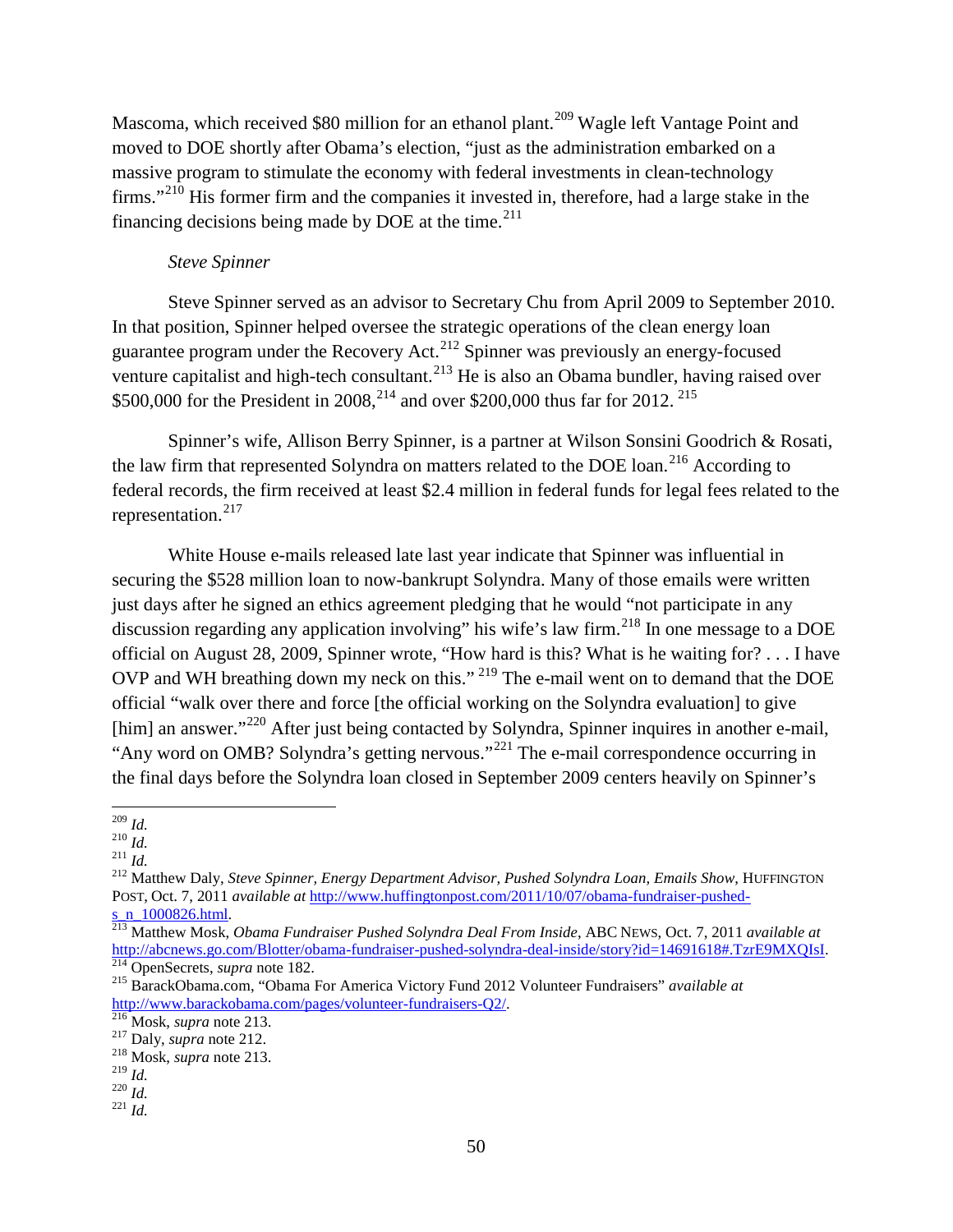Mascoma, which received $80 million for an ethanol plant.[209] Wagle left Vantage Point and moved to DOE shortly after Obama's election, "just as the administration embarked on a massive program to stimulate the economy with federal investments in clean-technology firms."[210] His former firm and the companies it invested in, therefore, had a large stake in the financing decisions being made by DOE at the time.[211]

*Steve Spinner*

Steve Spinner served as an advisor to Secretary Chu from April 2009 to September 2010. In that position, Spinner helped oversee the strategic operations of the clean energy loan guarantee program under the Recovery Act.[212] Spinner was previously an energy-focused venture capitalist and high-tech consultant.[213] He is also an Obama bundler, having raised over $500,000 for the President in 2008,[214] and over $200,000 thus far for 2012.[215]

Spinner's wife, Allison Berry Spinner, is a partner at Wilson Sonsini Goodrich & Rosati, the law firm that represented Solyndra on matters related to the DOE loan.[216] According to federal records, the firm received at least $2.4 million in federal funds for legal fees related to the representation.[217]

White House e-mails released late last year indicate that Spinner was influential in securing the $528 million loan to now-bankrupt Solyndra. Many of those emails were written just days after he signed an ethics agreement pledging that he would "not participate in any discussion regarding any application involving" his wife's law firm.[218] In one message to a DOE official on August 28, 2009, Spinner wrote, "How hard is this? What is he waiting for? . . . I have OVP and WH breathing down my neck on this."[219] The e-mail went on to demand that the DOE official "walk over there and force [the official working on the Solyndra evaluation] to give [him] an answer."[220] After just being contacted by Solyndra, Spinner inquires in another e-mail, "Any word on OMB? Solyndra's getting nervous."[221] The e-mail correspondence occurring in the final days before the Solyndra loan closed in September 2009 centers heavily on Spinner's

---

[209] *Id.*

[210] *Id.*

[211] *Id.*

[212] Matthew Daly, *Steve Spinner, Energy Department Advisor, Pushed Solyndra Loan, Emails Show*, HUFFINGTON POST, Oct. 7, 2011 *available at* http://www.huffingtonpost.com/2011/10/07/obama-fundraiser-pushed-s_n_1000826.html.

[213] Matthew Mosk, *Obama Fundraiser Pushed Solyndra Deal From Inside*, ABC NEWS, Oct. 7, 2011 *available at* http://abcnews.go.com/Blotter/obama-fundraiser-pushed-solyndra-deal-inside/story?id=14691618#.TzrE9MXQIsI.

[214] OpenSecrets, *supra* note 182.

[215] BarackObama.com, "Obama For America Victory Fund 2012 Volunteer Fundraisers" *available at* http://www.barackobama.com/pages/volunteer-fundraisers-Q2/.

[216] Mosk, *supra* note 213.

[217] Daly, *supra* note 212.

[218] Mosk, *supra* note 213.

[219] *Id.*

[220] *Id.*

[221] *Id.*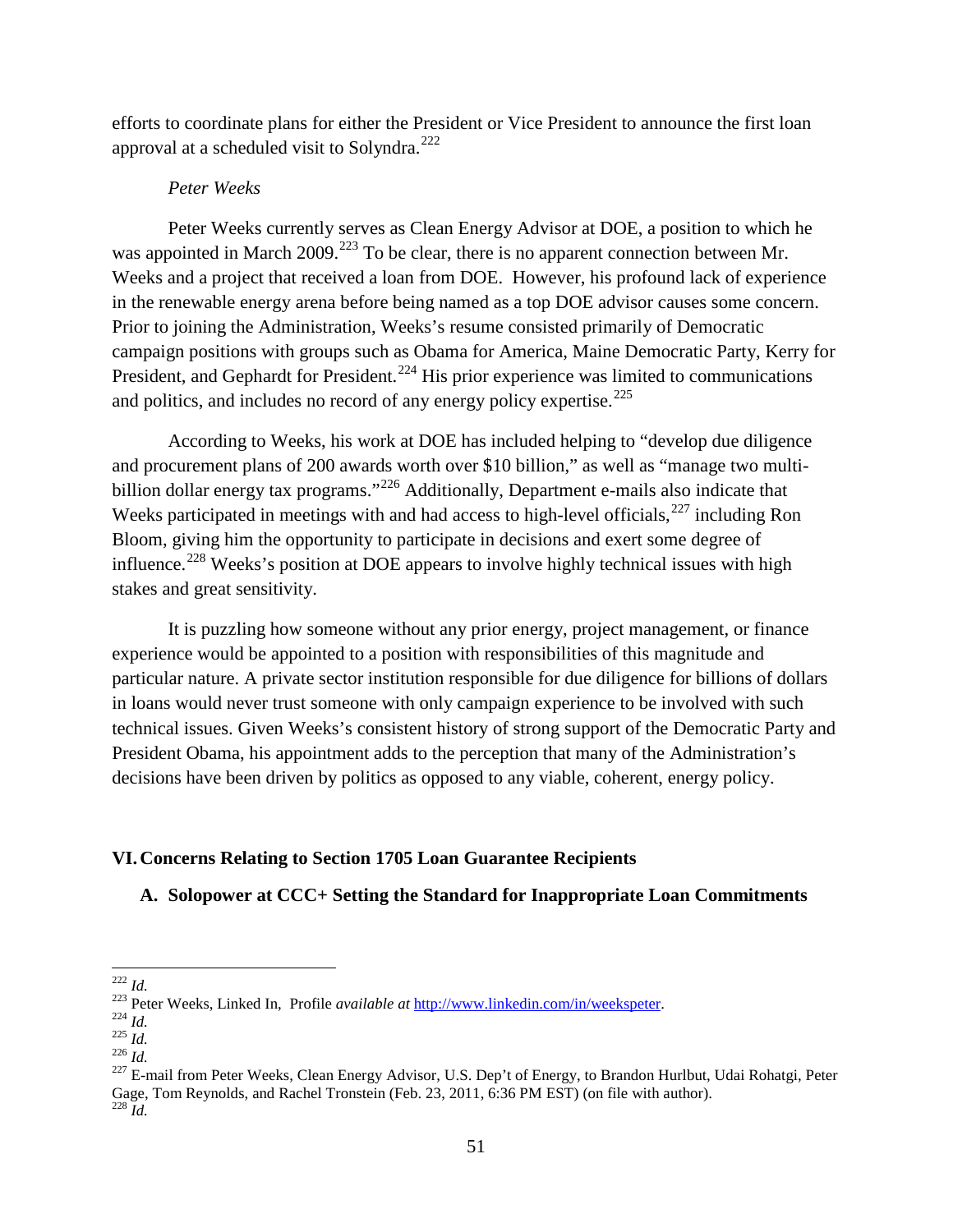efforts to coordinate plans for either the President or Vice President to announce the first loan approval at a scheduled visit to Solyndra.[222]

*Peter Weeks*

Peter Weeks currently serves as Clean Energy Advisor at DOE, a position to which he was appointed in March 2009.[223] To be clear, there is no apparent connection between Mr. Weeks and a project that received a loan from DOE. However, his profound lack of experience in the renewable energy arena before being named as a top DOE advisor causes some concern. Prior to joining the Administration, Weeks's resume consisted primarily of Democratic campaign positions with groups such as Obama for America, Maine Democratic Party, Kerry for President, and Gephardt for President.[224] His prior experience was limited to communications and politics, and includes no record of any energy policy expertise.[225]

According to Weeks, his work at DOE has included helping to "develop due diligence and procurement plans of 200 awards worth over $10 billion," as well as "manage two multi-billion dollar energy tax programs."[226] Additionally, Department e-mails also indicate that Weeks participated in meetings with and had access to high-level officials,[227] including Ron Bloom, giving him the opportunity to participate in decisions and exert some degree of influence.[228] Weeks's position at DOE appears to involve highly technical issues with high stakes and great sensitivity.

It is puzzling how someone without any prior energy, project management, or finance experience would be appointed to a position with responsibilities of this magnitude and particular nature. A private sector institution responsible for due diligence for billions of dollars in loans would never trust someone with only campaign experience to be involved with such technical issues. Given Weeks's consistent history of strong support of the Democratic Party and President Obama, his appointment adds to the perception that many of the Administration's decisions have been driven by politics as opposed to any viable, coherent, energy policy.

## VI. Concerns Relating to Section 1705 Loan Guarantee Recipients

### A. Solopower at CCC+ Setting the Standard for Inappropriate Loan Commitments

---

[222] *Id.*

[223] Peter Weeks, Linked In, Profile *available at* http://www.linkedin.com/in/weekspeter.

[224] *Id.*

[225] *Id.*

[226] *Id.*

[227] E-mail from Peter Weeks, Clean Energy Advisor, U.S. Dep't of Energy, to Brandon Hurlbut, Udai Rohatgi, Peter Gage, Tom Reynolds, and Rachel Tronstein (Feb. 23, 2011, 6:36 PM EST) (on file with author).

[228] *Id.*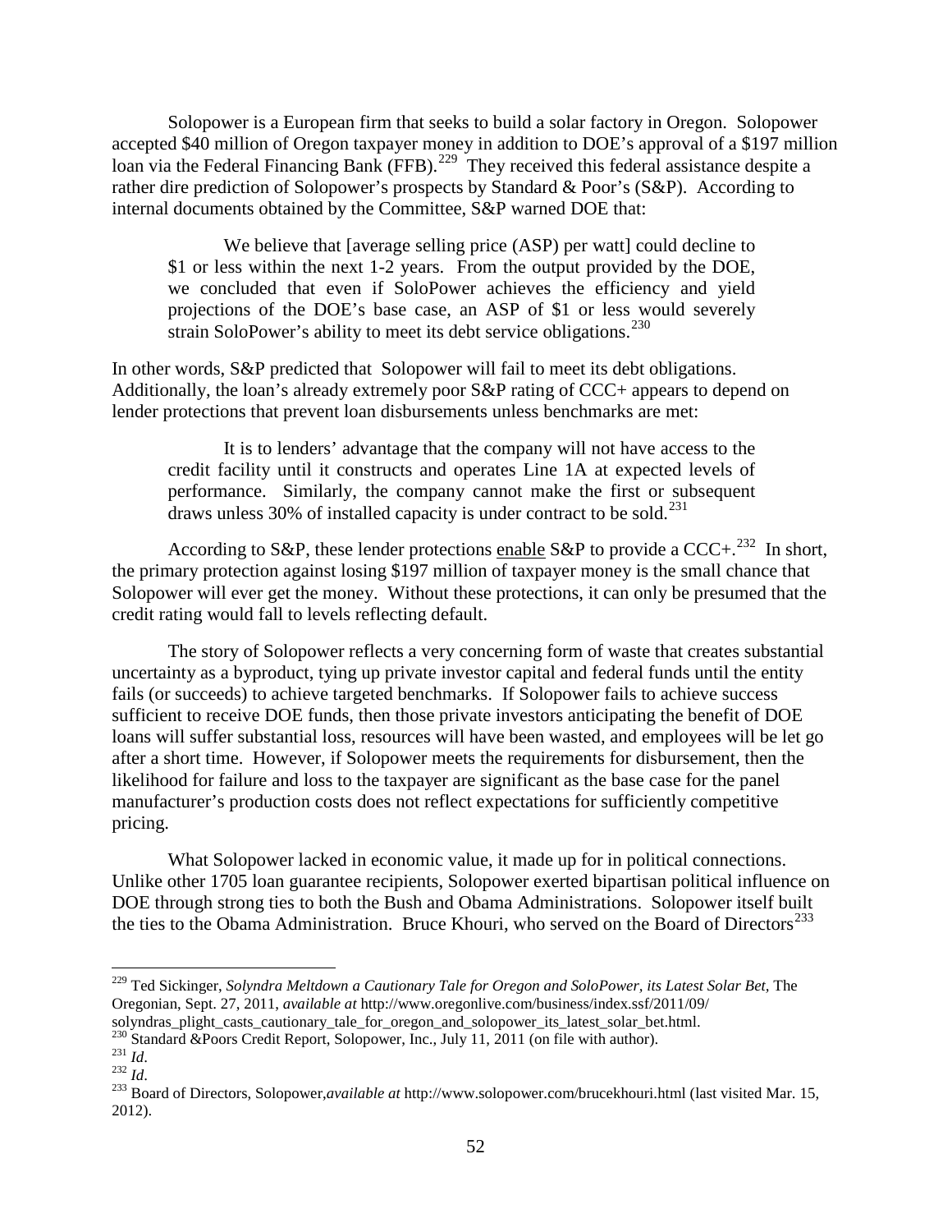Solopower is a European firm that seeks to build a solar factory in Oregon. Solopower accepted $40 million of Oregon taxpayer money in addition to DOE's approval of a $197 million loan via the Federal Financing Bank (FFB).[229] They received this federal assistance despite a rather dire prediction of Solopower's prospects by Standard & Poor's (S&P). According to internal documents obtained by the Committee, S&P warned DOE that:

> We believe that [average selling price (ASP) per watt] could decline to $1 or less within the next 1-2 years. From the output provided by the DOE, we concluded that even if SoloPower achieves the efficiency and yield projections of the DOE's base case, an ASP of $1 or less would severely strain SoloPower's ability to meet its debt service obligations.[230]

In other words, S&P predicted that Solopower will fail to meet its debt obligations. Additionally, the loan's already extremely poor S&P rating of CCC+ appears to depend on lender protections that prevent loan disbursements unless benchmarks are met:

> It is to lenders' advantage that the company will not have access to the credit facility until it constructs and operates Line 1A at expected levels of performance. Similarly, the company cannot make the first or subsequent draws unless 30% of installed capacity is under contract to be sold.[231]

According to S&P, these lender protections <u>enable</u> S&P to provide a CCC+.[232] In short, the primary protection against losing $197 million of taxpayer money is the small chance that Solopower will ever get the money. Without these protections, it can only be presumed that the credit rating would fall to levels reflecting default.

The story of Solopower reflects a very concerning form of waste that creates substantial uncertainty as a byproduct, tying up private investor capital and federal funds until the entity fails (or succeeds) to achieve targeted benchmarks. If Solopower fails to achieve success sufficient to receive DOE funds, then those private investors anticipating the benefit of DOE loans will suffer substantial loss, resources will have been wasted, and employees will be let go after a short time. However, if Solopower meets the requirements for disbursement, then the likelihood for failure and loss to the taxpayer are significant as the base case for the panel manufacturer's production costs does not reflect expectations for sufficiently competitive pricing.

What Solopower lacked in economic value, it made up for in political connections. Unlike other 1705 loan guarantee recipients, Solopower exerted bipartisan political influence on DOE through strong ties to both the Bush and Obama Administrations. Solopower itself built the ties to the Obama Administration. Bruce Khouri, who served on the Board of Directors[233]

---

[229] Ted Sickinger, *Solyndra Meltdown a Cautionary Tale for Oregon and SoloPower, its Latest Solar Bet*, The Oregonian, Sept. 27, 2011, *available at* http://www.oregonlive.com/business/index.ssf/2011/09/solyndras_plight_casts_cautionary_tale_for_oregon_and_solopower_its_latest_solar_bet.html.

[230] Standard &Poors Credit Report, Solopower, Inc., July 11, 2011 (on file with author).

[231] *Id*.

[232] *Id*.

[233] Board of Directors, Solopower,*available at* http://www.solopower.com/brucekhouri.html (last visited Mar. 15, 2012).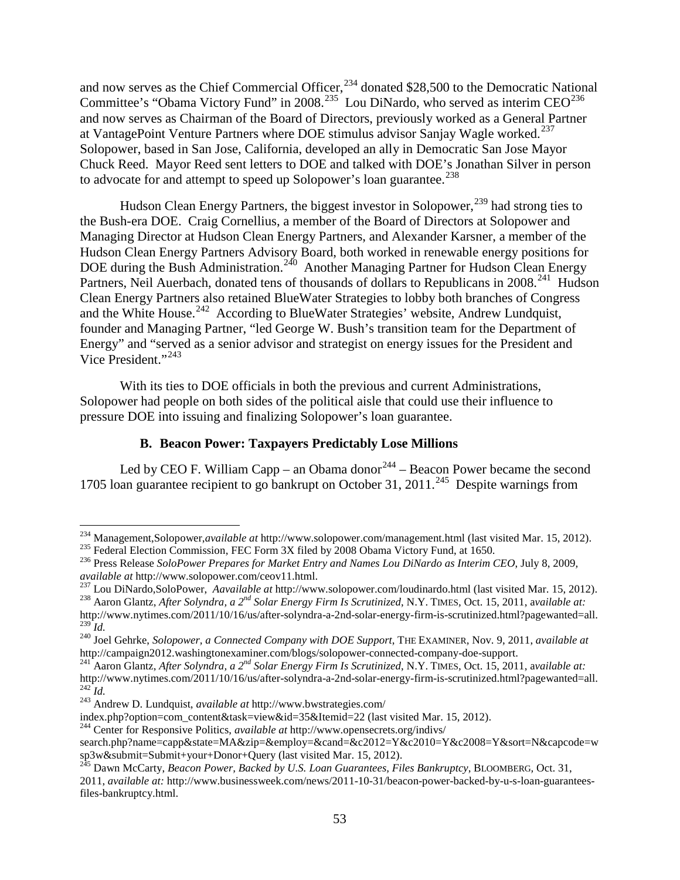and now serves as the Chief Commercial Officer,[234] donated $28,500 to the Democratic National Committee's "Obama Victory Fund" in 2008.[235] Lou DiNardo, who served as interim CEO[236] and now serves as Chairman of the Board of Directors, previously worked as a General Partner at VantagePoint Venture Partners where DOE stimulus advisor Sanjay Wagle worked.[237] Solopower, based in San Jose, California, developed an ally in Democratic San Jose Mayor Chuck Reed. Mayor Reed sent letters to DOE and talked with DOE's Jonathan Silver in person to advocate for and attempt to speed up Solopower's loan guarantee.[238]

Hudson Clean Energy Partners, the biggest investor in Solopower,[239] had strong ties to the Bush-era DOE. Craig Cornellius, a member of the Board of Directors at Solopower and Managing Director at Hudson Clean Energy Partners, and Alexander Karsner, a member of the Hudson Clean Energy Partners Advisory Board, both worked in renewable energy positions for DOE during the Bush Administration.[240] Another Managing Partner for Hudson Clean Energy Partners, Neil Auerbach, donated tens of thousands of dollars to Republicans in 2008.[241] Hudson Clean Energy Partners also retained BlueWater Strategies to lobby both branches of Congress and the White House.[242] According to BlueWater Strategies' website, Andrew Lundquist, founder and Managing Partner, "led George W. Bush's transition team for the Department of Energy" and "served as a senior advisor and strategist on energy issues for the President and Vice President."[243]

With its ties to DOE officials in both the previous and current Administrations, Solopower had people on both sides of the political aisle that could use their influence to pressure DOE into issuing and finalizing Solopower's loan guarantee.

### B. Beacon Power: Taxpayers Predictably Lose Millions

Led by CEO F. William Capp – an Obama donor[244] – Beacon Power became the second 1705 loan guarantee recipient to go bankrupt on October 31, 2011.[245] Despite warnings from

---

[234] Management,Solopower,*available at* http://www.solopower.com/management.html (last visited Mar. 15, 2012).

[235] Federal Election Commission, FEC Form 3X filed by 2008 Obama Victory Fund, at 1650.

[236] Press Release *SoloPower Prepares for Market Entry and Names Lou DiNardo as Interim CEO*, July 8, 2009, *available at* http://www.solopower.com/ceov11.html.

[237] Lou DiNardo,SoloPower, *Aavailable at* http://www.solopower.com/loudinardo.html (last visited Mar. 15, 2012).

[238] Aaron Glantz, *After Solyndra, a 2nd Solar Energy Firm Is Scrutinized*, N.Y. TIMES, Oct. 15, 2011, *available at:* http://www.nytimes.com/2011/10/16/us/after-solyndra-a-2nd-solar-energy-firm-is-scrutinized.html?pagewanted=all.

[239] *Id.*

[240] Joel Gehrke, *Solopower, a Connected Company with DOE Support*, THE EXAMINER, Nov. 9, 2011, *available at* http://campaign2012.washingtonexaminer.com/blogs/solopower-connected-company-doe-support.

[241] Aaron Glantz, *After Solyndra, a 2nd Solar Energy Firm Is Scrutinized*, N.Y. TIMES, Oct. 15, 2011, *available at:* http://www.nytimes.com/2011/10/16/us/after-solyndra-a-2nd-solar-energy-firm-is-scrutinized.html?pagewanted=all.

[242] *Id.*

[243] Andrew D. Lundquist, *available at* http://www.bwstrategies.com/index.php?option=com_content&task=view&id=35&Itemid=22 (last visited Mar. 15, 2012).

[244] Center for Responsive Politics, *available at* http://www.opensecrets.org/indivs/search.php?name=capp&state=MA&zip=&employ=&cand=&c2012=Y&c2010=Y&c2008=Y&sort=N&capcode=wsp3w&submit=Submit+your+Donor+Query (last visited Mar. 15, 2012).

[245] Dawn McCarty, *Beacon Power, Backed by U.S. Loan Guarantees, Files Bankruptcy*, BLOOMBERG, Oct. 31, 2011, *available at:* http://www.businessweek.com/news/2011-10-31/beacon-power-backed-by-u-s-loan-guarantees-files-bankruptcy.html.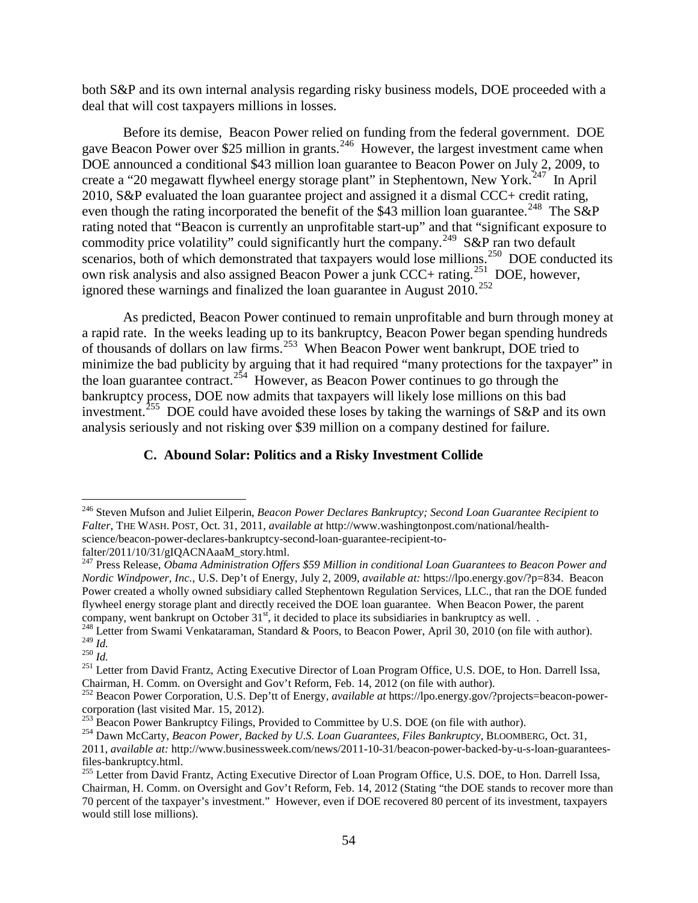both S&P and its own internal analysis regarding risky business models, DOE proceeded with a deal that will cost taxpayers millions in losses.

Before its demise, Beacon Power relied on funding from the federal government. DOE gave Beacon Power over $25 million in grants.[246] However, the largest investment came when DOE announced a conditional $43 million loan guarantee to Beacon Power on July 2, 2009, to create a "20 megawatt flywheel energy storage plant" in Stephentown, New York.[247] In April 2010, S&P evaluated the loan guarantee project and assigned it a dismal CCC+ credit rating, even though the rating incorporated the benefit of the $43 million loan guarantee.[248] The S&P rating noted that "Beacon is currently an unprofitable start-up" and that "significant exposure to commodity price volatility" could significantly hurt the company.[249] S&P ran two default scenarios, both of which demonstrated that taxpayers would lose millions.[250] DOE conducted its own risk analysis and also assigned Beacon Power a junk CCC+ rating.[251] DOE, however, ignored these warnings and finalized the loan guarantee in August 2010.[252]

As predicted, Beacon Power continued to remain unprofitable and burn through money at a rapid rate. In the weeks leading up to its bankruptcy, Beacon Power began spending hundreds of thousands of dollars on law firms.[253] When Beacon Power went bankrupt, DOE tried to minimize the bad publicity by arguing that it had required "many protections for the taxpayer" in the loan guarantee contract.[254] However, as Beacon Power continues to go through the bankruptcy process, DOE now admits that taxpayers will likely lose millions on this bad investment.[255] DOE could have avoided these loses by taking the warnings of S&P and its own analysis seriously and not risking over $39 million on a company destined for failure.

### C. Abound Solar: Politics and a Risky Investment Collide

---

[246] Steven Mufson and Juliet Eilperin, *Beacon Power Declares Bankruptcy; Second Loan Guarantee Recipient to Falter*, THE WASH. POST, Oct. 31, 2011, *available at* http://www.washingtonpost.com/national/health-science/beacon-power-declares-bankruptcy-second-loan-guarantee-recipient-to-falter/2011/10/31/gIQACNAaaM_story.html.

[247] Press Release, *Obama Administration Offers $59 Million in conditional Loan Guarantees to Beacon Power and Nordic Windpower, Inc.*, U.S. Dep't of Energy, July 2, 2009, *available at:* https://lpo.energy.gov/?p=834. Beacon Power created a wholly owned subsidiary called Stephentown Regulation Services, LLC., that ran the DOE funded flywheel energy storage plant and directly received the DOE loan guarantee. When Beacon Power, the parent company, went bankrupt on October 31st, it decided to place its subsidiaries in bankruptcy as well. .

[248] Letter from Swami Venkataraman, Standard & Poors, to Beacon Power, April 30, 2010 (on file with author).

[249] *Id.*

[250] *Id.*

[251] Letter from David Frantz, Acting Executive Director of Loan Program Office, U.S. DOE, to Hon. Darrell Issa, Chairman, H. Comm. on Oversight and Gov't Reform, Feb. 14, 2012 (on file with author).

[252] Beacon Power Corporation, U.S. Dep'tt of Energy, *available at* https://lpo.energy.gov/?projects=beacon-power-corporation (last visited Mar. 15, 2012).

[253] Beacon Power Bankruptcy Filings, Provided to Committee by U.S. DOE (on file with author).

[254] Dawn McCarty, *Beacon Power, Backed by U.S. Loan Guarantees, Files Bankruptcy*, BLOOMBERG, Oct. 31, 2011, *available at:* http://www.businessweek.com/news/2011-10-31/beacon-power-backed-by-u-s-loan-guarantees-files-bankruptcy.html.

[255] Letter from David Frantz, Acting Executive Director of Loan Program Office, U.S. DOE, to Hon. Darrell Issa, Chairman, H. Comm. on Oversight and Gov't Reform, Feb. 14, 2012 (Stating "the DOE stands to recover more than 70 percent of the taxpayer's investment." However, even if DOE recovered 80 percent of its investment, taxpayers would still lose millions).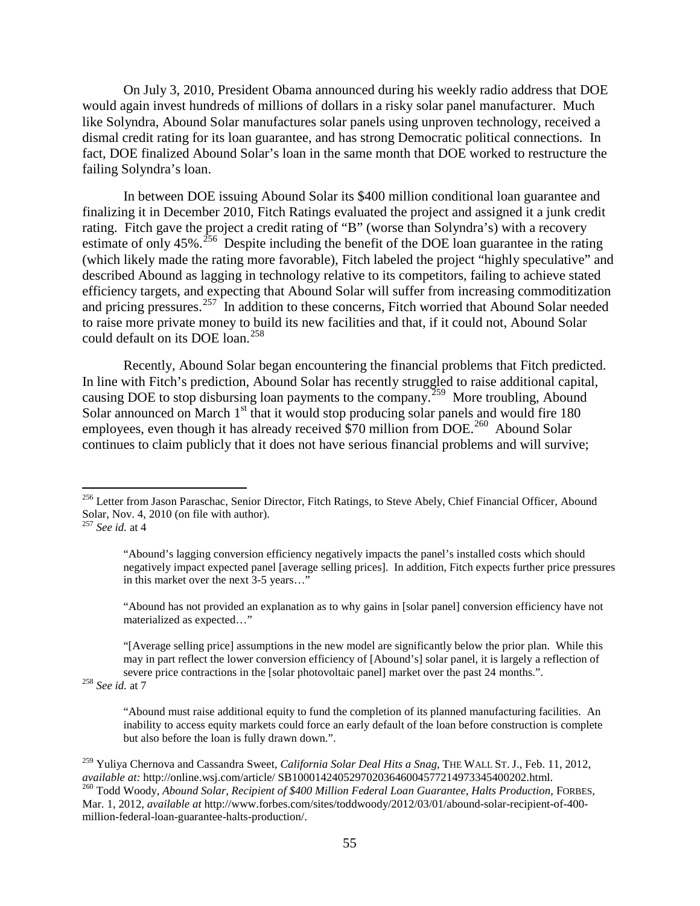On July 3, 2010, President Obama announced during his weekly radio address that DOE would again invest hundreds of millions of dollars in a risky solar panel manufacturer. Much like Solyndra, Abound Solar manufactures solar panels using unproven technology, received a dismal credit rating for its loan guarantee, and has strong Democratic political connections. In fact, DOE finalized Abound Solar's loan in the same month that DOE worked to restructure the failing Solyndra's loan.

In between DOE issuing Abound Solar its $400 million conditional loan guarantee and finalizing it in December 2010, Fitch Ratings evaluated the project and assigned it a junk credit rating. Fitch gave the project a credit rating of "B" (worse than Solyndra's) with a recovery estimate of only 45%.[256] Despite including the benefit of the DOE loan guarantee in the rating (which likely made the rating more favorable), Fitch labeled the project "highly speculative" and described Abound as lagging in technology relative to its competitors, failing to achieve stated efficiency targets, and expecting that Abound Solar will suffer from increasing commoditization and pricing pressures.[257] In addition to these concerns, Fitch worried that Abound Solar needed to raise more private money to build its new facilities and that, if it could not, Abound Solar could default on its DOE loan.[258]

Recently, Abound Solar began encountering the financial problems that Fitch predicted. In line with Fitch's prediction, Abound Solar has recently struggled to raise additional capital, causing DOE to stop disbursing loan payments to the company.[259] More troubling, Abound Solar announced on March 1st that it would stop producing solar panels and would fire 180 employees, even though it has already received $70 million from DOE.[260] Abound Solar continues to claim publicly that it does not have serious financial problems and will survive;

---

[256] Letter from Jason Paraschac, Senior Director, Fitch Ratings, to Steve Abely, Chief Financial Officer, Abound Solar, Nov. 4, 2010 (on file with author).

[257] *See id.* at 4

> "Abound's lagging conversion efficiency negatively impacts the panel's installed costs which should negatively impact expected panel [average selling prices]. In addition, Fitch expects further price pressures in this market over the next 3-5 years…"
>
> "Abound has not provided an explanation as to why gains in [solar panel] conversion efficiency have not materialized as expected…"
>
> "[Average selling price] assumptions in the new model are significantly below the prior plan. While this may in part reflect the lower conversion efficiency of [Abound's] solar panel, it is largely a reflection of severe price contractions in the [solar photovoltaic panel] market over the past 24 months.".

[258] *See id.* at 7

> "Abound must raise additional equity to fund the completion of its planned manufacturing facilities. An inability to access equity markets could force an early default of the loan before construction is complete but also before the loan is fully drawn down.".

[259] Yuliya Chernova and Cassandra Sweet, *California Solar Deal Hits a Snag*, THE WALL ST. J., Feb. 11, 2012, *available at:* http://online.wsj.com/article/ SB10001424052970203646004577214973345400202.html.

[260] Todd Woody, *Abound Solar, Recipient of $400 Million Federal Loan Guarantee, Halts Production*, FORBES, Mar. 1, 2012, *available at* http://www.forbes.com/sites/toddwoody/2012/03/01/abound-solar-recipient-of-400-million-federal-loan-guarantee-halts-production/.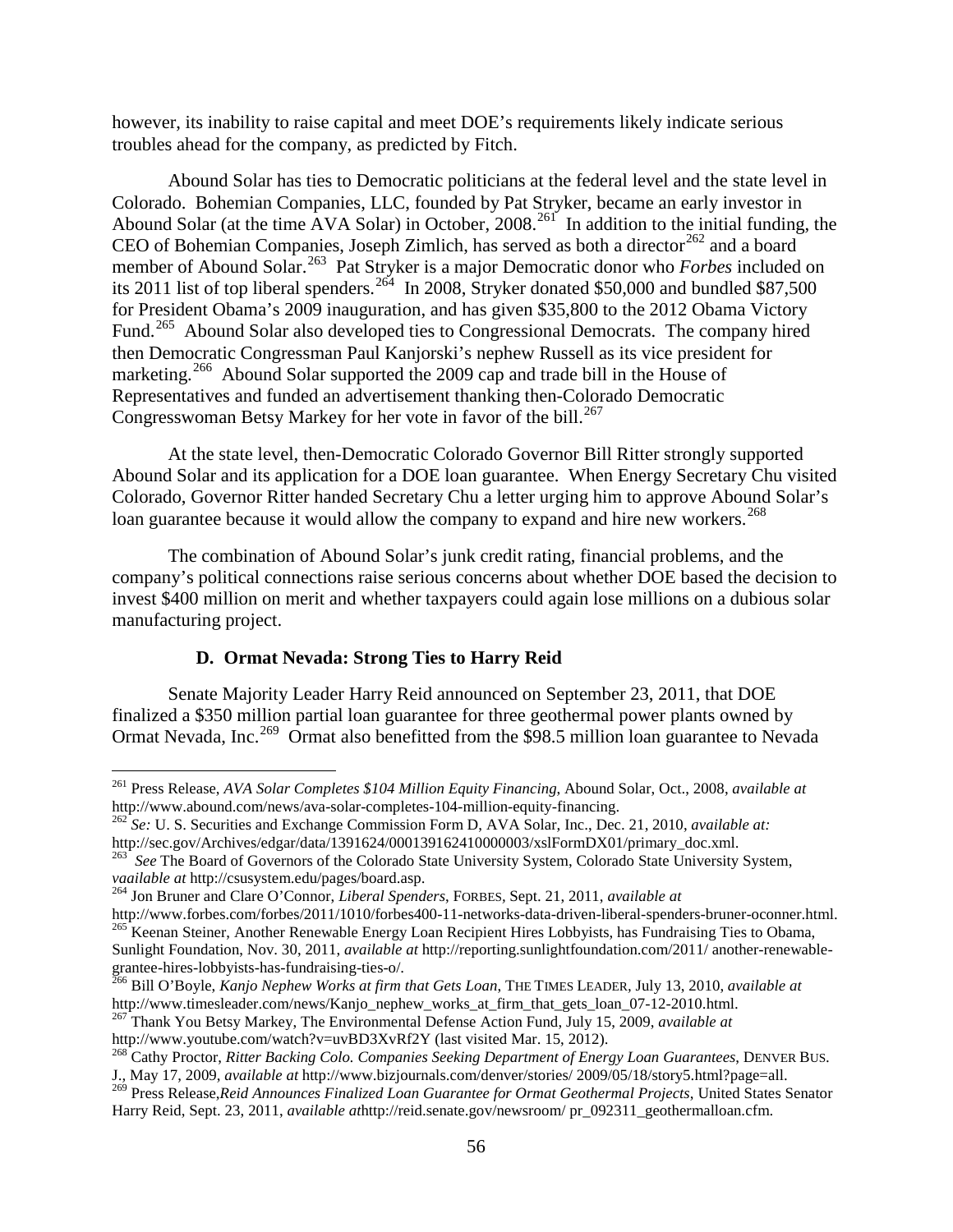however, its inability to raise capital and meet DOE's requirements likely indicate serious troubles ahead for the company, as predicted by Fitch.

Abound Solar has ties to Democratic politicians at the federal level and the state level in Colorado. Bohemian Companies, LLC, founded by Pat Stryker, became an early investor in Abound Solar (at the time AVA Solar) in October, 2008.[261] In addition to the initial funding, the CEO of Bohemian Companies, Joseph Zimlich, has served as both a director[262] and a board member of Abound Solar.[263] Pat Stryker is a major Democratic donor who *Forbes* included on its 2011 list of top liberal spenders.[264] In 2008, Stryker donated $50,000 and bundled $87,500 for President Obama's 2009 inauguration, and has given $35,800 to the 2012 Obama Victory Fund.[265] Abound Solar also developed ties to Congressional Democrats. The company hired then Democratic Congressman Paul Kanjorski's nephew Russell as its vice president for marketing.[266] Abound Solar supported the 2009 cap and trade bill in the House of Representatives and funded an advertisement thanking then-Colorado Democratic Congresswoman Betsy Markey for her vote in favor of the bill.[267]

At the state level, then-Democratic Colorado Governor Bill Ritter strongly supported Abound Solar and its application for a DOE loan guarantee. When Energy Secretary Chu visited Colorado, Governor Ritter handed Secretary Chu a letter urging him to approve Abound Solar's loan guarantee because it would allow the company to expand and hire new workers.[268]

The combination of Abound Solar's junk credit rating, financial problems, and the company's political connections raise serious concerns about whether DOE based the decision to invest $400 million on merit and whether taxpayers could again lose millions on a dubious solar manufacturing project.

### D. Ormat Nevada: Strong Ties to Harry Reid

Senate Majority Leader Harry Reid announced on September 23, 2011, that DOE finalized a $350 million partial loan guarantee for three geothermal power plants owned by Ormat Nevada, Inc.[269] Ormat also benefitted from the $98.5 million loan guarantee to Nevada

---

[261] Press Release, *AVA Solar Completes $104 Million Equity Financing*, Abound Solar, Oct., 2008, *available at* http://www.abound.com/news/ava-solar-completes-104-million-equity-financing.

[262] *Se:* U. S. Securities and Exchange Commission Form D, AVA Solar, Inc., Dec. 21, 2010, *available at:* http://sec.gov/Archives/edgar/data/1391624/000139162410000003/xslFormDX01/primary_doc.xml.

[263] *See* The Board of Governors of the Colorado State University System, Colorado State University System, *vaailable at* http://csusystem.edu/pages/board.asp.

[264] Jon Bruner and Clare O'Connor, *Liberal Spenders*, FORBES, Sept. 21, 2011, *available at* http://www.forbes.com/forbes/2011/1010/forbes400-11-networks-data-driven-liberal-spenders-bruner-oconner.html.

[265] Keenan Steiner, Another Renewable Energy Loan Recipient Hires Lobbyists, has Fundraising Ties to Obama, Sunlight Foundation, Nov. 30, 2011, *available at* http://reporting.sunlightfoundation.com/2011/ another-renewable-grantee-hires-lobbyists-has-fundraising-ties-o/.

[266] Bill O'Boyle, *Kanjo Nephew Works at firm that Gets Loan*, THE TIMES LEADER, July 13, 2010, *available at* http://www.timesleader.com/news/Kanjo_nephew_works_at_firm_that_gets_loan_07-12-2010.html.

[267] Thank You Betsy Markey, The Environmental Defense Action Fund, July 15, 2009, *available at* http://www.youtube.com/watch?v=uvBD3XvRf2Y (last visited Mar. 15, 2012).

[268] Cathy Proctor, *Ritter Backing Colo. Companies Seeking Department of Energy Loan Guarantees*, DENVER BUS. J., May 17, 2009, *available at* http://www.bizjournals.com/denver/stories/ 2009/05/18/story5.html?page=all.

[269] Press Release,*Reid Announces Finalized Loan Guarantee for Ormat Geothermal Projects*, United States Senator Harry Reid, Sept. 23, 2011, *available at*http://reid.senate.gov/newsroom/ pr_092311_geothermalloan.cfm.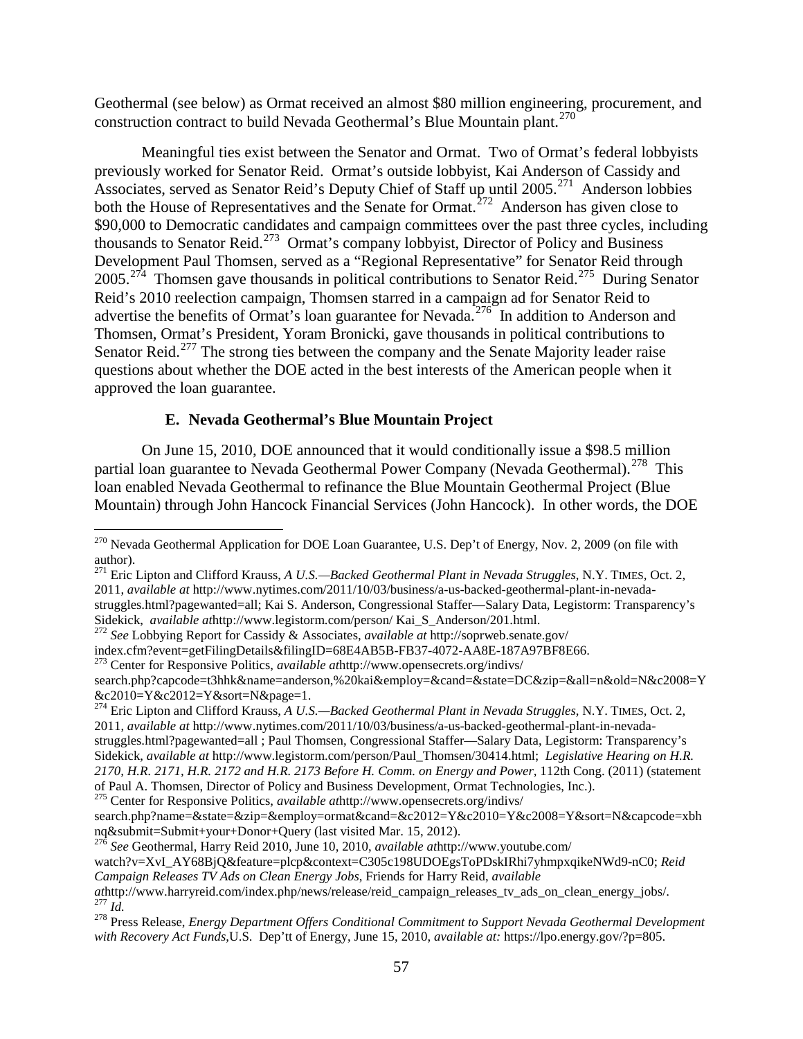Geothermal (see below) as Ormat received an almost $80 million engineering, procurement, and construction contract to build Nevada Geothermal's Blue Mountain plant.[270]

Meaningful ties exist between the Senator and Ormat. Two of Ormat's federal lobbyists previously worked for Senator Reid. Ormat's outside lobbyist, Kai Anderson of Cassidy and Associates, served as Senator Reid's Deputy Chief of Staff up until 2005.[271] Anderson lobbies both the House of Representatives and the Senate for Ormat.[272] Anderson has given close to $90,000 to Democratic candidates and campaign committees over the past three cycles, including thousands to Senator Reid.[273] Ormat's company lobbyist, Director of Policy and Business Development Paul Thomsen, served as a "Regional Representative" for Senator Reid through 2005.[274] Thomsen gave thousands in political contributions to Senator Reid.[275] During Senator Reid's 2010 reelection campaign, Thomsen starred in a campaign ad for Senator Reid to advertise the benefits of Ormat's loan guarantee for Nevada.[276] In addition to Anderson and Thomsen, Ormat's President, Yoram Bronicki, gave thousands in political contributions to Senator Reid.[277] The strong ties between the company and the Senate Majority leader raise questions about whether the DOE acted in the best interests of the American people when it approved the loan guarantee.

### E. Nevada Geothermal's Blue Mountain Project

On June 15, 2010, DOE announced that it would conditionally issue a $98.5 million partial loan guarantee to Nevada Geothermal Power Company (Nevada Geothermal).[278] This loan enabled Nevada Geothermal to refinance the Blue Mountain Geothermal Project (Blue Mountain) through John Hancock Financial Services (John Hancock). In other words, the DOE

---

[270] Nevada Geothermal Application for DOE Loan Guarantee, U.S. Dep't of Energy, Nov. 2, 2009 (on file with author).

[271] Eric Lipton and Clifford Krauss, *A U.S.—Backed Geothermal Plant in Nevada Struggles*, N.Y. TIMES, Oct. 2, 2011, *available at* http://www.nytimes.com/2011/10/03/business/a-us-backed-geothermal-plant-in-nevada-struggles.html?pagewanted=all; Kai S. Anderson, Congressional Staffer—Salary Data, Legistorm: Transparency's Sidekick, *available at*http://www.legistorm.com/person/ Kai_S_Anderson/201.html.

[272] *See* Lobbying Report for Cassidy & Associates, *available at* http://soprweb.senate.gov/ index.cfm?event=getFilingDetails&filingID=68E4AB5B-FB37-4072-AA8E-187A97BF8E66.

[273] Center for Responsive Politics, *available at*http://www.opensecrets.org/indivs/ search.php?capcode=t3hhk&name=anderson,%20kai&employ=&cand=&state=DC&zip=&all=n&old=N&c2008=Y&c2010=Y&c2012=Y&sort=N&page=1.

[274] Eric Lipton and Clifford Krauss, *A U.S.—Backed Geothermal Plant in Nevada Struggles*, N.Y. TIMES, Oct. 2, 2011, *available at* http://www.nytimes.com/2011/10/03/business/a-us-backed-geothermal-plant-in-nevada-struggles.html?pagewanted=all ; Paul Thomsen, Congressional Staffer—Salary Data, Legistorm: Transparency's Sidekick, *available at* http://www.legistorm.com/person/Paul_Thomsen/30414.html; *Legislative Hearing on H.R. 2170, H.R. 2171, H.R. 2172 and H.R. 2173 Before H. Comm. on Energy and Power*, 112th Cong. (2011) (statement of Paul A. Thomsen, Director of Policy and Business Development, Ormat Technologies, Inc.).

[275] Center for Responsive Politics, *available at*http://www.opensecrets.org/indivs/ search.php?name=&state=&zip=&employ=ormat&cand=&c2012=Y&c2010=Y&c2008=Y&sort=N&capcode=xbhnq&submit=Submit+your+Donor+Query (last visited Mar. 15, 2012).

[276] *See* Geothermal, Harry Reid 2010, June 10, 2010, *available at*http://www.youtube.com/ watch?v=XvI_AY68BjQ&feature=plcp&context=C305c198UDOEgsToPDskIRhi7yhmpxqikeNWd9-nC0; *Reid Campaign Releases TV Ads on Clean Energy Jobs*, Friends for Harry Reid, *available at*http://www.harryreid.com/index.php/news/release/reid_campaign_releases_tv_ads_on_clean_energy_jobs/.

[277] *Id.*

[278] Press Release, *Energy Department Offers Conditional Commitment to Support Nevada Geothermal Development with Recovery Act Funds*,U.S. Dep'tt of Energy, June 15, 2010, *available at:* https://lpo.energy.gov/?p=805.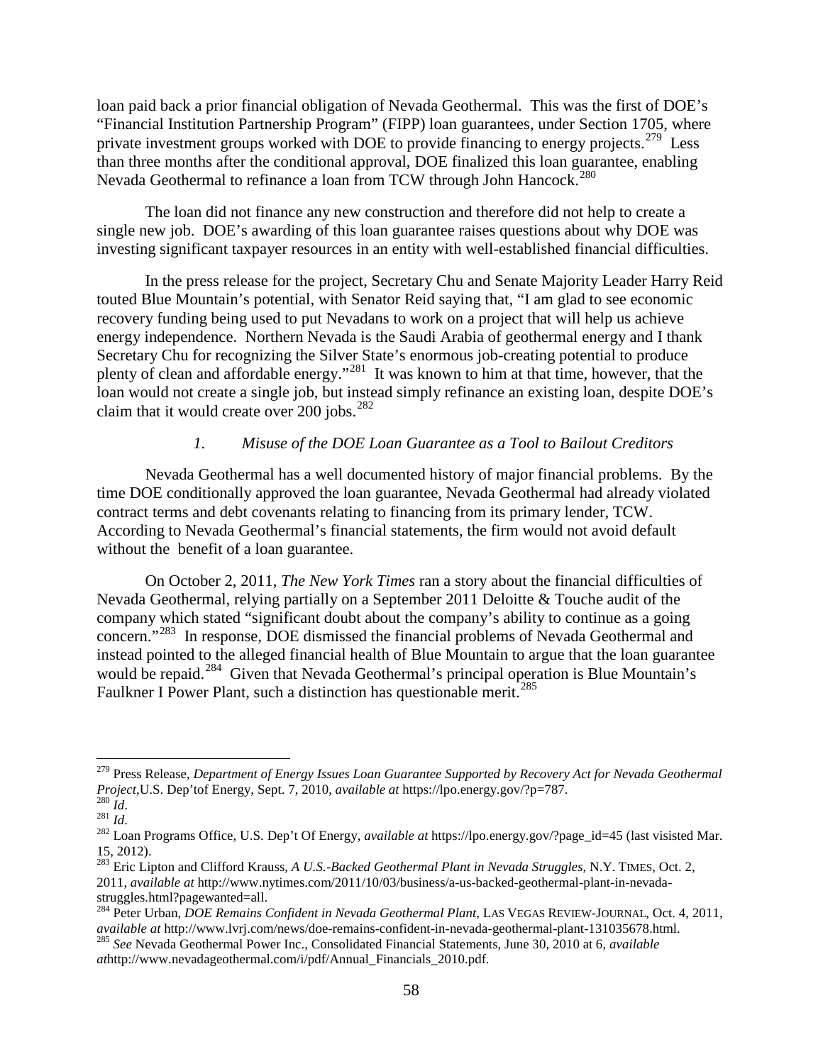loan paid back a prior financial obligation of Nevada Geothermal. This was the first of DOE's "Financial Institution Partnership Program" (FIPP) loan guarantees, under Section 1705, where private investment groups worked with DOE to provide financing to energy projects.[279] Less than three months after the conditional approval, DOE finalized this loan guarantee, enabling Nevada Geothermal to refinance a loan from TCW through John Hancock.[280]

The loan did not finance any new construction and therefore did not help to create a single new job. DOE's awarding of this loan guarantee raises questions about why DOE was investing significant taxpayer resources in an entity with well-established financial difficulties.

In the press release for the project, Secretary Chu and Senate Majority Leader Harry Reid touted Blue Mountain's potential, with Senator Reid saying that, "I am glad to see economic recovery funding being used to put Nevadans to work on a project that will help us achieve energy independence. Northern Nevada is the Saudi Arabia of geothermal energy and I thank Secretary Chu for recognizing the Silver State's enormous job-creating potential to produce plenty of clean and affordable energy."[281] It was known to him at that time, however, that the loan would not create a single job, but instead simply refinance an existing loan, despite DOE's claim that it would create over 200 jobs.[282]

### *1. Misuse of the DOE Loan Guarantee as a Tool to Bailout Creditors*

Nevada Geothermal has a well documented history of major financial problems. By the time DOE conditionally approved the loan guarantee, Nevada Geothermal had already violated contract terms and debt covenants relating to financing from its primary lender, TCW. According to Nevada Geothermal's financial statements, the firm would not avoid default without the benefit of a loan guarantee.

On October 2, 2011, *The New York Times* ran a story about the financial difficulties of Nevada Geothermal, relying partially on a September 2011 Deloitte & Touche audit of the company which stated "significant doubt about the company's ability to continue as a going concern."[283] In response, DOE dismissed the financial problems of Nevada Geothermal and instead pointed to the alleged financial health of Blue Mountain to argue that the loan guarantee would be repaid.[284] Given that Nevada Geothermal's principal operation is Blue Mountain's Faulkner I Power Plant, such a distinction has questionable merit.[285]

---

[279] Press Release, *Department of Energy Issues Loan Guarantee Supported by Recovery Act for Nevada Geothermal Project*,U.S. Dep'tof Energy, Sept. 7, 2010, *available at* https://lpo.energy.gov/?p=787.

[280] *Id*.

[281] *Id*.

[282] Loan Programs Office, U.S. Dep't Of Energy, *available at* https://lpo.energy.gov/?page_id=45 (last visisted Mar. 15, 2012).

[283] Eric Lipton and Clifford Krauss, *A U.S.-Backed Geothermal Plant in Nevada Struggles*, N.Y. TIMES, Oct. 2, 2011, *available at* http://www.nytimes.com/2011/10/03/business/a-us-backed-geothermal-plant-in-nevada-struggles.html?pagewanted=all.

[284] Peter Urban, *DOE Remains Confident in Nevada Geothermal Plant*, LAS VEGAS REVIEW-JOURNAL, Oct. 4, 2011, *available at* http://www.lvrj.com/news/doe-remains-confident-in-nevada-geothermal-plant-131035678.html.

[285] *See* Nevada Geothermal Power Inc., Consolidated Financial Statements, June 30, 2010 at 6, *available at*http://www.nevadageothermal.com/i/pdf/Annual_Financials_2010.pdf.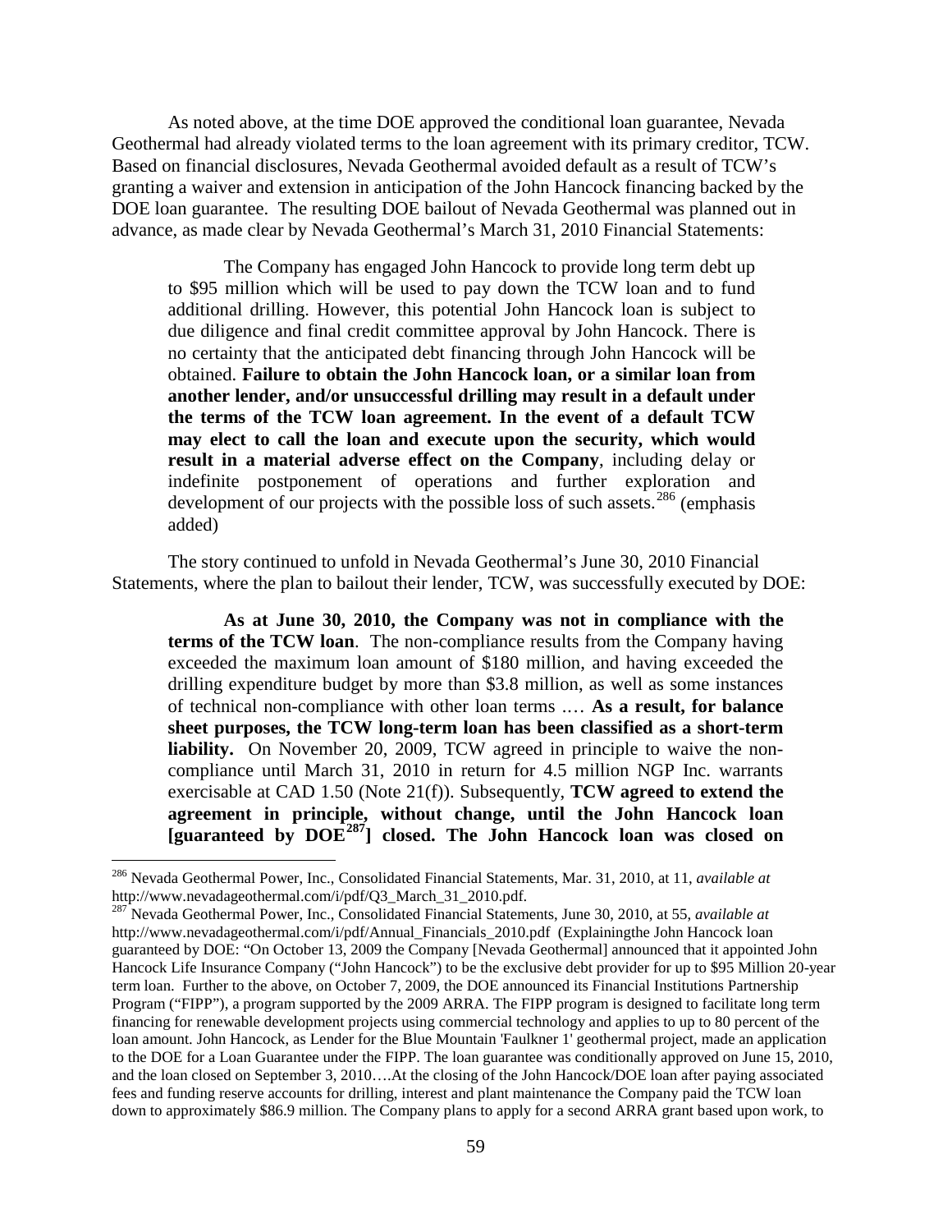As noted above, at the time DOE approved the conditional loan guarantee, Nevada Geothermal had already violated terms to the loan agreement with its primary creditor, TCW. Based on financial disclosures, Nevada Geothermal avoided default as a result of TCW's granting a waiver and extension in anticipation of the John Hancock financing backed by the DOE loan guarantee. The resulting DOE bailout of Nevada Geothermal was planned out in advance, as made clear by Nevada Geothermal's March 31, 2010 Financial Statements:

> The Company has engaged John Hancock to provide long term debt up to $95 million which will be used to pay down the TCW loan and to fund additional drilling. However, this potential John Hancock loan is subject to due diligence and final credit committee approval by John Hancock. There is no certainty that the anticipated debt financing through John Hancock will be obtained. **Failure to obtain the John Hancock loan, or a similar loan from another lender, and/or unsuccessful drilling may result in a default under the terms of the TCW loan agreement. In the event of a default TCW may elect to call the loan and execute upon the security, which would result in a material adverse effect on the Company**, including delay or indefinite postponement of operations and further exploration and development of our projects with the possible loss of such assets.[286] (emphasis added)

The story continued to unfold in Nevada Geothermal's June 30, 2010 Financial Statements, where the plan to bailout their lender, TCW, was successfully executed by DOE:

> **As at June 30, 2010, the Company was not in compliance with the terms of the TCW loan**. The non-compliance results from the Company having exceeded the maximum loan amount of $180 million, and having exceeded the drilling expenditure budget by more than $3.8 million, as well as some instances of technical non-compliance with other loan terms .… **As a result, for balance sheet purposes, the TCW long-term loan has been classified as a short-term liability.** On November 20, 2009, TCW agreed in principle to waive the non-compliance until March 31, 2010 in return for 4.5 million NGP Inc. warrants exercisable at CAD 1.50 (Note 21(f)). Subsequently, **TCW agreed to extend the agreement in principle, without change, until the John Hancock loan [guaranteed by DOE[287]] closed. The John Hancock loan was closed on**

---

[286] Nevada Geothermal Power, Inc., Consolidated Financial Statements, Mar. 31, 2010, at 11, *available at* http://www.nevadageothermal.com/i/pdf/Q3_March_31_2010.pdf.

[287] Nevada Geothermal Power, Inc., Consolidated Financial Statements, June 30, 2010, at 55, *available at* http://www.nevadageothermal.com/i/pdf/Annual_Financials_2010.pdf (Explainingthe John Hancock loan guaranteed by DOE: "On October 13, 2009 the Company [Nevada Geothermal] announced that it appointed John Hancock Life Insurance Company ("John Hancock") to be the exclusive debt provider for up to $95 Million 20-year term loan. Further to the above, on October 7, 2009, the DOE announced its Financial Institutions Partnership Program ("FIPP"), a program supported by the 2009 ARRA. The FIPP program is designed to facilitate long term financing for renewable development projects using commercial technology and applies to up to 80 percent of the loan amount. John Hancock, as Lender for the Blue Mountain 'Faulkner 1' geothermal project, made an application to the DOE for a Loan Guarantee under the FIPP. The loan guarantee was conditionally approved on June 15, 2010, and the loan closed on September 3, 2010….At the closing of the John Hancock/DOE loan after paying associated fees and funding reserve accounts for drilling, interest and plant maintenance the Company paid the TCW loan down to approximately $86.9 million. The Company plans to apply for a second ARRA grant based upon work, to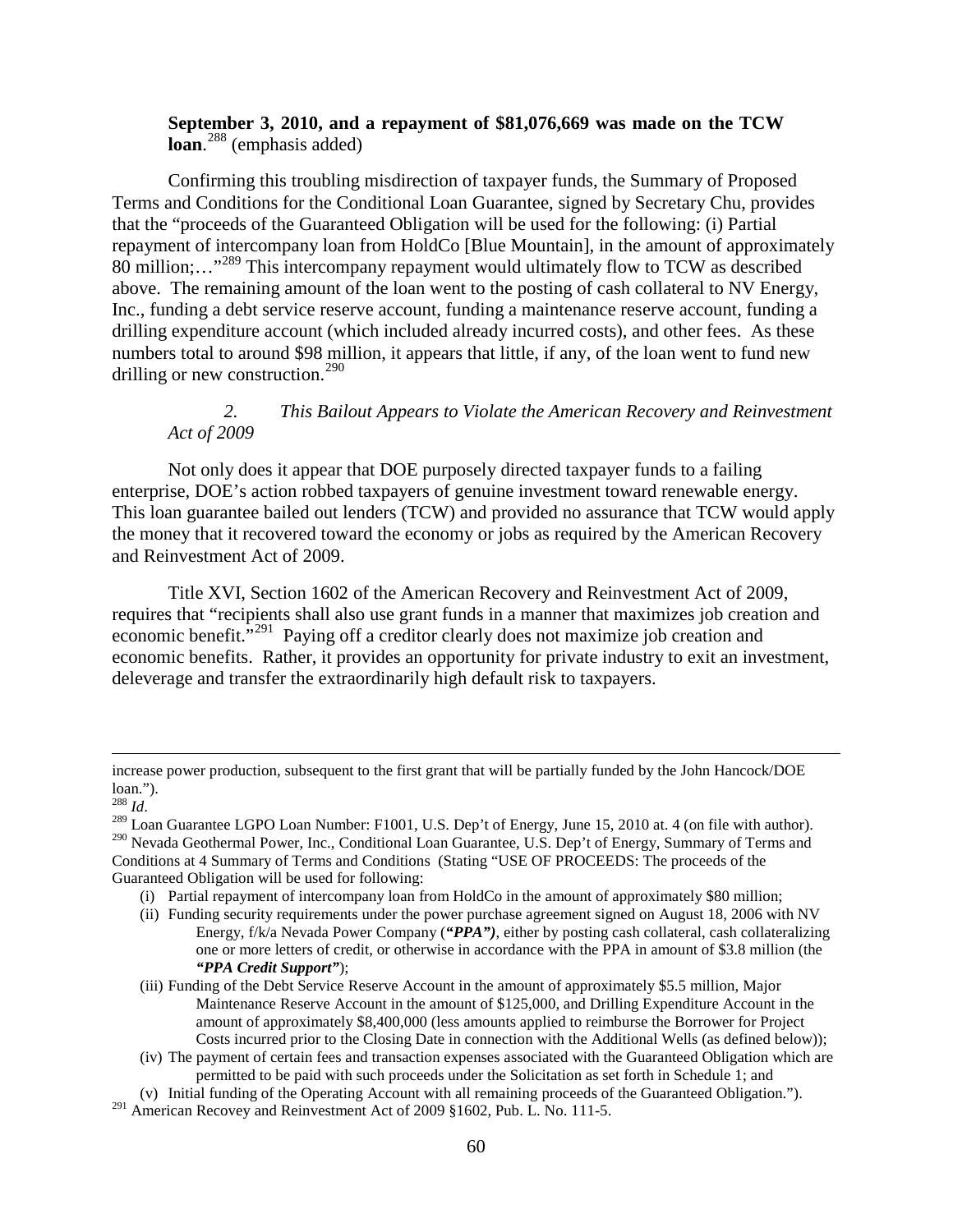**September 3, 2010, and a repayment of $81,076,669 was made on the TCW loan**.[288] (emphasis added)

Confirming this troubling misdirection of taxpayer funds, the Summary of Proposed Terms and Conditions for the Conditional Loan Guarantee, signed by Secretary Chu, provides that the "proceeds of the Guaranteed Obligation will be used for the following: (i) Partial repayment of intercompany loan from HoldCo [Blue Mountain], in the amount of approximately 80 million;…"[289] This intercompany repayment would ultimately flow to TCW as described above. The remaining amount of the loan went to the posting of cash collateral to NV Energy, Inc., funding a debt service reserve account, funding a maintenance reserve account, funding a drilling expenditure account (which included already incurred costs), and other fees. As these numbers total to around $98 million, it appears that little, if any, of the loan went to fund new drilling or new construction.[290]

### *2. This Bailout Appears to Violate the American Recovery and Reinvestment Act of 2009*

Not only does it appear that DOE purposely directed taxpayer funds to a failing enterprise, DOE's action robbed taxpayers of genuine investment toward renewable energy. This loan guarantee bailed out lenders (TCW) and provided no assurance that TCW would apply the money that it recovered toward the economy or jobs as required by the American Recovery and Reinvestment Act of 2009.

Title XVI, Section 1602 of the American Recovery and Reinvestment Act of 2009, requires that "recipients shall also use grant funds in a manner that maximizes job creation and economic benefit."[291] Paying off a creditor clearly does not maximize job creation and economic benefits. Rather, it provides an opportunity for private industry to exit an investment, deleverage and transfer the extraordinarily high default risk to taxpayers.

---

increase power production, subsequent to the first grant that will be partially funded by the John Hancock/DOE loan.").

[288] *Id*.

[289] Loan Guarantee LGPO Loan Number: F1001, U.S. Dep't of Energy, June 15, 2010 at. 4 (on file with author).

[290] Nevada Geothermal Power, Inc., Conditional Loan Guarantee, U.S. Dep't of Energy, Summary of Terms and Conditions at 4 Summary of Terms and Conditions (Stating "USE OF PROCEEDS: The proceeds of the Guaranteed Obligation will be used for following:

- (i) Partial repayment of intercompany loan from HoldCo in the amount of approximately $80 million;
- (ii) Funding security requirements under the power purchase agreement signed on August 18, 2006 with NV Energy, f/k/a Nevada Power Company (***"PPA")***, either by posting cash collateral, cash collateralizing one or more letters of credit, or otherwise in accordance with the PPA in amount of $3.8 million (the ***"PPA Credit Support"***);
- (iii) Funding of the Debt Service Reserve Account in the amount of approximately $5.5 million, Major Maintenance Reserve Account in the amount of $125,000, and Drilling Expenditure Account in the amount of approximately $8,400,000 (less amounts applied to reimburse the Borrower for Project Costs incurred prior to the Closing Date in connection with the Additional Wells (as defined below));
- (iv) The payment of certain fees and transaction expenses associated with the Guaranteed Obligation which are permitted to be paid with such proceeds under the Solicitation as set forth in Schedule 1; and
- (v) Initial funding of the Operating Account with all remaining proceeds of the Guaranteed Obligation.").

[291] American Recovey and Reinvestment Act of 2009 §1602, Pub. L. No. 111-5.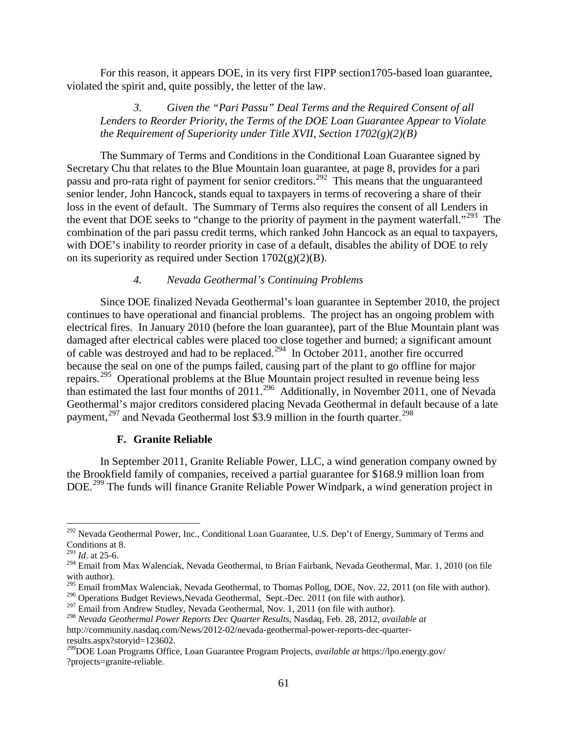For this reason, it appears DOE, in its very first FIPP section1705-based loan guarantee, violated the spirit and, quite possibly, the letter of the law.

*3. Given the "Pari Passu" Deal Terms and the Required Consent of all Lenders to Reorder Priority, the Terms of the DOE Loan Guarantee Appear to Violate the Requirement of Superiority under Title XVII, Section 1702(g)(2)(B)*

The Summary of Terms and Conditions in the Conditional Loan Guarantee signed by Secretary Chu that relates to the Blue Mountain loan guarantee, at page 8, provides for a pari passu and pro-rata right of payment for senior creditors.[292] This means that the unguaranteed senior lender, John Hancock, stands equal to taxpayers in terms of recovering a share of their loss in the event of default. The Summary of Terms also requires the consent of all Lenders in the event that DOE seeks to "change to the priority of payment in the payment waterfall."[293] The combination of the pari passu credit terms, which ranked John Hancock as an equal to taxpayers, with DOE's inability to reorder priority in case of a default, disables the ability of DOE to rely on its superiority as required under Section 1702(g)(2)(B).

*4. Nevada Geothermal's Continuing Problems*

Since DOE finalized Nevada Geothermal's loan guarantee in September 2010, the project continues to have operational and financial problems. The project has an ongoing problem with electrical fires. In January 2010 (before the loan guarantee), part of the Blue Mountain plant was damaged after electrical cables were placed too close together and burned; a significant amount of cable was destroyed and had to be replaced.[294] In October 2011, another fire occurred because the seal on one of the pumps failed, causing part of the plant to go offline for major repairs.[295] Operational problems at the Blue Mountain project resulted in revenue being less than estimated the last four months of 2011.[296] Additionally, in November 2011, one of Nevada Geothermal's major creditors considered placing Nevada Geothermal in default because of a late payment,[297] and Nevada Geothermal lost $3.9 million in the fourth quarter.[298]

**F. Granite Reliable**

In September 2011, Granite Reliable Power, LLC, a wind generation company owned by the Brookfield family of companies, received a partial guarantee for $168.9 million loan from DOE.[299] The funds will finance Granite Reliable Power Windpark, a wind generation project in

---

[292] Nevada Geothermal Power, Inc., Conditional Loan Guarantee, U.S. Dep't of Energy, Summary of Terms and Conditions at 8.

[293] *Id*. at 25-6.

[294] Email from Max Walenciak, Nevada Geothermal, to Brian Fairbank, Nevada Geothermal, Mar. 1, 2010 (on file with author).

[295] Email fromMax Walenciak, Nevada Geothermal, to Thomas Pollog, DOE, Nov. 22, 2011 (on file with author).

[296] Operations Budget Reviews,Nevada Geothermal, Sept.-Dec. 2011 (on file with author).

[297] Email from Andrew Studley, Nevada Geothermal, Nov. 1, 2011 (on file with author).

[298] *Nevada Geothermal Power Reports Dec Quarter Results*, Nasdaq, Feb. 28, 2012, *available at* http://community.nasdaq.com/News/2012-02/nevada-geothermal-power-reports-dec-quarter-results.aspx?storyid=123602.

[299] DOE Loan Programs Office, Loan Guarantee Program Projects, *available at* https://lpo.energy.gov/?projects=granite-reliable.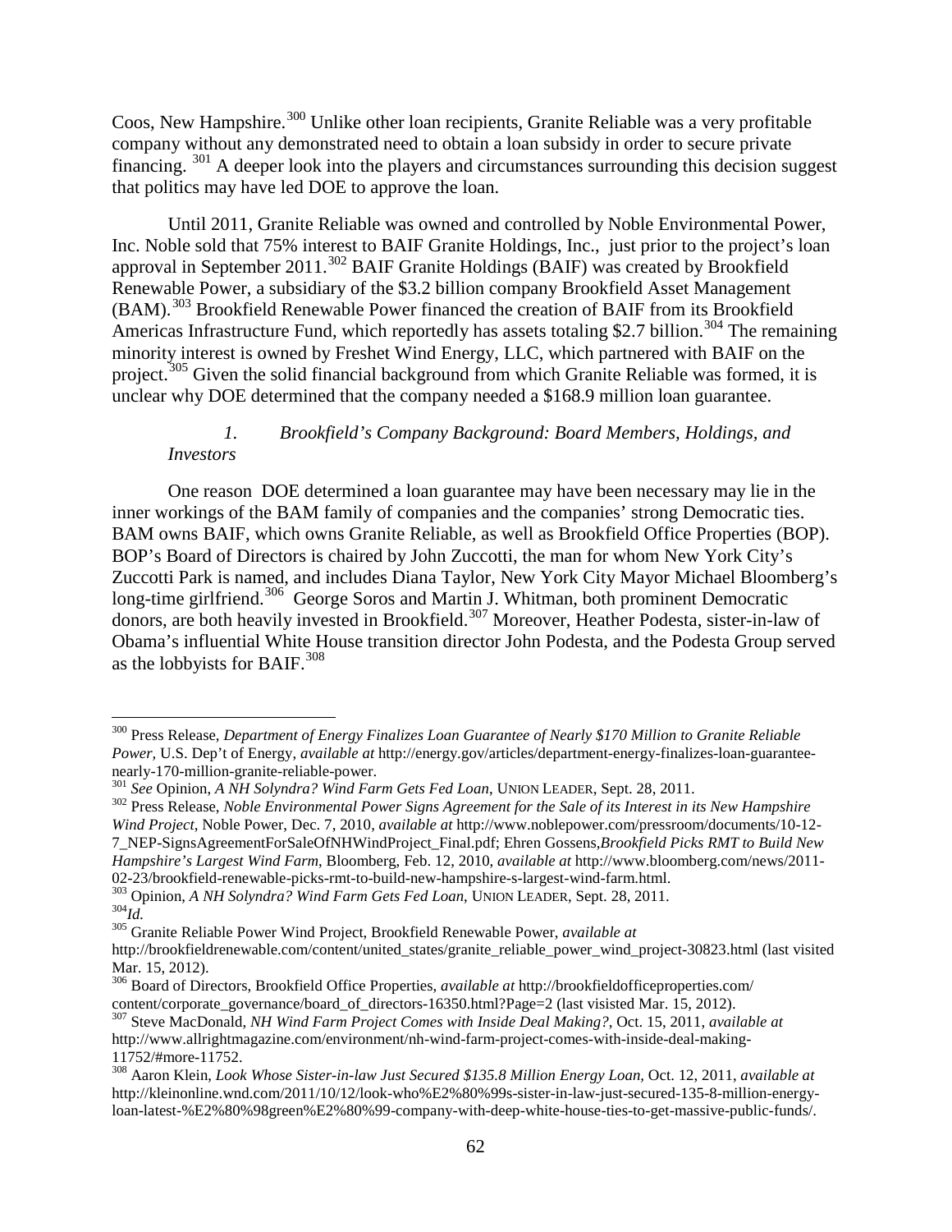Coos, New Hampshire.[300] Unlike other loan recipients, Granite Reliable was a very profitable company without any demonstrated need to obtain a loan subsidy in order to secure private financing. [301] A deeper look into the players and circumstances surrounding this decision suggest that politics may have led DOE to approve the loan.

Until 2011, Granite Reliable was owned and controlled by Noble Environmental Power, Inc. Noble sold that 75% interest to BAIF Granite Holdings, Inc., just prior to the project's loan approval in September 2011.[302] BAIF Granite Holdings (BAIF) was created by Brookfield Renewable Power, a subsidiary of the \$3.2 billion company Brookfield Asset Management (BAM).[303] Brookfield Renewable Power financed the creation of BAIF from its Brookfield Americas Infrastructure Fund, which reportedly has assets totaling \$2.7 billion.[304] The remaining minority interest is owned by Freshet Wind Energy, LLC, which partnered with BAIF on the project.[305] Given the solid financial background from which Granite Reliable was formed, it is unclear why DOE determined that the company needed a \$168.9 million loan guarantee.

### *1. Brookfield's Company Background: Board Members, Holdings, and Investors*

One reason DOE determined a loan guarantee may have been necessary may lie in the inner workings of the BAM family of companies and the companies' strong Democratic ties. BAM owns BAIF, which owns Granite Reliable, as well as Brookfield Office Properties (BOP). BOP's Board of Directors is chaired by John Zuccotti, the man for whom New York City's Zuccotti Park is named, and includes Diana Taylor, New York City Mayor Michael Bloomberg's long-time girlfriend.[306] George Soros and Martin J. Whitman, both prominent Democratic donors, are both heavily invested in Brookfield.[307] Moreover, Heather Podesta, sister-in-law of Obama's influential White House transition director John Podesta, and the Podesta Group served as the lobbyists for BAIF.[308]

---

[300] Press Release, *Department of Energy Finalizes Loan Guarantee of Nearly \$170 Million to Granite Reliable Power*, U.S. Dep't of Energy, *available at* http://energy.gov/articles/department-energy-finalizes-loan-guarantee-nearly-170-million-granite-reliable-power.

[301] *See* Opinion, *A NH Solyndra? Wind Farm Gets Fed Loan*, UNION LEADER, Sept. 28, 2011.

[302] Press Release, *Noble Environmental Power Signs Agreement for the Sale of its Interest in its New Hampshire Wind Project*, Noble Power, Dec. 7, 2010, *available at* http://www.noblepower.com/pressroom/documents/10-12-7_NEP-SignsAgreementForSaleOfNHWindProject_Final.pdf; Ehren Gossens, *Brookfield Picks RMT to Build New Hampshire's Largest Wind Farm*, Bloomberg, Feb. 12, 2010, *available at* http://www.bloomberg.com/news/2011-02-23/brookfield-renewable-picks-rmt-to-build-new-hampshire-s-largest-wind-farm.html.

[303] Opinion, *A NH Solyndra? Wind Farm Gets Fed Loan*, UNION LEADER, Sept. 28, 2011.

[304] *Id.*

[305] Granite Reliable Power Wind Project, Brookfield Renewable Power, *available at* http://brookfieldrenewable.com/content/united_states/granite_reliable_power_wind_project-30823.html (last visited Mar. 15, 2012).

[306] Board of Directors, Brookfield Office Properties, *available at* http://brookfieldofficeproperties.com/content/corporate_governance/board_of_directors-16350.html?Page=2 (last visisted Mar. 15, 2012).

[307] Steve MacDonald, *NH Wind Farm Project Comes with Inside Deal Making?*, Oct. 15, 2011, *available at* http://www.allrightmagazine.com/environment/nh-wind-farm-project-comes-with-inside-deal-making-11752/#more-11752.

[308] Aaron Klein, *Look Whose Sister-in-law Just Secured \$135.8 Million Energy Loan*, Oct. 12, 2011, *available at* http://kleinonline.wnd.com/2011/10/12/look-who%E2%80%99s-sister-in-law-just-secured-135-8-million-energy-loan-latest-%E2%80%98green%E2%80%99-company-with-deep-white-house-ties-to-get-massive-public-funds/.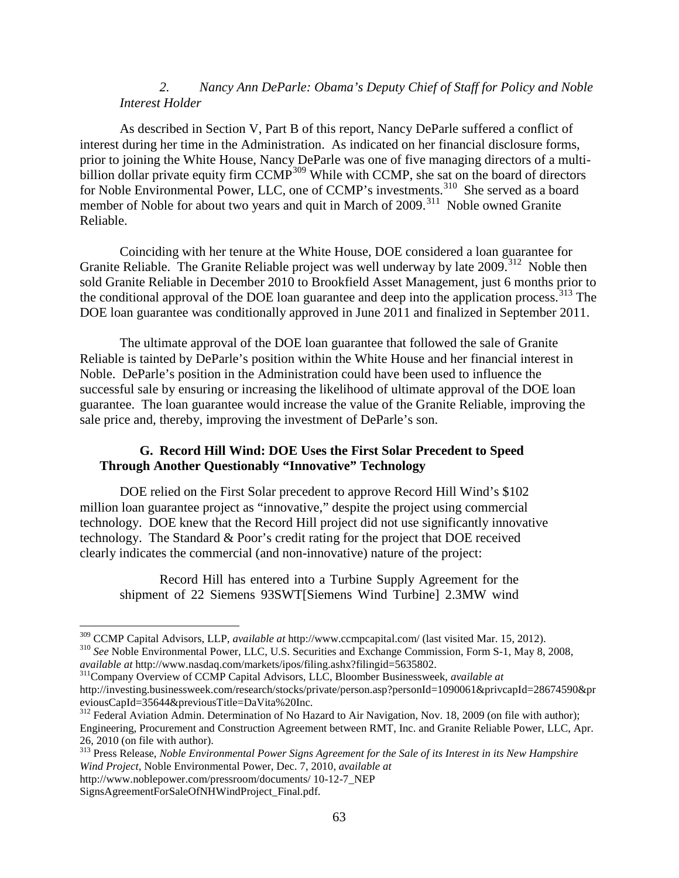### *2. Nancy Ann DeParle: Obama's Deputy Chief of Staff for Policy and Noble Interest Holder*

As described in Section V, Part B of this report, Nancy DeParle suffered a conflict of interest during her time in the Administration. As indicated on her financial disclosure forms, prior to joining the White House, Nancy DeParle was one of five managing directors of a multi-billion dollar private equity firm CCMP[309] While with CCMP, she sat on the board of directors for Noble Environmental Power, LLC, one of CCMP's investments.[310] She served as a board member of Noble for about two years and quit in March of 2009.[311] Noble owned Granite Reliable.

Coinciding with her tenure at the White House, DOE considered a loan guarantee for Granite Reliable. The Granite Reliable project was well underway by late 2009.[312] Noble then sold Granite Reliable in December 2010 to Brookfield Asset Management, just 6 months prior to the conditional approval of the DOE loan guarantee and deep into the application process.[313] The DOE loan guarantee was conditionally approved in June 2011 and finalized in September 2011.

The ultimate approval of the DOE loan guarantee that followed the sale of Granite Reliable is tainted by DeParle's position within the White House and her financial interest in Noble. DeParle's position in the Administration could have been used to influence the successful sale by ensuring or increasing the likelihood of ultimate approval of the DOE loan guarantee. The loan guarantee would increase the value of the Granite Reliable, improving the sale price and, thereby, improving the investment of DeParle's son.

## G. Record Hill Wind: DOE Uses the First Solar Precedent to Speed Through Another Questionably "Innovative" Technology

DOE relied on the First Solar precedent to approve Record Hill Wind's $102 million loan guarantee project as "innovative," despite the project using commercial technology. DOE knew that the Record Hill project did not use significantly innovative technology. The Standard & Poor's credit rating for the project that DOE received clearly indicates the commercial (and non-innovative) nature of the project:

> Record Hill has entered into a Turbine Supply Agreement for the shipment of 22 Siemens 93SWT[Siemens Wind Turbine] 2.3MW wind

---

[309] CCMP Capital Advisors, LLP, *available at* http://www.ccmpcapital.com/ (last visited Mar. 15, 2012).

[310] *See* Noble Environmental Power, LLC, U.S. Securities and Exchange Commission, Form S-1, May 8, 2008, *available at* http://www.nasdaq.com/markets/ipos/filing.ashx?filingid=5635802.

[311] Company Overview of CCMP Capital Advisors, LLC, Bloomber Businessweek, *available at* http://investing.businessweek.com/research/stocks/private/person.asp?personId=1090061&privcapId=28674590&previousCapId=35644&previousTitle=DaVita%20Inc.

[312] Federal Aviation Admin. Determination of No Hazard to Air Navigation, Nov. 18, 2009 (on file with author); Engineering, Procurement and Construction Agreement between RMT, Inc. and Granite Reliable Power, LLC, Apr. 26, 2010 (on file with author).

[313] Press Release, *Noble Environmental Power Signs Agreement for the Sale of its Interest in its New Hampshire Wind Project*, Noble Environmental Power, Dec. 7, 2010, *available at* http://www.noblepower.com/pressroom/documents/ 10-12-7_NEP SignsAgreementForSaleOfNHWindProject_Final.pdf.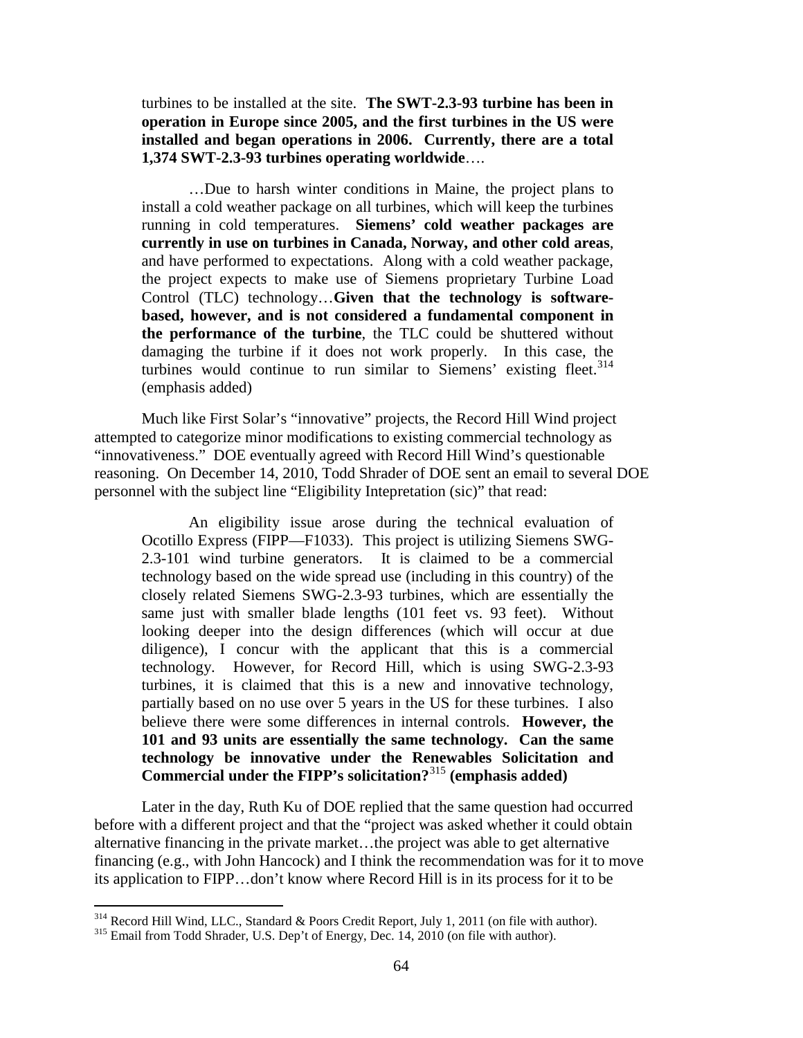> turbines to be installed at the site. **The SWT-2.3-93 turbine has been in operation in Europe since 2005, and the first turbines in the US were installed and began operations in 2006. Currently, there are a total 1,374 SWT-2.3-93 turbines operating worldwide**….
>
> …Due to harsh winter conditions in Maine, the project plans to install a cold weather package on all turbines, which will keep the turbines running in cold temperatures. **Siemens' cold weather packages are currently in use on turbines in Canada, Norway, and other cold areas**, and have performed to expectations. Along with a cold weather package, the project expects to make use of Siemens proprietary Turbine Load Control (TLC) technology…**Given that the technology is software-based, however, and is not considered a fundamental component in the performance of the turbine**, the TLC could be shuttered without damaging the turbine if it does not work properly. In this case, the turbines would continue to run similar to Siemens' existing fleet.[314] (emphasis added)

Much like First Solar's "innovative" projects, the Record Hill Wind project attempted to categorize minor modifications to existing commercial technology as "innovativeness." DOE eventually agreed with Record Hill Wind's questionable reasoning. On December 14, 2010, Todd Shrader of DOE sent an email to several DOE personnel with the subject line "Eligibility Intepretation (sic)" that read:

> An eligibility issue arose during the technical evaluation of Ocotillo Express (FIPP—F1033). This project is utilizing Siemens SWG-2.3-101 wind turbine generators. It is claimed to be a commercial technology based on the wide spread use (including in this country) of the closely related Siemens SWG-2.3-93 turbines, which are essentially the same just with smaller blade lengths (101 feet vs. 93 feet). Without looking deeper into the design differences (which will occur at due diligence), I concur with the applicant that this is a commercial technology. However, for Record Hill, which is using SWG-2.3-93 turbines, it is claimed that this is a new and innovative technology, partially based on no use over 5 years in the US for these turbines. I also believe there were some differences in internal controls. **However, the 101 and 93 units are essentially the same technology. Can the same technology be innovative under the Renewables Solicitation and Commercial under the FIPP's solicitation?**[315] **(emphasis added)**

Later in the day, Ruth Ku of DOE replied that the same question had occurred before with a different project and that the "project was asked whether it could obtain alternative financing in the private market…the project was able to get alternative financing (e.g., with John Hancock) and I think the recommendation was for it to move its application to FIPP…don't know where Record Hill is in its process for it to be

---

[314] Record Hill Wind, LLC., Standard & Poors Credit Report, July 1, 2011 (on file with author).

[315] Email from Todd Shrader, U.S. Dep't of Energy, Dec. 14, 2010 (on file with author).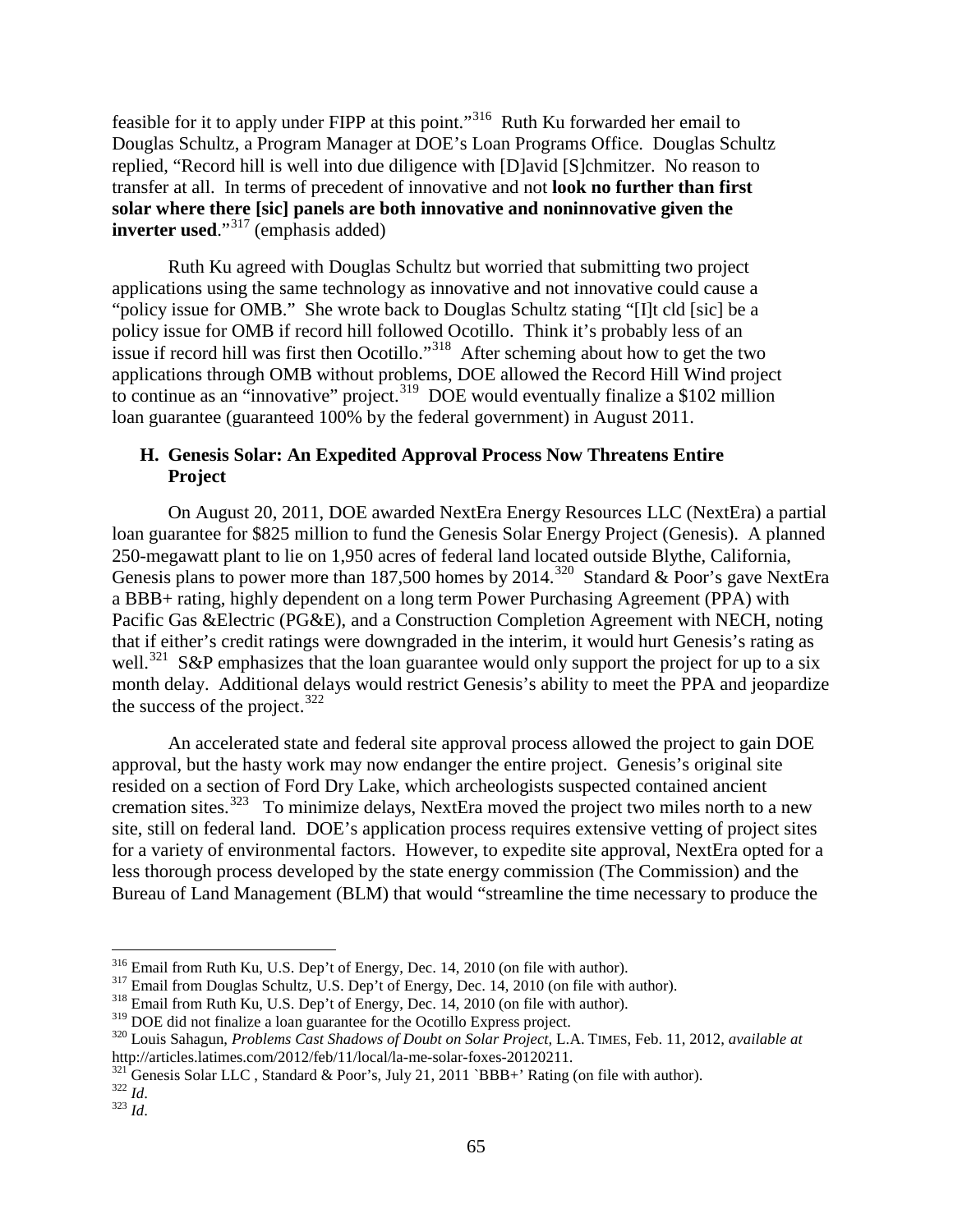feasible for it to apply under FIPP at this point."[316] Ruth Ku forwarded her email to Douglas Schultz, a Program Manager at DOE's Loan Programs Office. Douglas Schultz replied, "Record hill is well into due diligence with [D]avid [S]chmitzer. No reason to transfer at all. In terms of precedent of innovative and not **look no further than first solar where there [sic] panels are both innovative and noninnovative given the inverter used**."[317] (emphasis added)

Ruth Ku agreed with Douglas Schultz but worried that submitting two project applications using the same technology as innovative and not innovative could cause a "policy issue for OMB." She wrote back to Douglas Schultz stating "[I]t cld [sic] be a policy issue for OMB if record hill followed Ocotillo. Think it's probably less of an issue if record hill was first then Ocotillo."[318] After scheming about how to get the two applications through OMB without problems, DOE allowed the Record Hill Wind project to continue as an "innovative" project.[319] DOE would eventually finalize a $102 million loan guarantee (guaranteed 100% by the federal government) in August 2011.

### H. Genesis Solar: An Expedited Approval Process Now Threatens Entire Project

On August 20, 2011, DOE awarded NextEra Energy Resources LLC (NextEra) a partial loan guarantee for $825 million to fund the Genesis Solar Energy Project (Genesis). A planned 250-megawatt plant to lie on 1,950 acres of federal land located outside Blythe, California, Genesis plans to power more than 187,500 homes by 2014.[320] Standard & Poor's gave NextEra a BBB+ rating, highly dependent on a long term Power Purchasing Agreement (PPA) with Pacific Gas &Electric (PG&E), and a Construction Completion Agreement with NECH, noting that if either's credit ratings were downgraded in the interim, it would hurt Genesis's rating as well.[321] S&P emphasizes that the loan guarantee would only support the project for up to a six month delay. Additional delays would restrict Genesis's ability to meet the PPA and jeopardize the success of the project.[322]

An accelerated state and federal site approval process allowed the project to gain DOE approval, but the hasty work may now endanger the entire project. Genesis's original site resided on a section of Ford Dry Lake, which archeologists suspected contained ancient cremation sites.[323] To minimize delays, NextEra moved the project two miles north to a new site, still on federal land. DOE's application process requires extensive vetting of project sites for a variety of environmental factors. However, to expedite site approval, NextEra opted for a less thorough process developed by the state energy commission (The Commission) and the Bureau of Land Management (BLM) that would "streamline the time necessary to produce the

---

[316] Email from Ruth Ku, U.S. Dep't of Energy, Dec. 14, 2010 (on file with author).

[317] Email from Douglas Schultz, U.S. Dep't of Energy, Dec. 14, 2010 (on file with author).

[318] Email from Ruth Ku, U.S. Dep't of Energy, Dec. 14, 2010 (on file with author).

[319] DOE did not finalize a loan guarantee for the Ocotillo Express project.

[320] Louis Sahagun, *Problems Cast Shadows of Doubt on Solar Project*, L.A. TIMES, Feb. 11, 2012, *available at* http://articles.latimes.com/2012/feb/11/local/la-me-solar-foxes-20120211.

[321] Genesis Solar LLC , Standard & Poor's, July 21, 2011 `BBB+' Rating (on file with author).

[322] *Id*.

[323] *Id*.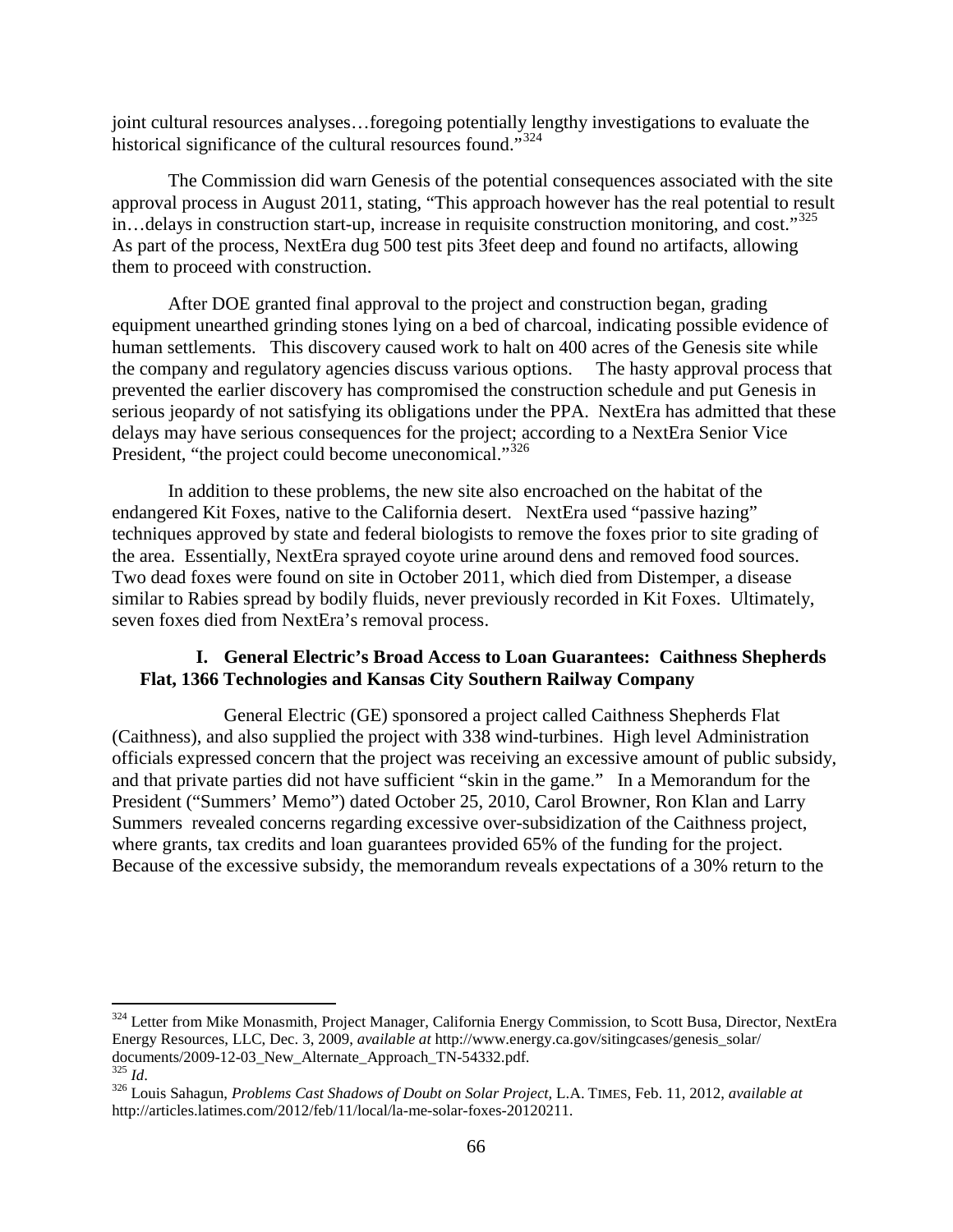joint cultural resources analyses…foregoing potentially lengthy investigations to evaluate the historical significance of the cultural resources found."[324]

The Commission did warn Genesis of the potential consequences associated with the site approval process in August 2011, stating, "This approach however has the real potential to result in…delays in construction start-up, increase in requisite construction monitoring, and cost."[325] As part of the process, NextEra dug 500 test pits 3feet deep and found no artifacts, allowing them to proceed with construction.

After DOE granted final approval to the project and construction began, grading equipment unearthed grinding stones lying on a bed of charcoal, indicating possible evidence of human settlements. This discovery caused work to halt on 400 acres of the Genesis site while the company and regulatory agencies discuss various options. The hasty approval process that prevented the earlier discovery has compromised the construction schedule and put Genesis in serious jeopardy of not satisfying its obligations under the PPA. NextEra has admitted that these delays may have serious consequences for the project; according to a NextEra Senior Vice President, "the project could become uneconomical."[326]

In addition to these problems, the new site also encroached on the habitat of the endangered Kit Foxes, native to the California desert. NextEra used "passive hazing" techniques approved by state and federal biologists to remove the foxes prior to site grading of the area. Essentially, NextEra sprayed coyote urine around dens and removed food sources. Two dead foxes were found on site in October 2011, which died from Distemper, a disease similar to Rabies spread by bodily fluids, never previously recorded in Kit Foxes. Ultimately, seven foxes died from NextEra's removal process.

### I. General Electric's Broad Access to Loan Guarantees: Caithness Shepherds Flat, 1366 Technologies and Kansas City Southern Railway Company

General Electric (GE) sponsored a project called Caithness Shepherds Flat (Caithness), and also supplied the project with 338 wind-turbines. High level Administration officials expressed concern that the project was receiving an excessive amount of public subsidy, and that private parties did not have sufficient "skin in the game." In a Memorandum for the President ("Summers' Memo") dated October 25, 2010, Carol Browner, Ron Klan and Larry Summers revealed concerns regarding excessive over-subsidization of the Caithness project, where grants, tax credits and loan guarantees provided 65% of the funding for the project. Because of the excessive subsidy, the memorandum reveals expectations of a 30% return to the

---

[324] Letter from Mike Monasmith, Project Manager, California Energy Commission, to Scott Busa, Director, NextEra Energy Resources, LLC, Dec. 3, 2009, *available at* http://www.energy.ca.gov/sitingcases/genesis_solar/documents/2009-12-03_New_Alternate_Approach_TN-54332.pdf.

[325] *Id*.

[326] Louis Sahagun, *Problems Cast Shadows of Doubt on Solar Project*, L.A. TIMES, Feb. 11, 2012, *available at* http://articles.latimes.com/2012/feb/11/local/la-me-solar-foxes-20120211.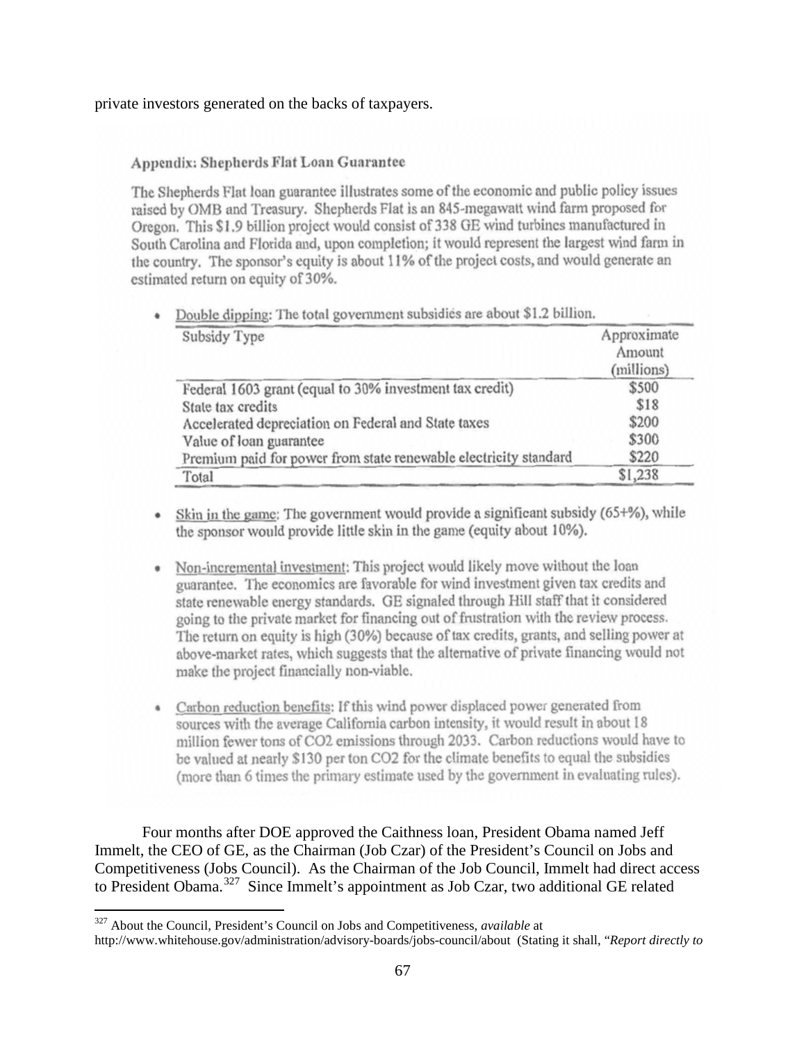private investors generated on the backs of taxpayers.

### Appendix: Shepherds Flat Loan Guarantee

The Shepherds Flat loan guarantee illustrates some of the economic and public policy issues raised by OMB and Treasury. Shepherds Flat is an 845-megawatt wind farm proposed for Oregon. This $1.9 billion project would consist of 338 GE wind turbines manufactured in South Carolina and Florida and, upon completion; it would represent the largest wind farm in the country. The sponsor's equity is about 11% of the project costs, and would generate an estimated return on equity of 30%.

- Double dipping: The total government subsidies are about $1.2 billion.

| Subsidy Type | Approximate Amount (millions) |
|---|---|
| Federal 1603 grant (equal to 30% investment tax credit) | $500 |
| State tax credits | $18 |
| Accelerated depreciation on Federal and State taxes | $200 |
| Value of loan guarantee | $300 |
| Premium paid for power from state renewable electricity standard | $220 |
| Total | $1,238 |

- Skin in the game: The government would provide a significant subsidy (65+%), while the sponsor would provide little skin in the game (equity about 10%).

- Non-incremental investment: This project would likely move without the loan guarantee. The economics are favorable for wind investment given tax credits and state renewable energy standards. GE signaled through Hill staff that it considered going to the private market for financing out of frustration with the review process. The return on equity is high (30%) because of tax credits, grants, and selling power at above-market rates, which suggests that the alternative of private financing would not make the project financially non-viable.

- Carbon reduction benefits: If this wind power displaced power generated from sources with the average California carbon intensity, it would result in about 18 million fewer tons of $CO_2$ emissions through 2033. Carbon reductions would have to be valued at nearly $130 per ton $CO_2$ for the climate benefits to equal the subsidies (more than 6 times the primary estimate used by the government in evaluating rules).

Four months after DOE approved the Caithness loan, President Obama named Jeff Immelt, the CEO of GE, as the Chairman (Job Czar) of the President's Council on Jobs and Competitiveness (Jobs Council). As the Chairman of the Job Council, Immelt had direct access to President Obama.[327] Since Immelt's appointment as Job Czar, two additional GE related

---

[327] About the Council, President's Council on Jobs and Competitiveness, *available* at http://www.whitehouse.gov/administration/advisory-boards/jobs-council/about (Stating it shall, "*Report directly to*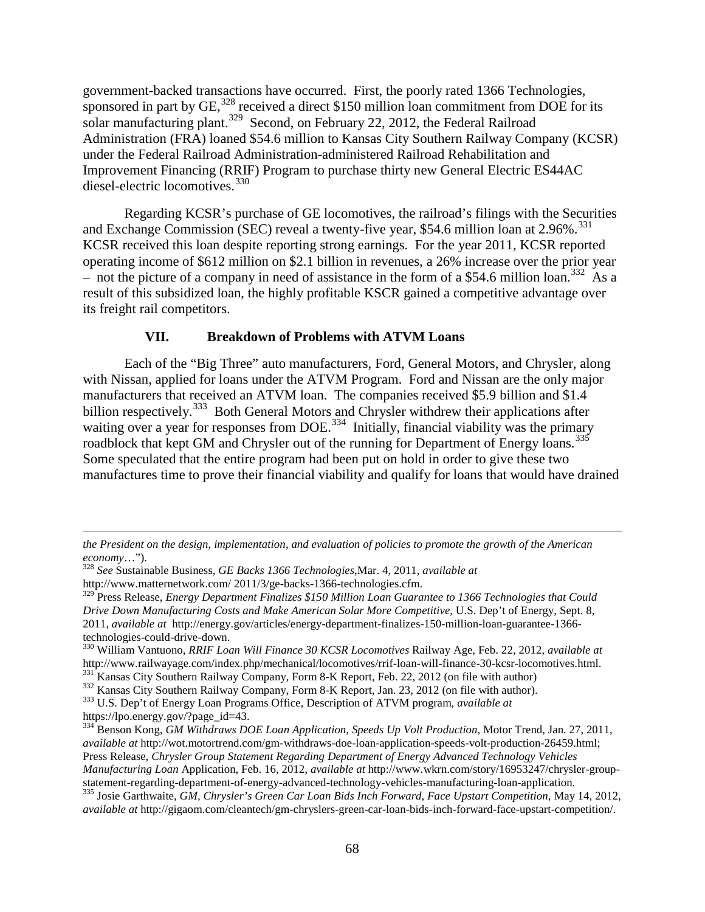government-backed transactions have occurred. First, the poorly rated 1366 Technologies, sponsored in part by GE,[328] received a direct $150 million loan commitment from DOE for its solar manufacturing plant.[329] Second, on February 22, 2012, the Federal Railroad Administration (FRA) loaned $54.6 million to Kansas City Southern Railway Company (KCSR) under the Federal Railroad Administration-administered Railroad Rehabilitation and Improvement Financing (RRIF) Program to purchase thirty new General Electric ES44AC diesel-electric locomotives.[330]

Regarding KCSR's purchase of GE locomotives, the railroad's filings with the Securities and Exchange Commission (SEC) reveal a twenty-five year, $54.6 million loan at 2.96%.[331] KCSR received this loan despite reporting strong earnings. For the year 2011, KCSR reported operating income of $612 million on $2.1 billion in revenues, a 26% increase over the prior year – not the picture of a company in need of assistance in the form of a $54.6 million loan.[332] As a result of this subsidized loan, the highly profitable KSCR gained a competitive advantage over its freight rail competitors.

## VII. Breakdown of Problems with ATVM Loans

Each of the "Big Three" auto manufacturers, Ford, General Motors, and Chrysler, along with Nissan, applied for loans under the ATVM Program. Ford and Nissan are the only major manufacturers that received an ATVM loan. The companies received $5.9 billion and $1.4 billion respectively.[333] Both General Motors and Chrysler withdrew their applications after waiting over a year for responses from DOE.[334] Initially, financial viability was the primary roadblock that kept GM and Chrysler out of the running for Department of Energy loans.[335] Some speculated that the entire program had been put on hold in order to give these two manufactures time to prove their financial viability and qualify for loans that would have drained

---

*the President on the design, implementation, and evaluation of policies to promote the growth of the American economy*…").

[328] *See* Sustainable Business, *GE Backs 1366 Technologies*,Mar. 4, 2011, *available at* http://www.matternetwork.com/ 2011/3/ge-backs-1366-technologies.cfm.

[329] Press Release, *Energy Department Finalizes $150 Million Loan Guarantee to 1366 Technologies that Could Drive Down Manufacturing Costs and Make American Solar More Competitive*, U.S. Dep't of Energy, Sept. 8, 2011, *available at* http://energy.gov/articles/energy-department-finalizes-150-million-loan-guarantee-1366-technologies-could-drive-down.

[330] William Vantuono, *RRIF Loan Will Finance 30 KCSR Locomotives* Railway Age, Feb. 22, 2012, *available at* http://www.railwayage.com/index.php/mechanical/locomotives/rrif-loan-will-finance-30-kcsr-locomotives.html.

[331] Kansas City Southern Railway Company, Form 8-K Report, Feb. 22, 2012 (on file with author)

[332] Kansas City Southern Railway Company, Form 8-K Report, Jan. 23, 2012 (on file with author).

[333] U.S. Dep't of Energy Loan Programs Office, Description of ATVM program, *available at* https://lpo.energy.gov/?page_id=43.

[334] Benson Kong, *GM Withdraws DOE Loan Application, Speeds Up Volt Production,* Motor Trend, Jan. 27, 2011, *available at* http://wot.motortrend.com/gm-withdraws-doe-loan-application-speeds-volt-production-26459.html; Press Release, *Chrysler Group Statement Regarding Department of Energy Advanced Technology Vehicles Manufacturing Loan* Application, Feb. 16, 2012, *available at* http://www.wkrn.com/story/16953247/chrysler-group-statement-regarding-department-of-energy-advanced-technology-vehicles-manufacturing-loan-application.

[335] Josie Garthwaite, *GM, Chrysler's Green Car Loan Bids Inch Forward, Face Upstart Competition,* May 14, 2012, *available at* http://gigaom.com/cleantech/gm-chryslers-green-car-loan-bids-inch-forward-face-upstart-competition/.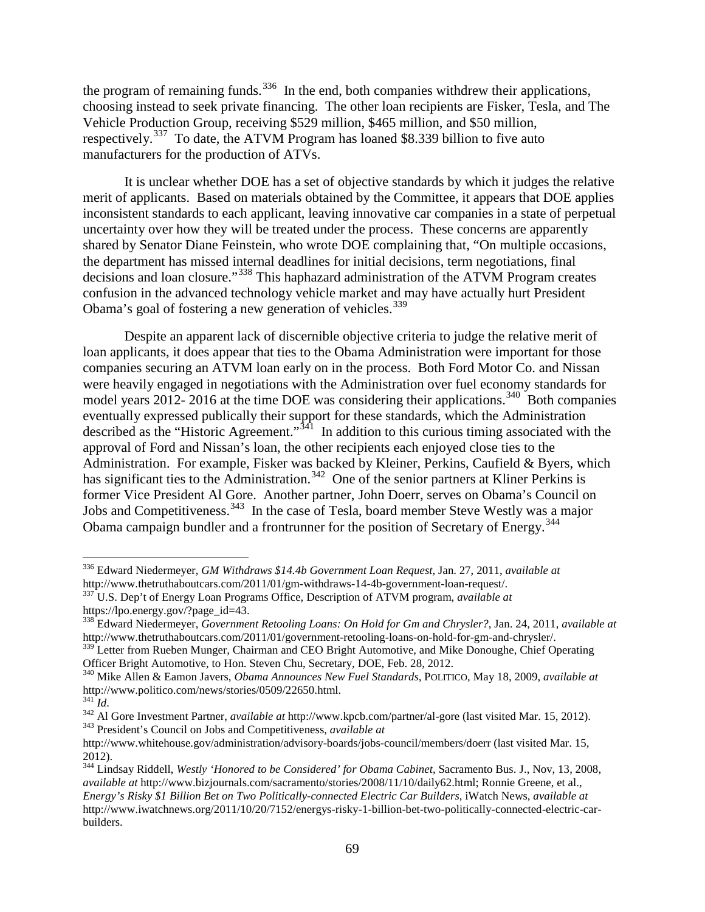the program of remaining funds.[336] In the end, both companies withdrew their applications, choosing instead to seek private financing. The other loan recipients are Fisker, Tesla, and The Vehicle Production Group, receiving $529 million, $465 million, and $50 million, respectively.[337] To date, the ATVM Program has loaned $8.339 billion to five auto manufacturers for the production of ATVs.

It is unclear whether DOE has a set of objective standards by which it judges the relative merit of applicants. Based on materials obtained by the Committee, it appears that DOE applies inconsistent standards to each applicant, leaving innovative car companies in a state of perpetual uncertainty over how they will be treated under the process. These concerns are apparently shared by Senator Diane Feinstein, who wrote DOE complaining that, "On multiple occasions, the department has missed internal deadlines for initial decisions, term negotiations, final decisions and loan closure."[338] This haphazard administration of the ATVM Program creates confusion in the advanced technology vehicle market and may have actually hurt President Obama's goal of fostering a new generation of vehicles.[339]

Despite an apparent lack of discernible objective criteria to judge the relative merit of loan applicants, it does appear that ties to the Obama Administration were important for those companies securing an ATVM loan early on in the process. Both Ford Motor Co. and Nissan were heavily engaged in negotiations with the Administration over fuel economy standards for model years 2012- 2016 at the time DOE was considering their applications.[340] Both companies eventually expressed publically their support for these standards, which the Administration described as the "Historic Agreement."[341] In addition to this curious timing associated with the approval of Ford and Nissan's loan, the other recipients each enjoyed close ties to the Administration. For example, Fisker was backed by Kleiner, Perkins, Caufield & Byers, which has significant ties to the Administration.[342] One of the senior partners at Kliner Perkins is former Vice President Al Gore. Another partner, John Doerr, serves on Obama's Council on Jobs and Competitiveness.[343] In the case of Tesla, board member Steve Westly was a major Obama campaign bundler and a frontrunner for the position of Secretary of Energy.[344]

---

[336] Edward Niedermeyer, *GM Withdraws $14.4b Government Loan Request*, Jan. 27, 2011, *available at* http://www.thetruthaboutcars.com/2011/01/gm-withdraws-14-4b-government-loan-request/.

[337] U.S. Dep't of Energy Loan Programs Office, Description of ATVM program, *available at* https://lpo.energy.gov/?page_id=43.

[338] Edward Niedermeyer, *Government Retooling Loans: On Hold for Gm and Chrysler?*, Jan. 24, 2011, *available at* http://www.thetruthaboutcars.com/2011/01/government-retooling-loans-on-hold-for-gm-and-chrysler/.

[339] Letter from Rueben Munger, Chairman and CEO Bright Automotive, and Mike Donoughe, Chief Operating Officer Bright Automotive, to Hon. Steven Chu, Secretary, DOE, Feb. 28, 2012.

[340] Mike Allen & Eamon Javers, *Obama Announces New Fuel Standards*, POLITICO, May 18, 2009, *available at* http://www.politico.com/news/stories/0509/22650.html.

[341] *Id*.

[342] Al Gore Investment Partner, *available at* http://www.kpcb.com/partner/al-gore (last visited Mar. 15, 2012).

[343] President's Council on Jobs and Competitiveness, *available at* http://www.whitehouse.gov/administration/advisory-boards/jobs-council/members/doerr (last visited Mar. 15, 2012).

[344] Lindsay Riddell, *Westly 'Honored to be Considered' for Obama Cabinet*, Sacramento Bus. J., Nov, 13, 2008, *available at* http://www.bizjournals.com/sacramento/stories/2008/11/10/daily62.html; Ronnie Greene, et al., *Energy's Risky $1 Billion Bet on Two Politically-connected Electric Car Builders*, iWatch News, *available at* http://www.iwatchnews.org/2011/10/20/7152/energys-risky-1-billion-bet-two-politically-connected-electric-car-builders.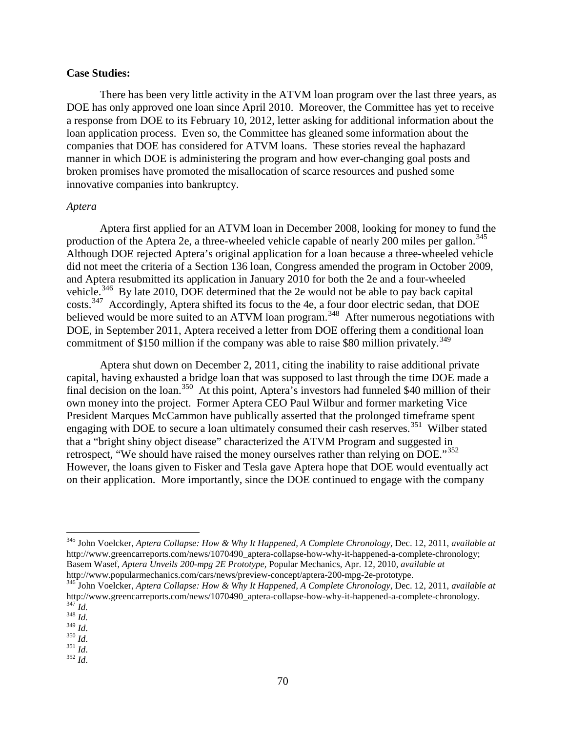**Case Studies:**

There has been very little activity in the ATVM loan program over the last three years, as DOE has only approved one loan since April 2010. Moreover, the Committee has yet to receive a response from DOE to its February 10, 2012, letter asking for additional information about the loan application process. Even so, the Committee has gleaned some information about the companies that DOE has considered for ATVM loans. These stories reveal the haphazard manner in which DOE is administering the program and how ever-changing goal posts and broken promises have promoted the misallocation of scarce resources and pushed some innovative companies into bankruptcy.

*Aptera*

Aptera first applied for an ATVM loan in December 2008, looking for money to fund the production of the Aptera 2e, a three-wheeled vehicle capable of nearly 200 miles per gallon.[345] Although DOE rejected Aptera's original application for a loan because a three-wheeled vehicle did not meet the criteria of a Section 136 loan, Congress amended the program in October 2009, and Aptera resubmitted its application in January 2010 for both the 2e and a four-wheeled vehicle.[346] By late 2010, DOE determined that the 2e would not be able to pay back capital costs.[347] Accordingly, Aptera shifted its focus to the 4e, a four door electric sedan, that DOE believed would be more suited to an ATVM loan program.[348] After numerous negotiations with DOE, in September 2011, Aptera received a letter from DOE offering them a conditional loan commitment of $150 million if the company was able to raise $80 million privately.[349]

Aptera shut down on December 2, 2011, citing the inability to raise additional private capital, having exhausted a bridge loan that was supposed to last through the time DOE made a final decision on the loan.[350] At this point, Aptera's investors had funneled $40 million of their own money into the project. Former Aptera CEO Paul Wilbur and former marketing Vice President Marques McCammon have publically asserted that the prolonged timeframe spent engaging with DOE to secure a loan ultimately consumed their cash reserves.[351] Wilber stated that a "bright shiny object disease" characterized the ATVM Program and suggested in retrospect, "We should have raised the money ourselves rather than relying on DOE."[352] However, the loans given to Fisker and Tesla gave Aptera hope that DOE would eventually act on their application. More importantly, since the DOE continued to engage with the company

---

[345] John Voelcker, *Aptera Collapse: How & Why It Happened, A Complete Chronology*, Dec. 12, 2011, *available at* http://www.greencarreports.com/news/1070490_aptera-collapse-how-why-it-happened-a-complete-chronology; Basem Wasef, *Aptera Unveils 200-mpg 2E Prototype*, Popular Mechanics, Apr. 12, 2010, *available at* http://www.popularmechanics.com/cars/news/preview-concept/aptera-200-mpg-2e-prototype.

[346] John Voelcker, *Aptera Collapse: How & Why It Happened, A Complete Chronology*, Dec. 12, 2011, *available at* http://www.greencarreports.com/news/1070490_aptera-collapse-how-why-it-happened-a-complete-chronology.

[347] *Id.*

[348] *Id.*

[349] *Id*.

[350] *Id*.

[351] *Id*.

[352] *Id*.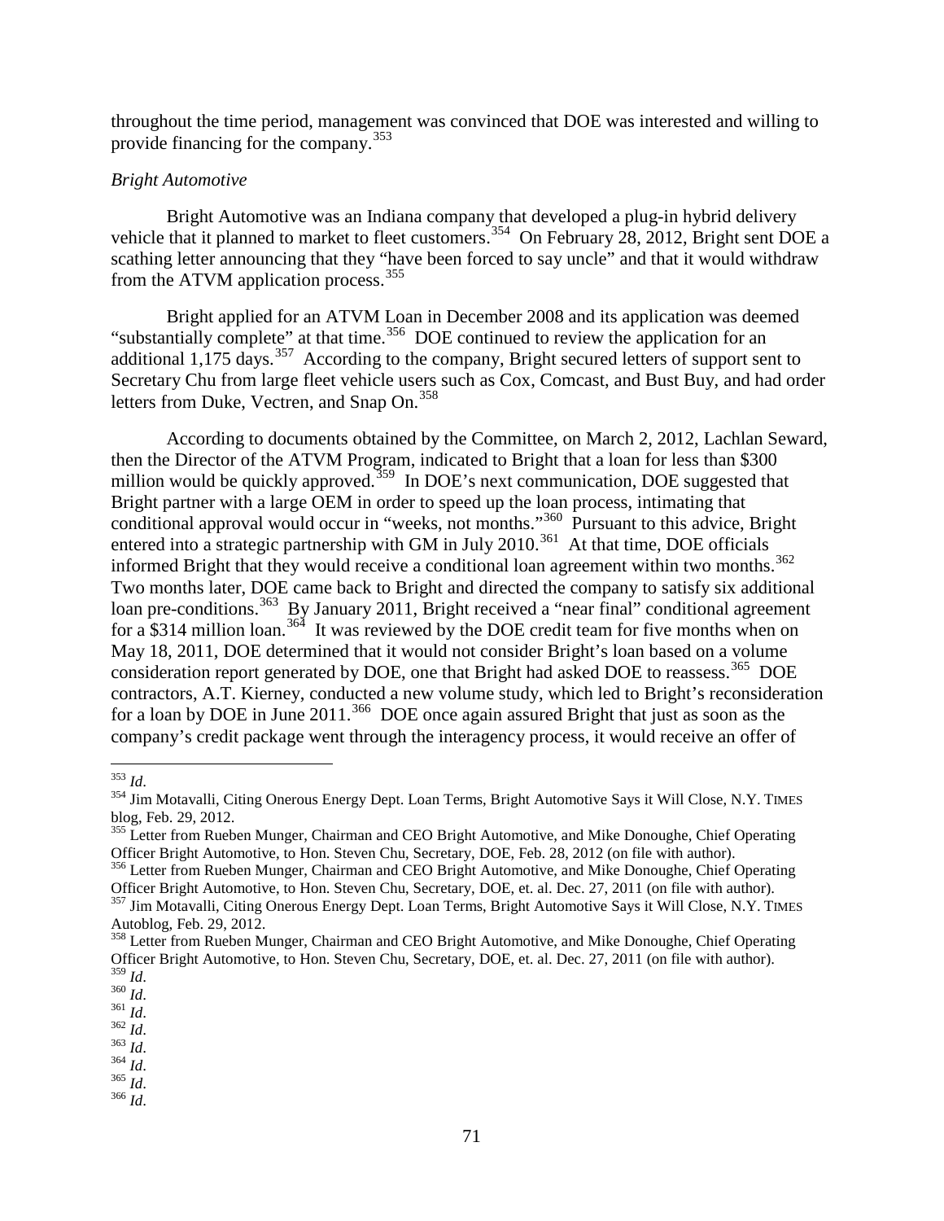throughout the time period, management was convinced that DOE was interested and willing to provide financing for the company.[353]

*Bright Automotive*

Bright Automotive was an Indiana company that developed a plug-in hybrid delivery vehicle that it planned to market to fleet customers.[354] On February 28, 2012, Bright sent DOE a scathing letter announcing that they "have been forced to say uncle" and that it would withdraw from the ATVM application process.[355]

Bright applied for an ATVM Loan in December 2008 and its application was deemed "substantially complete" at that time.[356] DOE continued to review the application for an additional 1,175 days.[357] According to the company, Bright secured letters of support sent to Secretary Chu from large fleet vehicle users such as Cox, Comcast, and Bust Buy, and had order letters from Duke, Vectren, and Snap On.[358]

According to documents obtained by the Committee, on March 2, 2012, Lachlan Seward, then the Director of the ATVM Program, indicated to Bright that a loan for less than $300 million would be quickly approved.[359] In DOE's next communication, DOE suggested that Bright partner with a large OEM in order to speed up the loan process, intimating that conditional approval would occur in "weeks, not months."[360] Pursuant to this advice, Bright entered into a strategic partnership with GM in July 2010.[361] At that time, DOE officials informed Bright that they would receive a conditional loan agreement within two months.[362] Two months later, DOE came back to Bright and directed the company to satisfy six additional loan pre-conditions.[363] By January 2011, Bright received a "near final" conditional agreement for a $314 million loan.[364] It was reviewed by the DOE credit team for five months when on May 18, 2011, DOE determined that it would not consider Bright's loan based on a volume consideration report generated by DOE, one that Bright had asked DOE to reassess.[365] DOE contractors, A.T. Kierney, conducted a new volume study, which led to Bright's reconsideration for a loan by DOE in June 2011.[366] DOE once again assured Bright that just as soon as the company's credit package went through the interagency process, it would receive an offer of

---

[353] *Id*.

[354] Jim Motavalli, Citing Onerous Energy Dept. Loan Terms, Bright Automotive Says it Will Close, N.Y. TIMES blog, Feb. 29, 2012.

[355] Letter from Rueben Munger, Chairman and CEO Bright Automotive, and Mike Donoughe, Chief Operating Officer Bright Automotive, to Hon. Steven Chu, Secretary, DOE, Feb. 28, 2012 (on file with author).

[356] Letter from Rueben Munger, Chairman and CEO Bright Automotive, and Mike Donoughe, Chief Operating Officer Bright Automotive, to Hon. Steven Chu, Secretary, DOE, et. al. Dec. 27, 2011 (on file with author).

[357] Jim Motavalli, Citing Onerous Energy Dept. Loan Terms, Bright Automotive Says it Will Close, N.Y. TIMES Autoblog, Feb. 29, 2012.

[358] Letter from Rueben Munger, Chairman and CEO Bright Automotive, and Mike Donoughe, Chief Operating Officer Bright Automotive, to Hon. Steven Chu, Secretary, DOE, et. al. Dec. 27, 2011 (on file with author).

[359] *Id*.

[360] *Id*.

[361] *Id*.

[362] *Id*.

[363] *Id*.

[364] *Id*.

[365] *Id*.

[366] *Id*.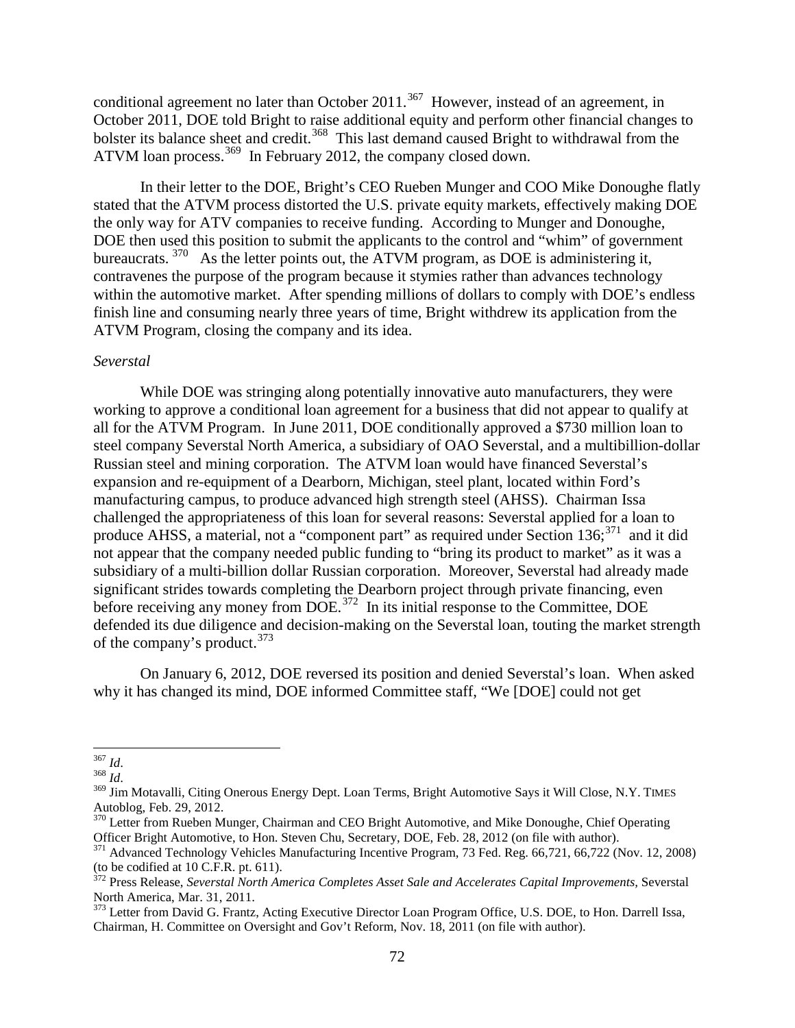conditional agreement no later than October 2011.[367] However, instead of an agreement, in October 2011, DOE told Bright to raise additional equity and perform other financial changes to bolster its balance sheet and credit.[368] This last demand caused Bright to withdrawal from the ATVM loan process.[369] In February 2012, the company closed down.

In their letter to the DOE, Bright's CEO Rueben Munger and COO Mike Donoughe flatly stated that the ATVM process distorted the U.S. private equity markets, effectively making DOE the only way for ATV companies to receive funding. According to Munger and Donoughe, DOE then used this position to submit the applicants to the control and "whim" of government bureaucrats.[370] As the letter points out, the ATVM program, as DOE is administering it, contravenes the purpose of the program because it stymies rather than advances technology within the automotive market. After spending millions of dollars to comply with DOE's endless finish line and consuming nearly three years of time, Bright withdrew its application from the ATVM Program, closing the company and its idea.

*Severstal*

While DOE was stringing along potentially innovative auto manufacturers, they were working to approve a conditional loan agreement for a business that did not appear to qualify at all for the ATVM Program. In June 2011, DOE conditionally approved a $730 million loan to steel company Severstal North America, a subsidiary of OAO Severstal, and a multibillion-dollar Russian steel and mining corporation. The ATVM loan would have financed Severstal's expansion and re-equipment of a Dearborn, Michigan, steel plant, located within Ford's manufacturing campus, to produce advanced high strength steel (AHSS). Chairman Issa challenged the appropriateness of this loan for several reasons: Severstal applied for a loan to produce AHSS, a material, not a "component part" as required under Section 136;[371] and it did not appear that the company needed public funding to "bring its product to market" as it was a subsidiary of a multi-billion dollar Russian corporation. Moreover, Severstal had already made significant strides towards completing the Dearborn project through private financing, even before receiving any money from DOE.[372] In its initial response to the Committee, DOE defended its due diligence and decision-making on the Severstal loan, touting the market strength of the company's product.[373]

On January 6, 2012, DOE reversed its position and denied Severstal's loan. When asked why it has changed its mind, DOE informed Committee staff, "We [DOE] could not get

---

[367] *Id*.

[368] *Id*.

[369] Jim Motavalli, Citing Onerous Energy Dept. Loan Terms, Bright Automotive Says it Will Close, N.Y. TIMES Autoblog, Feb. 29, 2012.

[370] Letter from Rueben Munger, Chairman and CEO Bright Automotive, and Mike Donoughe, Chief Operating Officer Bright Automotive, to Hon. Steven Chu, Secretary, DOE, Feb. 28, 2012 (on file with author).

[371] Advanced Technology Vehicles Manufacturing Incentive Program, 73 Fed. Reg. 66,721, 66,722 (Nov. 12, 2008) (to be codified at 10 C.F.R. pt. 611).

[372] Press Release, *Severstal North America Completes Asset Sale and Accelerates Capital Improvements*, Severstal North America, Mar. 31, 2011.

[373] Letter from David G. Frantz, Acting Executive Director Loan Program Office, U.S. DOE, to Hon. Darrell Issa, Chairman, H. Committee on Oversight and Gov't Reform, Nov. 18, 2011 (on file with author).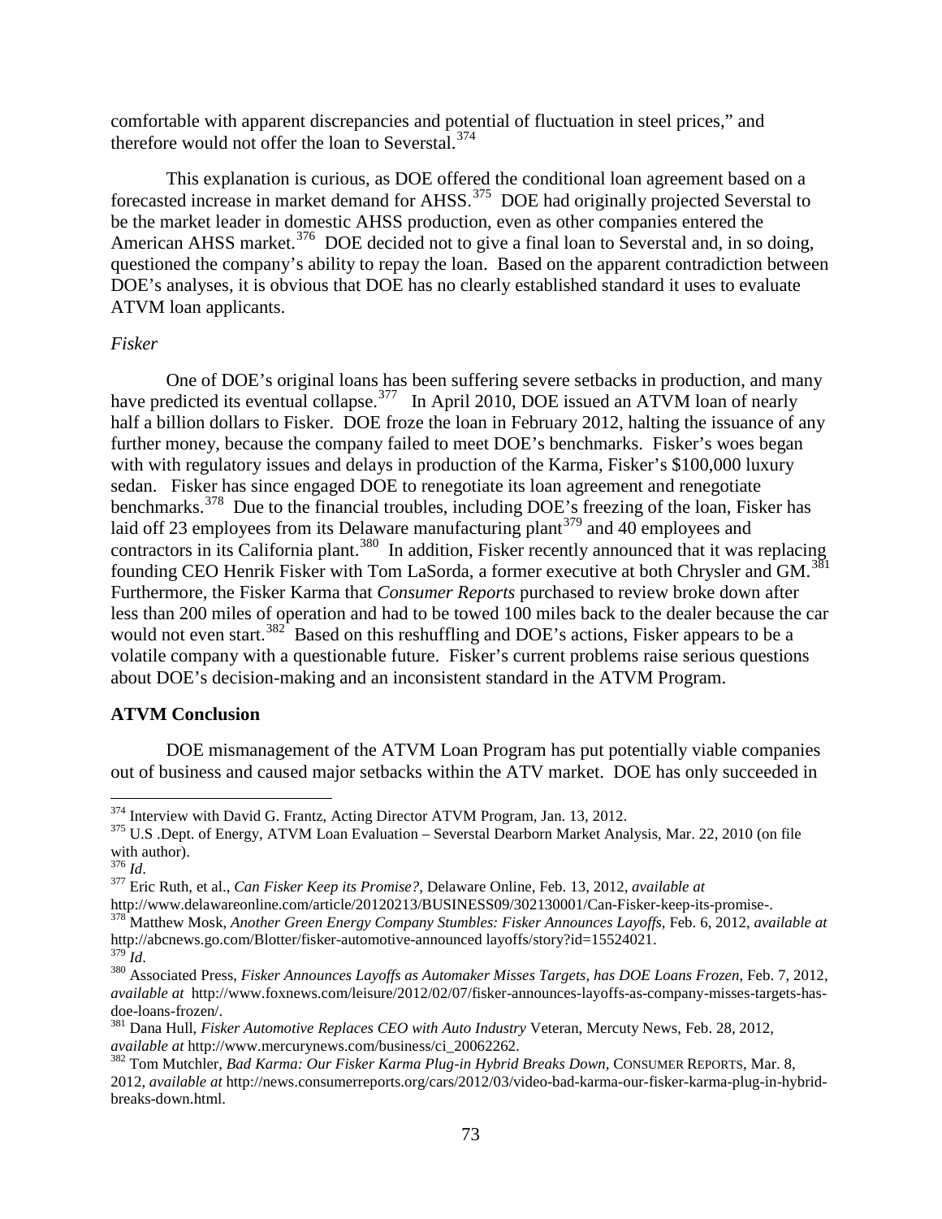comfortable with apparent discrepancies and potential of fluctuation in steel prices," and therefore would not offer the loan to Severstal.[374]

This explanation is curious, as DOE offered the conditional loan agreement based on a forecasted increase in market demand for AHSS.[375] DOE had originally projected Severstal to be the market leader in domestic AHSS production, even as other companies entered the American AHSS market.[376] DOE decided not to give a final loan to Severstal and, in so doing, questioned the company's ability to repay the loan. Based on the apparent contradiction between DOE's analyses, it is obvious that DOE has no clearly established standard it uses to evaluate ATVM loan applicants.

*Fisker*

One of DOE's original loans has been suffering severe setbacks in production, and many have predicted its eventual collapse.[377] In April 2010, DOE issued an ATVM loan of nearly half a billion dollars to Fisker. DOE froze the loan in February 2012, halting the issuance of any further money, because the company failed to meet DOE's benchmarks. Fisker's woes began with with regulatory issues and delays in production of the Karma, Fisker's $100,000 luxury sedan. Fisker has since engaged DOE to renegotiate its loan agreement and renegotiate benchmarks.[378] Due to the financial troubles, including DOE's freezing of the loan, Fisker has laid off 23 employees from its Delaware manufacturing plant[379] and 40 employees and contractors in its California plant.[380] In addition, Fisker recently announced that it was replacing founding CEO Henrik Fisker with Tom LaSorda, a former executive at both Chrysler and GM.[381] Furthermore, the Fisker Karma that *Consumer Reports* purchased to review broke down after less than 200 miles of operation and had to be towed 100 miles back to the dealer because the car would not even start.[382] Based on this reshuffling and DOE's actions, Fisker appears to be a volatile company with a questionable future. Fisker's current problems raise serious questions about DOE's decision-making and an inconsistent standard in the ATVM Program.

**ATVM Conclusion**

DOE mismanagement of the ATVM Loan Program has put potentially viable companies out of business and caused major setbacks within the ATV market. DOE has only succeeded in

---

[374] Interview with David G. Frantz, Acting Director ATVM Program, Jan. 13, 2012.

[375] U.S .Dept. of Energy, ATVM Loan Evaluation – Severstal Dearborn Market Analysis, Mar. 22, 2010 (on file with author).

[376] *Id*.

[377] Eric Ruth, et al., *Can Fisker Keep its Promise?*, Delaware Online, Feb. 13, 2012, *available at* http://www.delawareonline.com/article/20120213/BUSINESS09/302130001/Can-Fisker-keep-its-promise-.

[378] Matthew Mosk, *Another Green Energy Company Stumbles: Fisker Announces Layoffs*, Feb. 6, 2012, *available at* http://abcnews.go.com/Blotter/fisker-automotive-announced layoffs/story?id=15524021.

[379] *Id*.

[380] Associated Press, *Fisker Announces Layoffs as Automaker Misses Targets, has DOE Loans Frozen*, Feb. 7, 2012, *available at* http://www.foxnews.com/leisure/2012/02/07/fisker-announces-layoffs-as-company-misses-targets-has-doe-loans-frozen/.

[381] Dana Hull, *Fisker Automotive Replaces CEO with Auto Industry* Veteran, Mercuty News, Feb. 28, 2012, *available at* http://www.mercurynews.com/business/ci_20062262.

[382] Tom Mutchler, *Bad Karma: Our Fisker Karma Plug-in Hybrid Breaks Down*, CONSUMER REPORTS, Mar. 8, 2012, *available at* http://news.consumerreports.org/cars/2012/03/video-bad-karma-our-fisker-karma-plug-in-hybrid-breaks-down.html.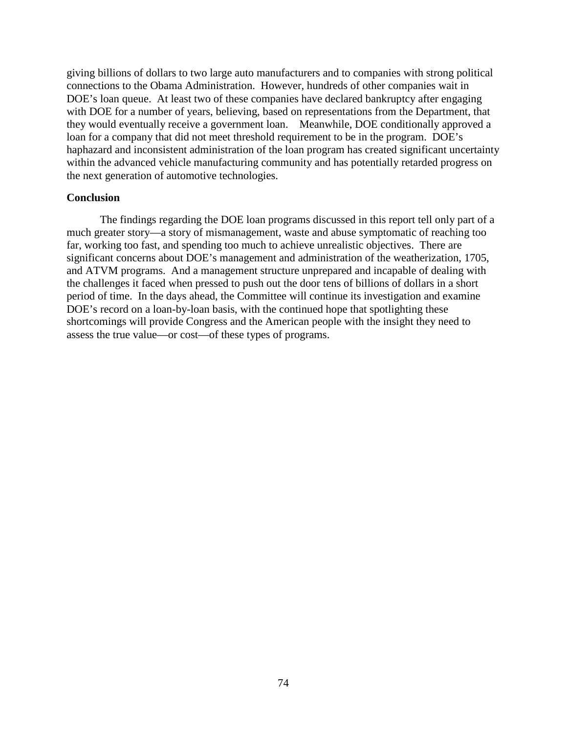giving billions of dollars to two large auto manufacturers and to companies with strong political connections to the Obama Administration. However, hundreds of other companies wait in DOE's loan queue. At least two of these companies have declared bankruptcy after engaging with DOE for a number of years, believing, based on representations from the Department, that they would eventually receive a government loan. Meanwhile, DOE conditionally approved a loan for a company that did not meet threshold requirement to be in the program. DOE's haphazard and inconsistent administration of the loan program has created significant uncertainty within the advanced vehicle manufacturing community and has potentially retarded progress on the next generation of automotive technologies.

**Conclusion**

The findings regarding the DOE loan programs discussed in this report tell only part of a much greater story—a story of mismanagement, waste and abuse symptomatic of reaching too far, working too fast, and spending too much to achieve unrealistic objectives. There are significant concerns about DOE's management and administration of the weatherization, 1705, and ATVM programs. And a management structure unprepared and incapable of dealing with the challenges it faced when pressed to push out the door tens of billions of dollars in a short period of time. In the days ahead, the Committee will continue its investigation and examine DOE's record on a loan-by-loan basis, with the continued hope that spotlighting these shortcomings will provide Congress and the American people with the insight they need to assess the true value—or cost—of these types of programs.